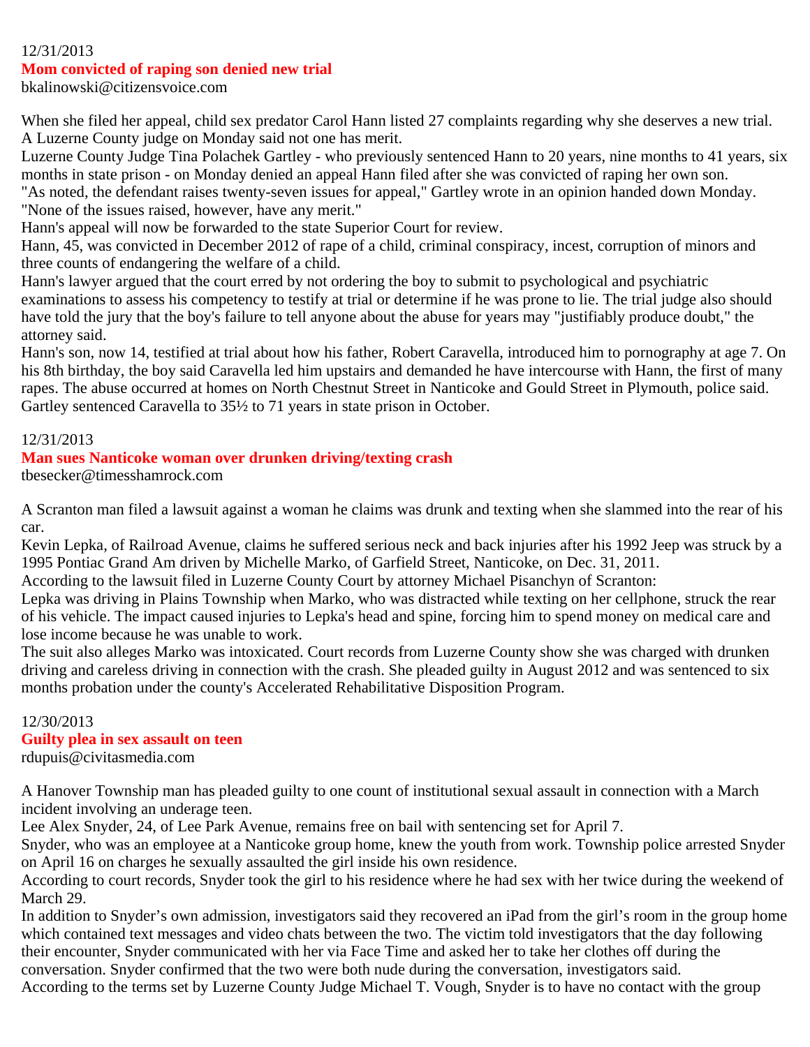12/31/2013

## Mom convicted of raping son denied new trial

bkalinowski@citizensvoice.com

When she filed her appeal, child sex predator Carol Hann listed 27 complaints regarding why she deserves a new trial. A Luzerne County judge on Monday said not one has merit.

Luzerne County Judge Tina Polachek Gartley - who previously sentenced Hann to 20 years, nine months to 41 years, six months in state prison - on Monday denied an appeal Hann filed after she was convicted of raping her own son.

"As noted, the defendant raises twenty-seven issues for appeal," Gartley wrote in an opinion handed down Monday. "None of the issues raised, however, have any merit."

Hann's appeal will now be forwarded to the state Superior Court for review.

Hann, 45, was convicted in December 2012 of rape of a child, criminal conspiracy, incest, corruption of minors and three counts of endangering the welfare of a child.

Hann's lawyer argued that the court erred by not ordering the boy to submit to psychological and psychiatric examinations to assess his competency to testify at trial or determine if he was prone to lie. The trial judge also should have told the jury that the boy's failure to tell anyone about the abuse for years may "justifiably produce doubt," the attorney said.

Hann's son, now 14, testified at trial about how his father, Robert Caravella, introduced him to pornography at age 7. On his 8th birthday, the boy said Caravella led him upstairs and demanded he have intercourse with Hann, the first of many rapes. The abuse occurred at homes on North Chestnut Street in Nanticoke and Gould Street in Plymouth, police said.

Gartley sentenced Caravella to 35½ to 71 years in state prison in October.

12/31/2013

## Man sues Nanticoke woman over drunken driving/texting crash

tbesecker@timesshamrock.com

A Scranton man filed a lawsuit against a woman he claims was drunk and texting when she slammed into the rear of his car.

Kevin Lepka, of Railroad Avenue, claims he suffered serious neck and back injuries after his 1992 Jeep was struck by a 1995 Pontiac Grand Am driven by Michelle Marko, of Garfield Street, Nanticoke, on Dec. 31, 2011.

According to the lawsuit filed in Luzerne County Court by attorney Michael Pisanchyn of Scranton:

Lepka was driving in Plains Township when Marko, who was distracted while texting on her cellphone, struck the rear of his vehicle. The impact caused injuries to Lepka's head and spine, forcing him to spend money on medical care and lose income because he was unable to work.

The suit also alleges Marko was intoxicated. Court records from Luzerne County show she was charged with drunken driving and careless driving in connection with the crash. She pleaded guilty in August 2012 and was sentenced to six months probation under the county's Accelerated Rehabilitative Disposition Program.

12/30/2013

## Guilty plea in sex assault on teen

rdupuis@civitasmedia.com

A Hanover Township man has pleaded guilty to one count of institutional sexual assault in connection with a March incident involving an underage teen.

Lee Alex Snyder, 24, of Lee Park Avenue, remains free on bail with sentencing set for April 7.

Snyder, who was an employee at a Nanticoke group home, knew the youth from work. Township police arrested Snyder on April 16 on charges he sexually assaulted the girl inside his own residence.

According to court records, Snyder took the girl to his residence where he had sex with her twice during the weekend of March 29.

In addition to Snyder's own admission, investigators said they recovered an iPad from the girl's room in the group home which contained text messages and video chats between the two. The victim told investigators that the day following their encounter, Snyder communicated with her via Face Time and asked her to take her clothes off during the conversation. Snyder confirmed that the two were both nude during the conversation, investigators said.

According to the terms set by Luzerne County Judge Michael T. Vough, Snyder is to have no contact with the group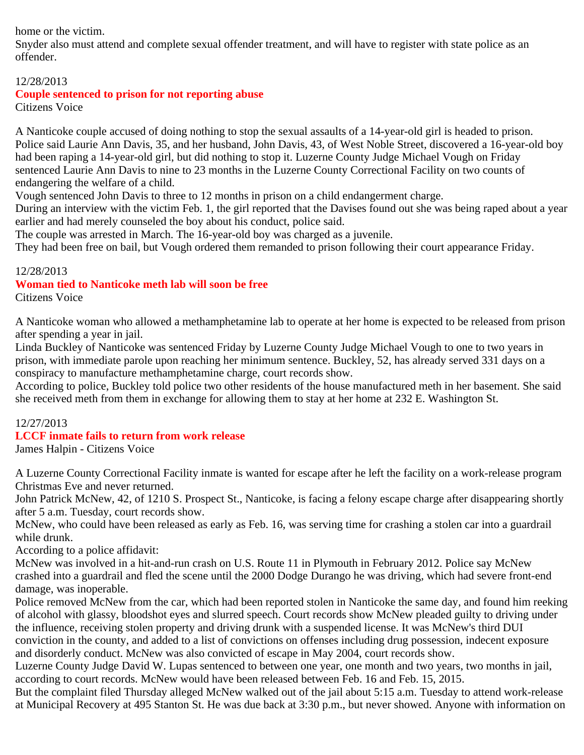home or the victim.
Snyder also must attend and complete sexual offender treatment, and will have to register with state police as an offender.

12/28/2013
**Couple sentenced to prison for not reporting abuse**
Citizens Voice

A Nanticoke couple accused of doing nothing to stop the sexual assaults of a 14-year-old girl is headed to prison.
Police said Laurie Ann Davis, 35, and her husband, John Davis, 43, of West Noble Street, discovered a 16-year-old boy had been raping a 14-year-old girl, but did nothing to stop it. Luzerne County Judge Michael Vough on Friday sentenced Laurie Ann Davis to nine to 23 months in the Luzerne County Correctional Facility on two counts of endangering the welfare of a child.
Vough sentenced John Davis to three to 12 months in prison on a child endangerment charge.
During an interview with the victim Feb. 1, the girl reported that the Davises found out she was being raped about a year earlier and had merely counseled the boy about his conduct, police said.
The couple was arrested in March. The 16-year-old boy was charged as a juvenile.
They had been free on bail, but Vough ordered them remanded to prison following their court appearance Friday.

12/28/2013
**Woman tied to Nanticoke meth lab will soon be free**
Citizens Voice

A Nanticoke woman who allowed a methamphetamine lab to operate at her home is expected to be released from prison after spending a year in jail.
Linda Buckley of Nanticoke was sentenced Friday by Luzerne County Judge Michael Vough to one to two years in prison, with immediate parole upon reaching her minimum sentence. Buckley, 52, has already served 331 days on a conspiracy to manufacture methamphetamine charge, court records show.
According to police, Buckley told police two other residents of the house manufactured meth in her basement. She said she received meth from them in exchange for allowing them to stay at her home at 232 E. Washington St.

12/27/2013
**LCCF inmate fails to return from work release**
James Halpin - Citizens Voice

A Luzerne County Correctional Facility inmate is wanted for escape after he left the facility on a work-release program Christmas Eve and never returned.
John Patrick McNew, 42, of 1210 S. Prospect St., Nanticoke, is facing a felony escape charge after disappearing shortly after 5 a.m. Tuesday, court records show.
McNew, who could have been released as early as Feb. 16, was serving time for crashing a stolen car into a guardrail while drunk.
According to a police affidavit:
McNew was involved in a hit-and-run crash on U.S. Route 11 in Plymouth in February 2012. Police say McNew crashed into a guardrail and fled the scene until the 2000 Dodge Durango he was driving, which had severe front-end damage, was inoperable.
Police removed McNew from the car, which had been reported stolen in Nanticoke the same day, and found him reeking of alcohol with glassy, bloodshot eyes and slurred speech. Court records show McNew pleaded guilty to driving under the influence, receiving stolen property and driving drunk with a suspended license. It was McNew's third DUI conviction in the county, and added to a list of convictions on offenses including drug possession, indecent exposure and disorderly conduct. McNew was also convicted of escape in May 2004, court records show.
Luzerne County Judge David W. Lupas sentenced to between one year, one month and two years, two months in jail, according to court records. McNew would have been released between Feb. 16 and Feb. 15, 2015.
But the complaint filed Thursday alleged McNew walked out of the jail about 5:15 a.m. Tuesday to attend work-release at Municipal Recovery at 495 Stanton St. He was due back at 3:30 p.m., but never showed. Anyone with information on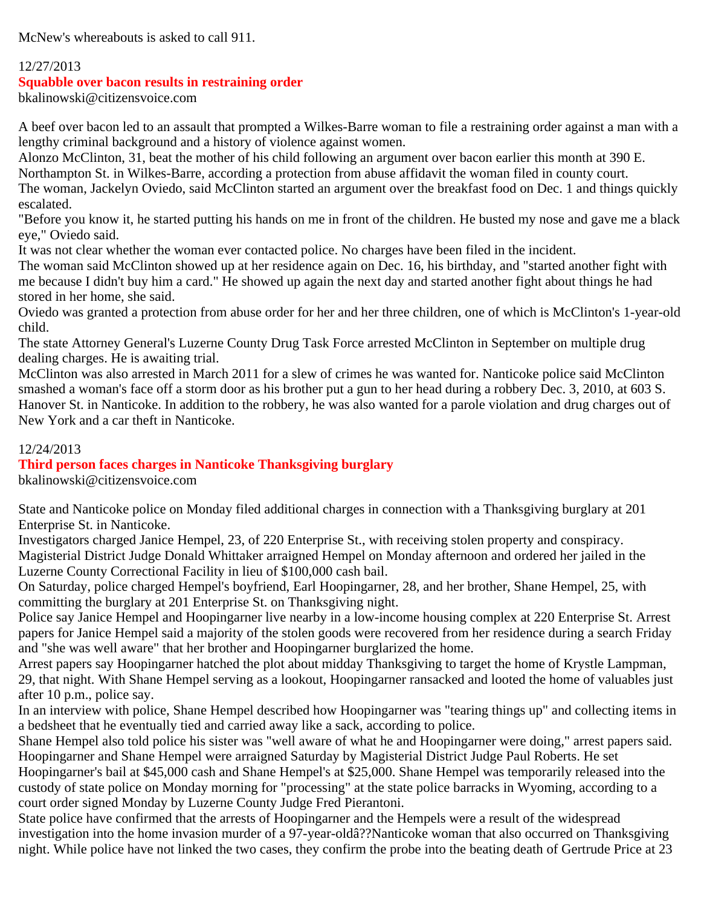McNew's whereabouts is asked to call 911.

12/27/2013

## Squabble over bacon results in restraining order

bkalinowski@citizensvoice.com

A beef over bacon led to an assault that prompted a Wilkes-Barre woman to file a restraining order against a man with a lengthy criminal background and a history of violence against women.

Alonzo McClinton, 31, beat the mother of his child following an argument over bacon earlier this month at 390 E. Northampton St. in Wilkes-Barre, according a protection from abuse affidavit the woman filed in county court.

The woman, Jackelyn Oviedo, said McClinton started an argument over the breakfast food on Dec. 1 and things quickly escalated.

"Before you know it, he started putting his hands on me in front of the children. He busted my nose and gave me a black eye," Oviedo said.

It was not clear whether the woman ever contacted police. No charges have been filed in the incident.

The woman said McClinton showed up at her residence again on Dec. 16, his birthday, and "started another fight with me because I didn't buy him a card." He showed up again the next day and started another fight about things he had stored in her home, she said.

Oviedo was granted a protection from abuse order for her and her three children, one of which is McClinton's 1-year-old child.

The state Attorney General's Luzerne County Drug Task Force arrested McClinton in September on multiple drug dealing charges. He is awaiting trial.

McClinton was also arrested in March 2011 for a slew of crimes he was wanted for. Nanticoke police said McClinton smashed a woman's face off a storm door as his brother put a gun to her head during a robbery Dec. 3, 2010, at 603 S. Hanover St. in Nanticoke. In addition to the robbery, he was also wanted for a parole violation and drug charges out of New York and a car theft in Nanticoke.

12/24/2013

## Third person faces charges in Nanticoke Thanksgiving burglary

bkalinowski@citizensvoice.com

State and Nanticoke police on Monday filed additional charges in connection with a Thanksgiving burglary at 201 Enterprise St. in Nanticoke.

Investigators charged Janice Hempel, 23, of 220 Enterprise St., with receiving stolen property and conspiracy. Magisterial District Judge Donald Whittaker arraigned Hempel on Monday afternoon and ordered her jailed in the Luzerne County Correctional Facility in lieu of $100,000 cash bail.

On Saturday, police charged Hempel's boyfriend, Earl Hoopingarner, 28, and her brother, Shane Hempel, 25, with committing the burglary at 201 Enterprise St. on Thanksgiving night.

Police say Janice Hempel and Hoopingarner live nearby in a low-income housing complex at 220 Enterprise St. Arrest papers for Janice Hempel said a majority of the stolen goods were recovered from her residence during a search Friday and "she was well aware" that her brother and Hoopingarner burglarized the home.

Arrest papers say Hoopingarner hatched the plot about midday Thanksgiving to target the home of Krystle Lampman, 29, that night. With Shane Hempel serving as a lookout, Hoopingarner ransacked and looted the home of valuables just after 10 p.m., police say.

In an interview with police, Shane Hempel described how Hoopingarner was "tearing things up" and collecting items in a bedsheet that he eventually tied and carried away like a sack, according to police.

Shane Hempel also told police his sister was "well aware of what he and Hoopingarner were doing," arrest papers said. Hoopingarner and Shane Hempel were arraigned Saturday by Magisterial District Judge Paul Roberts. He set Hoopingarner's bail at $45,000 cash and Shane Hempel's at $25,000. Shane Hempel was temporarily released into the custody of state police on Monday morning for "processing" at the state police barracks in Wyoming, according to a court order signed Monday by Luzerne County Judge Fred Pierantoni.

State police have confirmed that the arrests of Hoopingarner and the Hempels were a result of the widespread investigation into the home invasion murder of a 97-year-oldâ??Nanticoke woman that also occurred on Thanksgiving night. While police have not linked the two cases, they confirm the probe into the beating death of Gertrude Price at 23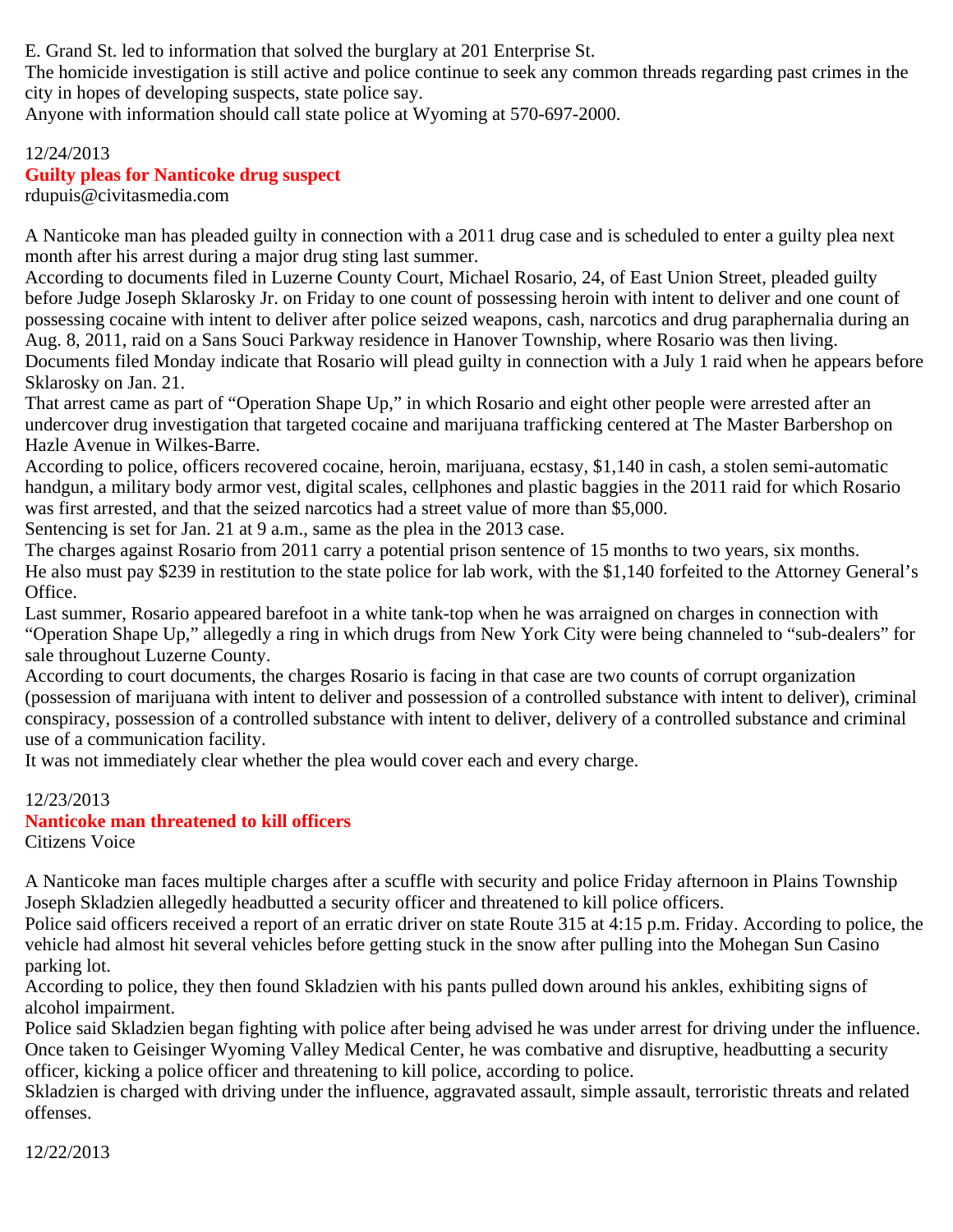E. Grand St. led to information that solved the burglary at 201 Enterprise St.
The homicide investigation is still active and police continue to seek any common threads regarding past crimes in the city in hopes of developing suspects, state police say.
Anyone with information should call state police at Wyoming at 570-697-2000.

12/24/2013

## Guilty pleas for Nanticoke drug suspect

rdupuis@civitasmedia.com

A Nanticoke man has pleaded guilty in connection with a 2011 drug case and is scheduled to enter a guilty plea next month after his arrest during a major drug sting last summer.
According to documents filed in Luzerne County Court, Michael Rosario, 24, of East Union Street, pleaded guilty before Judge Joseph Sklarosky Jr. on Friday to one count of possessing heroin with intent to deliver and one count of possessing cocaine with intent to deliver after police seized weapons, cash, narcotics and drug paraphernalia during an Aug. 8, 2011, raid on a Sans Souci Parkway residence in Hanover Township, where Rosario was then living.
Documents filed Monday indicate that Rosario will plead guilty in connection with a July 1 raid when he appears before Sklarosky on Jan. 21.
That arrest came as part of “Operation Shape Up,” in which Rosario and eight other people were arrested after an undercover drug investigation that targeted cocaine and marijuana trafficking centered at The Master Barbershop on Hazle Avenue in Wilkes-Barre.
According to police, officers recovered cocaine, heroin, marijuana, ecstasy, $1,140 in cash, a stolen semi-automatic handgun, a military body armor vest, digital scales, cellphones and plastic baggies in the 2011 raid for which Rosario was first arrested, and that the seized narcotics had a street value of more than $5,000.
Sentencing is set for Jan. 21 at 9 a.m., same as the plea in the 2013 case.
The charges against Rosario from 2011 carry a potential prison sentence of 15 months to two years, six months.
He also must pay $239 in restitution to the state police for lab work, with the $1,140 forfeited to the Attorney General’s Office.
Last summer, Rosario appeared barefoot in a white tank-top when he was arraigned on charges in connection with “Operation Shape Up,” allegedly a ring in which drugs from New York City were being channeled to “sub-dealers” for sale throughout Luzerne County.
According to court documents, the charges Rosario is facing in that case are two counts of corrupt organization (possession of marijuana with intent to deliver and possession of a controlled substance with intent to deliver), criminal conspiracy, possession of a controlled substance with intent to deliver, delivery of a controlled substance and criminal use of a communication facility.
It was not immediately clear whether the plea would cover each and every charge.

12/23/2013

## Nanticoke man threatened to kill officers

Citizens Voice

A Nanticoke man faces multiple charges after a scuffle with security and police Friday afternoon in Plains Township Joseph Skladzien allegedly headbutted a security officer and threatened to kill police officers.
Police said officers received a report of an erratic driver on state Route 315 at 4:15 p.m. Friday. According to police, the vehicle had almost hit several vehicles before getting stuck in the snow after pulling into the Mohegan Sun Casino parking lot.
According to police, they then found Skladzien with his pants pulled down around his ankles, exhibiting signs of alcohol impairment.
Police said Skladzien began fighting with police after being advised he was under arrest for driving under the influence.
Once taken to Geisinger Wyoming Valley Medical Center, he was combative and disruptive, headbutting a security officer, kicking a police officer and threatening to kill police, according to police.
Skladzien is charged with driving under the influence, aggravated assault, simple assault, terroristic threats and related offenses.

12/22/2013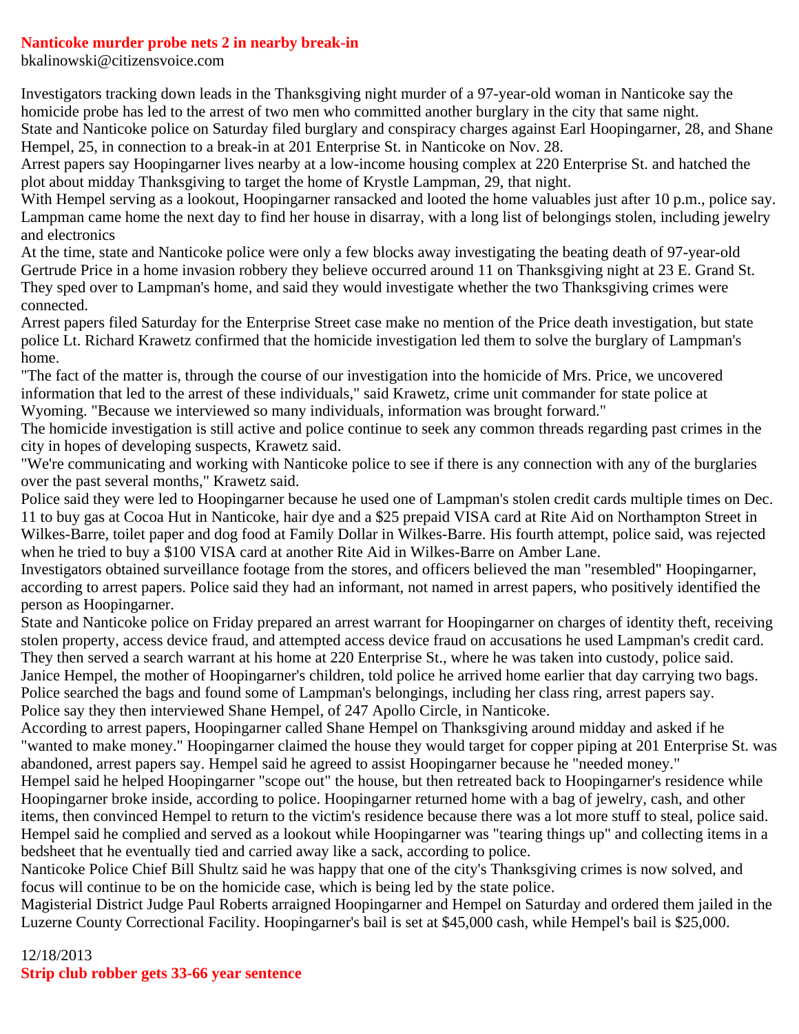## Nanticoke murder probe nets 2 in nearby break-in

bkalinowski@citizensvoice.com

Investigators tracking down leads in the Thanksgiving night murder of a 97-year-old woman in Nanticoke say the homicide probe has led to the arrest of two men who committed another burglary in the city that same night.

State and Nanticoke police on Saturday filed burglary and conspiracy charges against Earl Hoopingarner, 28, and Shane Hempel, 25, in connection to a break-in at 201 Enterprise St. in Nanticoke on Nov. 28.

Arrest papers say Hoopingarner lives nearby at a low-income housing complex at 220 Enterprise St. and hatched the plot about midday Thanksgiving to target the home of Krystle Lampman, 29, that night.

With Hempel serving as a lookout, Hoopingarner ransacked and looted the home valuables just after 10 p.m., police say. Lampman came home the next day to find her house in disarray, with a long list of belongings stolen, including jewelry and electronics

At the time, state and Nanticoke police were only a few blocks away investigating the beating death of 97-year-old Gertrude Price in a home invasion robbery they believe occurred around 11 on Thanksgiving night at 23 E. Grand St. They sped over to Lampman's home, and said they would investigate whether the two Thanksgiving crimes were connected.

Arrest papers filed Saturday for the Enterprise Street case make no mention of the Price death investigation, but state police Lt. Richard Krawetz confirmed that the homicide investigation led them to solve the burglary of Lampman's home.

"The fact of the matter is, through the course of our investigation into the homicide of Mrs. Price, we uncovered information that led to the arrest of these individuals," said Krawetz, crime unit commander for state police at Wyoming. "Because we interviewed so many individuals, information was brought forward."

The homicide investigation is still active and police continue to seek any common threads regarding past crimes in the city in hopes of developing suspects, Krawetz said.

"We're communicating and working with Nanticoke police to see if there is any connection with any of the burglaries over the past several months," Krawetz said.

Police said they were led to Hoopingarner because he used one of Lampman's stolen credit cards multiple times on Dec. 11 to buy gas at Cocoa Hut in Nanticoke, hair dye and a $25 prepaid VISA card at Rite Aid on Northampton Street in Wilkes-Barre, toilet paper and dog food at Family Dollar in Wilkes-Barre. His fourth attempt, police said, was rejected when he tried to buy a $100 VISA card at another Rite Aid in Wilkes-Barre on Amber Lane.

Investigators obtained surveillance footage from the stores, and officers believed the man "resembled" Hoopingarner, according to arrest papers. Police said they had an informant, not named in arrest papers, who positively identified the person as Hoopingarner.

State and Nanticoke police on Friday prepared an arrest warrant for Hoopingarner on charges of identity theft, receiving stolen property, access device fraud, and attempted access device fraud on accusations he used Lampman's credit card. They then served a search warrant at his home at 220 Enterprise St., where he was taken into custody, police said.

Janice Hempel, the mother of Hoopingarner's children, told police he arrived home earlier that day carrying two bags. Police searched the bags and found some of Lampman's belongings, including her class ring, arrest papers say.

Police say they then interviewed Shane Hempel, of 247 Apollo Circle, in Nanticoke.

According to arrest papers, Hoopingarner called Shane Hempel on Thanksgiving around midday and asked if he "wanted to make money." Hoopingarner claimed the house they would target for copper piping at 201 Enterprise St. was abandoned, arrest papers say. Hempel said he agreed to assist Hoopingarner because he "needed money."

Hempel said he helped Hoopingarner "scope out" the house, but then retreated back to Hoopingarner's residence while Hoopingarner broke inside, according to police. Hoopingarner returned home with a bag of jewelry, cash, and other items, then convinced Hempel to return to the victim's residence because there was a lot more stuff to steal, police said. Hempel said he complied and served as a lookout while Hoopingarner was "tearing things up" and collecting items in a bedsheet that he eventually tied and carried away like a sack, according to police.

Nanticoke Police Chief Bill Shultz said he was happy that one of the city's Thanksgiving crimes is now solved, and focus will continue to be on the homicide case, which is being led by the state police.

Magisterial District Judge Paul Roberts arraigned Hoopingarner and Hempel on Saturday and ordered them jailed in the Luzerne County Correctional Facility. Hoopingarner's bail is set at $45,000 cash, while Hempel's bail is $25,000.

12/18/2013

## Strip club robber gets 33-66 year sentence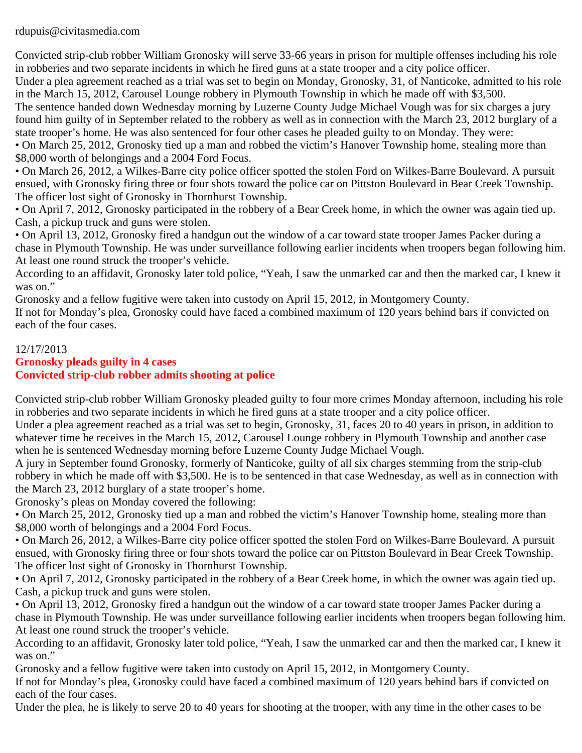rdupuis@civitasmedia.com

Convicted strip-club robber William Gronosky will serve 33-66 years in prison for multiple offenses including his role in robberies and two separate incidents in which he fired guns at a state trooper and a city police officer.

Under a plea agreement reached as a trial was set to begin on Monday, Gronosky, 31, of Nanticoke, admitted to his role in the March 15, 2012, Carousel Lounge robbery in Plymouth Township in which he made off with $3,500.

The sentence handed down Wednesday morning by Luzerne County Judge Michael Vough was for six charges a jury found him guilty of in September related to the robbery as well as in connection with the March 23, 2012 burglary of a state trooper's home. He was also sentenced for four other cases he pleaded guilty to on Monday. They were:

• On March 25, 2012, Gronosky tied up a man and robbed the victim's Hanover Township home, stealing more than $8,000 worth of belongings and a 2004 Ford Focus.

• On March 26, 2012, a Wilkes-Barre city police officer spotted the stolen Ford on Wilkes-Barre Boulevard. A pursuit ensued, with Gronosky firing three or four shots toward the police car on Pittston Boulevard in Bear Creek Township. The officer lost sight of Gronosky in Thornhurst Township.

• On April 7, 2012, Gronosky participated in the robbery of a Bear Creek home, in which the owner was again tied up. Cash, a pickup truck and guns were stolen.

• On April 13, 2012, Gronosky fired a handgun out the window of a car toward state trooper James Packer during a chase in Plymouth Township. He was under surveillance following earlier incidents when troopers began following him. At least one round struck the trooper's vehicle.

According to an affidavit, Gronosky later told police, "Yeah, I saw the unmarked car and then the marked car, I knew it was on."

Gronosky and a fellow fugitive were taken into custody on April 15, 2012, in Montgomery County.

If not for Monday's plea, Gronosky could have faced a combined maximum of 120 years behind bars if convicted on each of the four cases.

12/17/2013

## Gronosky pleads guilty in 4 cases

## Convicted strip-club robber admits shooting at police

Convicted strip-club robber William Gronosky pleaded guilty to four more crimes Monday afternoon, including his role in robberies and two separate incidents in which he fired guns at a state trooper and a city police officer.

Under a plea agreement reached as a trial was set to begin, Gronosky, 31, faces 20 to 40 years in prison, in addition to whatever time he receives in the March 15, 2012, Carousel Lounge robbery in Plymouth Township and another case when he is sentenced Wednesday morning before Luzerne County Judge Michael Vough.

A jury in September found Gronosky, formerly of Nanticoke, guilty of all six charges stemming from the strip-club robbery in which he made off with $3,500. He is to be sentenced in that case Wednesday, as well as in connection with the March 23, 2012 burglary of a state trooper's home.

Gronosky's pleas on Monday covered the following:

• On March 25, 2012, Gronosky tied up a man and robbed the victim's Hanover Township home, stealing more than $8,000 worth of belongings and a 2004 Ford Focus.

• On March 26, 2012, a Wilkes-Barre city police officer spotted the stolen Ford on Wilkes-Barre Boulevard. A pursuit ensued, with Gronosky firing three or four shots toward the police car on Pittston Boulevard in Bear Creek Township. The officer lost sight of Gronosky in Thornhurst Township.

• On April 7, 2012, Gronosky participated in the robbery of a Bear Creek home, in which the owner was again tied up. Cash, a pickup truck and guns were stolen.

• On April 13, 2012, Gronosky fired a handgun out the window of a car toward state trooper James Packer during a chase in Plymouth Township. He was under surveillance following earlier incidents when troopers began following him. At least one round struck the trooper's vehicle.

According to an affidavit, Gronosky later told police, "Yeah, I saw the unmarked car and then the marked car, I knew it was on."

Gronosky and a fellow fugitive were taken into custody on April 15, 2012, in Montgomery County.

If not for Monday's plea, Gronosky could have faced a combined maximum of 120 years behind bars if convicted on each of the four cases.

Under the plea, he is likely to serve 20 to 40 years for shooting at the trooper, with any time in the other cases to be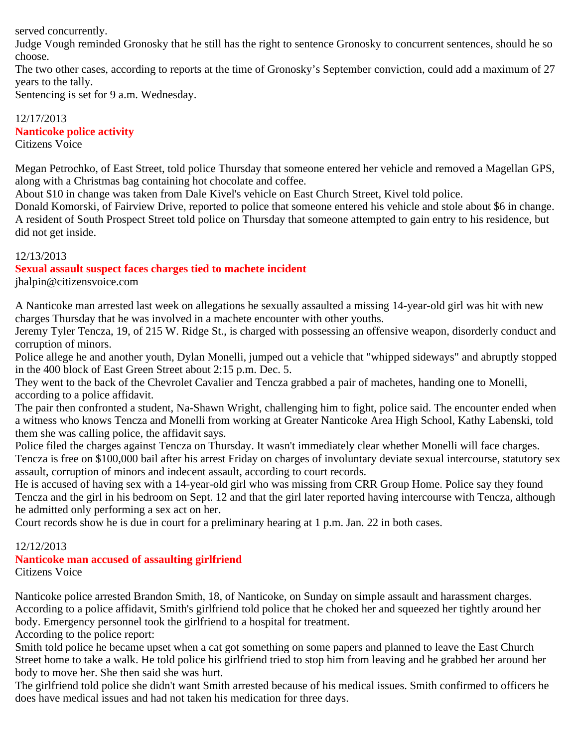served concurrently.

Judge Vough reminded Gronosky that he still has the right to sentence Gronosky to concurrent sentences, should he so choose.

The two other cases, according to reports at the time of Gronosky's September conviction, could add a maximum of 27 years to the tally.

Sentencing is set for 9 a.m. Wednesday.

12/17/2013

**Nanticoke police activity**

Citizens Voice

Megan Petrochko, of East Street, told police Thursday that someone entered her vehicle and removed a Magellan GPS, along with a Christmas bag containing hot chocolate and coffee.

About $10 in change was taken from Dale Kivel's vehicle on East Church Street, Kivel told police.

Donald Komorski, of Fairview Drive, reported to police that someone entered his vehicle and stole about $6 in change.

A resident of South Prospect Street told police on Thursday that someone attempted to gain entry to his residence, but did not get inside.

12/13/2013

**Sexual assault suspect faces charges tied to machete incident**

jhalpin@citizensvoice.com

A Nanticoke man arrested last week on allegations he sexually assaulted a missing 14-year-old girl was hit with new charges Thursday that he was involved in a machete encounter with other youths.

Jeremy Tyler Tencza, 19, of 215 W. Ridge St., is charged with possessing an offensive weapon, disorderly conduct and corruption of minors.

Police allege he and another youth, Dylan Monelli, jumped out a vehicle that "whipped sideways" and abruptly stopped in the 400 block of East Green Street about 2:15 p.m. Dec. 5.

They went to the back of the Chevrolet Cavalier and Tencza grabbed a pair of machetes, handing one to Monelli, according to a police affidavit.

The pair then confronted a student, Na-Shawn Wright, challenging him to fight, police said. The encounter ended when a witness who knows Tencza and Monelli from working at Greater Nanticoke Area High School, Kathy Labenski, told them she was calling police, the affidavit says.

Police filed the charges against Tencza on Thursday. It wasn't immediately clear whether Monelli will face charges.

Tencza is free on $100,000 bail after his arrest Friday on charges of involuntary deviate sexual intercourse, statutory sex assault, corruption of minors and indecent assault, according to court records.

He is accused of having sex with a 14-year-old girl who was missing from CRR Group Home. Police say they found Tencza and the girl in his bedroom on Sept. 12 and that the girl later reported having intercourse with Tencza, although he admitted only performing a sex act on her.

Court records show he is due in court for a preliminary hearing at 1 p.m. Jan. 22 in both cases.

12/12/2013

**Nanticoke man accused of assaulting girlfriend**

Citizens Voice

Nanticoke police arrested Brandon Smith, 18, of Nanticoke, on Sunday on simple assault and harassment charges.

According to a police affidavit, Smith's girlfriend told police that he choked her and squeezed her tightly around her body. Emergency personnel took the girlfriend to a hospital for treatment.

According to the police report:

Smith told police he became upset when a cat got something on some papers and planned to leave the East Church Street home to take a walk. He told police his girlfriend tried to stop him from leaving and he grabbed her around her body to move her. She then said she was hurt.

The girlfriend told police she didn't want Smith arrested because of his medical issues. Smith confirmed to officers he does have medical issues and had not taken his medication for three days.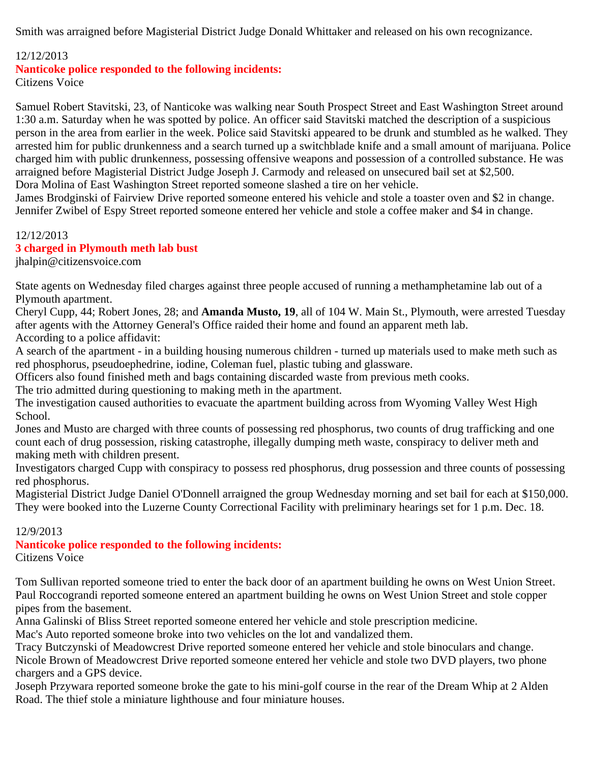Smith was arraigned before Magisterial District Judge Donald Whittaker and released on his own recognizance.

12/12/2013

**Nanticoke police responded to the following incidents:**

Citizens Voice

Samuel Robert Stavitski, 23, of Nanticoke was walking near South Prospect Street and East Washington Street around 1:30 a.m. Saturday when he was spotted by police. An officer said Stavitski matched the description of a suspicious person in the area from earlier in the week. Police said Stavitski appeared to be drunk and stumbled as he walked. They arrested him for public drunkenness and a search turned up a switchblade knife and a small amount of marijuana. Police charged him with public drunkenness, possessing offensive weapons and possession of a controlled substance. He was arraigned before Magisterial District Judge Joseph J. Carmody and released on unsecured bail set at $2,500.
Dora Molina of East Washington Street reported someone slashed a tire on her vehicle.
James Brodginski of Fairview Drive reported someone entered his vehicle and stole a toaster oven and $2 in change.
Jennifer Zwibel of Espy Street reported someone entered her vehicle and stole a coffee maker and $4 in change.

12/12/2013

**3 charged in Plymouth meth lab bust**

jhalpin@citizensvoice.com

State agents on Wednesday filed charges against three people accused of running a methamphetamine lab out of a Plymouth apartment.
Cheryl Cupp, 44; Robert Jones, 28; and **Amanda Musto, 19**, all of 104 W. Main St., Plymouth, were arrested Tuesday after agents with the Attorney General's Office raided their home and found an apparent meth lab.
According to a police affidavit:
A search of the apartment - in a building housing numerous children - turned up materials used to make meth such as red phosphorus, pseudoephedrine, iodine, Coleman fuel, plastic tubing and glassware.
Officers also found finished meth and bags containing discarded waste from previous meth cooks.
The trio admitted during questioning to making meth in the apartment.
The investigation caused authorities to evacuate the apartment building across from Wyoming Valley West High School.
Jones and Musto are charged with three counts of possessing red phosphorus, two counts of drug trafficking and one count each of drug possession, risking catastrophe, illegally dumping meth waste, conspiracy to deliver meth and making meth with children present.
Investigators charged Cupp with conspiracy to possess red phosphorus, drug possession and three counts of possessing red phosphorus.
Magisterial District Judge Daniel O'Donnell arraigned the group Wednesday morning and set bail for each at $150,000. They were booked into the Luzerne County Correctional Facility with preliminary hearings set for 1 p.m. Dec. 18.

12/9/2013

**Nanticoke police responded to the following incidents:**

Citizens Voice

Tom Sullivan reported someone tried to enter the back door of an apartment building he owns on West Union Street.
Paul Roccograndi reported someone entered an apartment building he owns on West Union Street and stole copper pipes from the basement.
Anna Galinski of Bliss Street reported someone entered her vehicle and stole prescription medicine.
Mac's Auto reported someone broke into two vehicles on the lot and vandalized them.
Tracy Butczynski of Meadowcrest Drive reported someone entered her vehicle and stole binoculars and change.
Nicole Brown of Meadowcrest Drive reported someone entered her vehicle and stole two DVD players, two phone chargers and a GPS device.
Joseph Przywara reported someone broke the gate to his mini-golf course in the rear of the Dream Whip at 2 Alden Road. The thief stole a miniature lighthouse and four miniature houses.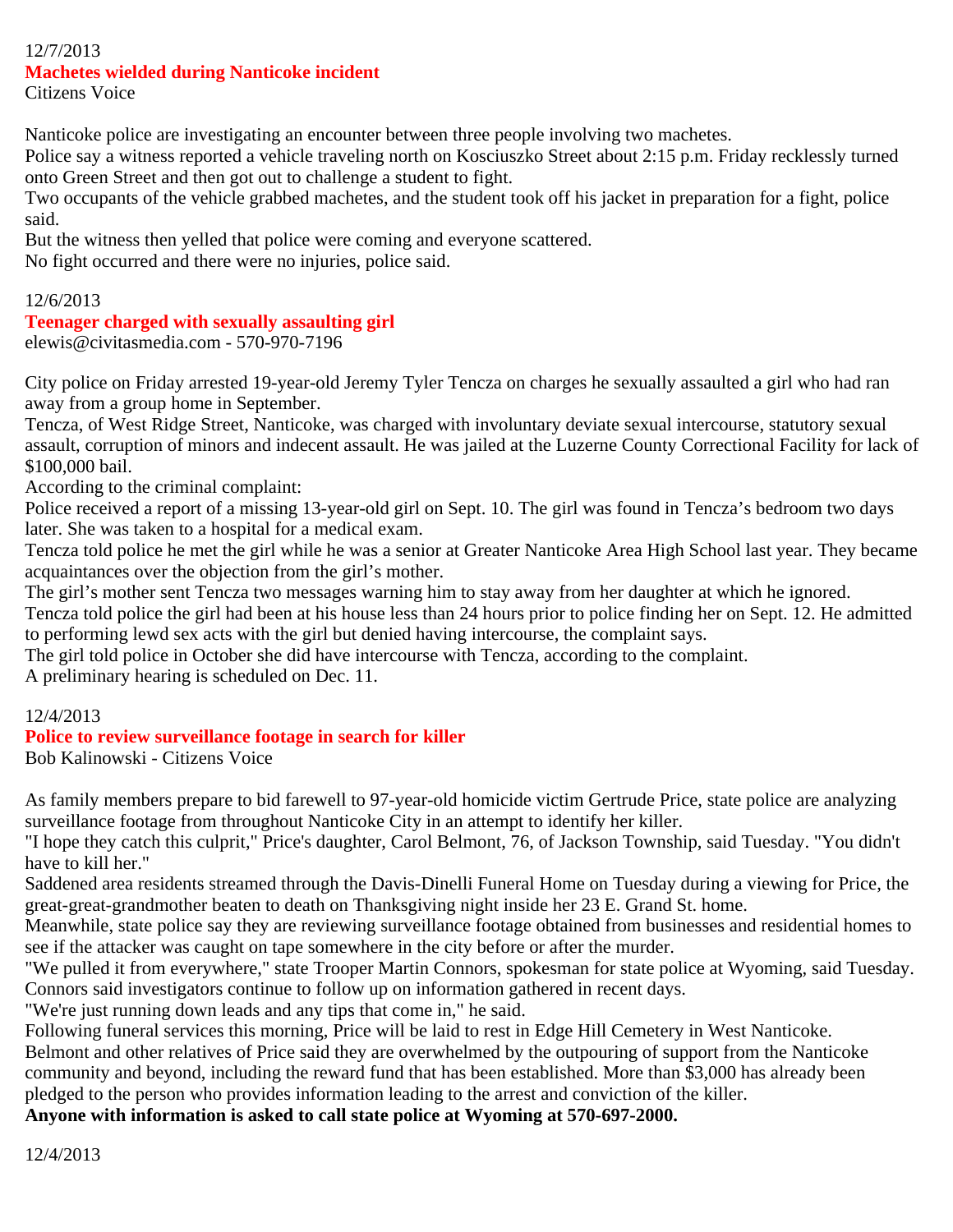12/7/2013

## Machetes wielded during Nanticoke incident

Citizens Voice

Nanticoke police are investigating an encounter between three people involving two machetes.
Police say a witness reported a vehicle traveling north on Kosciuszko Street about 2:15 p.m. Friday recklessly turned onto Green Street and then got out to challenge a student to fight.
Two occupants of the vehicle grabbed machetes, and the student took off his jacket in preparation for a fight, police said.
But the witness then yelled that police were coming and everyone scattered.
No fight occurred and there were no injuries, police said.

12/6/2013

## Teenager charged with sexually assaulting girl

elewis@civitasmedia.com - 570-970-7196

City police on Friday arrested 19-year-old Jeremy Tyler Tencza on charges he sexually assaulted a girl who had ran away from a group home in September.
Tencza, of West Ridge Street, Nanticoke, was charged with involuntary deviate sexual intercourse, statutory sexual assault, corruption of minors and indecent assault. He was jailed at the Luzerne County Correctional Facility for lack of $100,000 bail.
According to the criminal complaint:
Police received a report of a missing 13-year-old girl on Sept. 10. The girl was found in Tencza's bedroom two days later. She was taken to a hospital for a medical exam.
Tencza told police he met the girl while he was a senior at Greater Nanticoke Area High School last year. They became acquaintances over the objection from the girl's mother.
The girl's mother sent Tencza two messages warning him to stay away from her daughter at which he ignored.
Tencza told police the girl had been at his house less than 24 hours prior to police finding her on Sept. 12. He admitted to performing lewd sex acts with the girl but denied having intercourse, the complaint says.
The girl told police in October she did have intercourse with Tencza, according to the complaint.
A preliminary hearing is scheduled on Dec. 11.

12/4/2013

## Police to review surveillance footage in search for killer

Bob Kalinowski - Citizens Voice

As family members prepare to bid farewell to 97-year-old homicide victim Gertrude Price, state police are analyzing surveillance footage from throughout Nanticoke City in an attempt to identify her killer.
"I hope they catch this culprit," Price's daughter, Carol Belmont, 76, of Jackson Township, said Tuesday. "You didn't have to kill her."
Saddened area residents streamed through the Davis-Dinelli Funeral Home on Tuesday during a viewing for Price, the great-great-grandmother beaten to death on Thanksgiving night inside her 23 E. Grand St. home.
Meanwhile, state police say they are reviewing surveillance footage obtained from businesses and residential homes to see if the attacker was caught on tape somewhere in the city before or after the murder.
"We pulled it from everywhere," state Trooper Martin Connors, spokesman for state police at Wyoming, said Tuesday.
Connors said investigators continue to follow up on information gathered in recent days.
"We're just running down leads and any tips that come in," he said.
Following funeral services this morning, Price will be laid to rest in Edge Hill Cemetery in West Nanticoke.
Belmont and other relatives of Price said they are overwhelmed by the outpouring of support from the Nanticoke community and beyond, including the reward fund that has been established. More than $3,000 has already been pledged to the person who provides information leading to the arrest and conviction of the killer.
**Anyone with information is asked to call state police at Wyoming at 570-697-2000.**

12/4/2013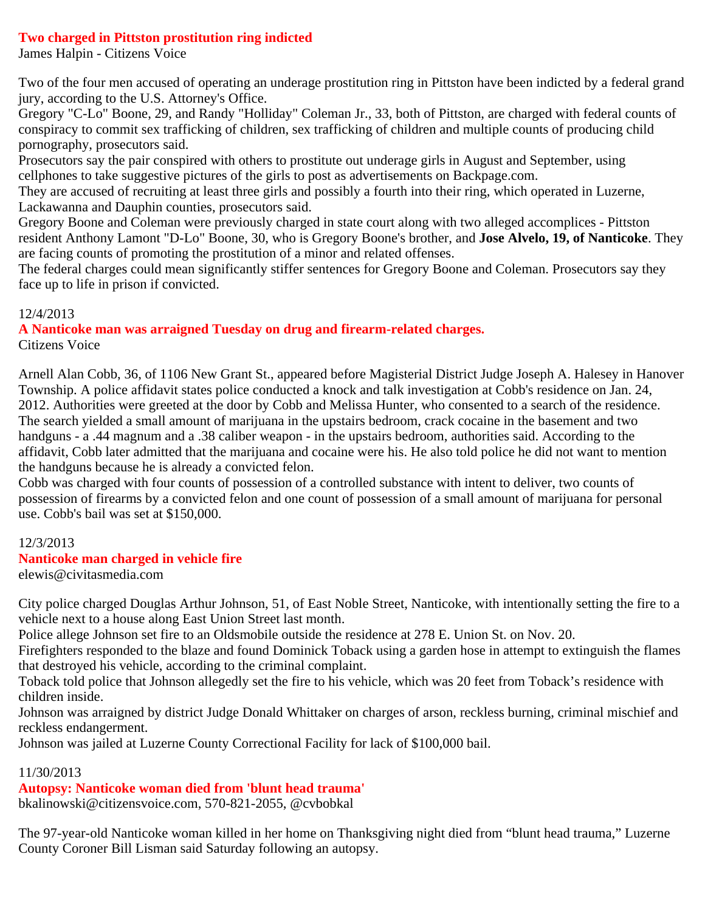**Two charged in Pittston prostitution ring indicted**
James Halpin - Citizens Voice

Two of the four men accused of operating an underage prostitution ring in Pittston have been indicted by a federal grand jury, according to the U.S. Attorney's Office.
Gregory "C-Lo" Boone, 29, and Randy "Holliday" Coleman Jr., 33, both of Pittston, are charged with federal counts of conspiracy to commit sex trafficking of children, sex trafficking of children and multiple counts of producing child pornography, prosecutors said.
Prosecutors say the pair conspired with others to prostitute out underage girls in August and September, using cellphones to take suggestive pictures of the girls to post as advertisements on Backpage.com.
They are accused of recruiting at least three girls and possibly a fourth into their ring, which operated in Luzerne, Lackawanna and Dauphin counties, prosecutors said.
Gregory Boone and Coleman were previously charged in state court along with two alleged accomplices - Pittston resident Anthony Lamont "D-Lo" Boone, 30, who is Gregory Boone's brother, and **Jose Alvelo, 19, of Nanticoke**. They are facing counts of promoting the prostitution of a minor and related offenses.
The federal charges could mean significantly stiffer sentences for Gregory Boone and Coleman. Prosecutors say they face up to life in prison if convicted.

12/4/2013
**A Nanticoke man was arraigned Tuesday on drug and firearm-related charges.**
Citizens Voice

Arnell Alan Cobb, 36, of 1106 New Grant St., appeared before Magisterial District Judge Joseph A. Halesey in Hanover Township. A police affidavit states police conducted a knock and talk investigation at Cobb's residence on Jan. 24, 2012. Authorities were greeted at the door by Cobb and Melissa Hunter, who consented to a search of the residence. The search yielded a small amount of marijuana in the upstairs bedroom, crack cocaine in the basement and two handguns - a .44 magnum and a .38 caliber weapon - in the upstairs bedroom, authorities said. According to the affidavit, Cobb later admitted that the marijuana and cocaine were his. He also told police he did not want to mention the handguns because he is already a convicted felon.
Cobb was charged with four counts of possession of a controlled substance with intent to deliver, two counts of possession of firearms by a convicted felon and one count of possession of a small amount of marijuana for personal use. Cobb's bail was set at $150,000.

12/3/2013
**Nanticoke man charged in vehicle fire**
elewis@civitasmedia.com

City police charged Douglas Arthur Johnson, 51, of East Noble Street, Nanticoke, with intentionally setting the fire to a vehicle next to a house along East Union Street last month.
Police allege Johnson set fire to an Oldsmobile outside the residence at 278 E. Union St. on Nov. 20.
Firefighters responded to the blaze and found Dominick Toback using a garden hose in attempt to extinguish the flames that destroyed his vehicle, according to the criminal complaint.
Toback told police that Johnson allegedly set the fire to his vehicle, which was 20 feet from Toback's residence with children inside.
Johnson was arraigned by district Judge Donald Whittaker on charges of arson, reckless burning, criminal mischief and reckless endangerment.
Johnson was jailed at Luzerne County Correctional Facility for lack of $100,000 bail.

11/30/2013
**Autopsy: Nanticoke woman died from 'blunt head trauma'**
bkalinowski@citizensvoice.com, 570-821-2055, @cvbobkal

The 97-year-old Nanticoke woman killed in her home on Thanksgiving night died from "blunt head trauma," Luzerne County Coroner Bill Lisman said Saturday following an autopsy.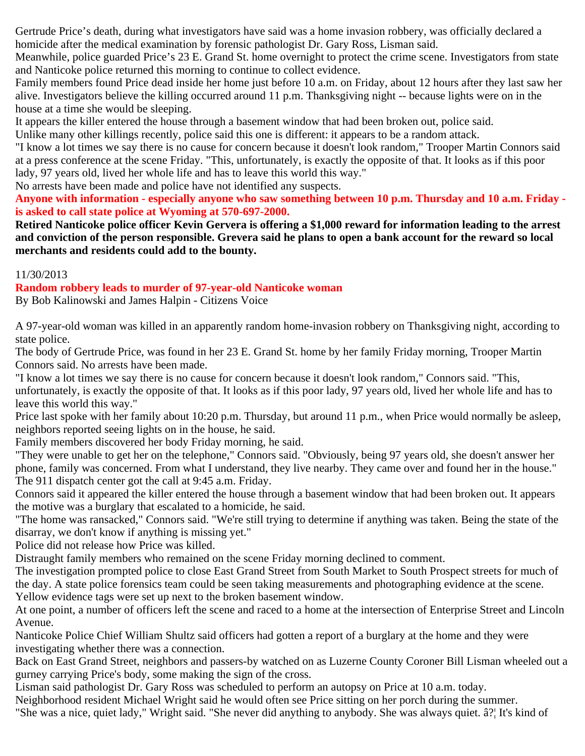Gertrude Price's death, during what investigators have said was a home invasion robbery, was officially declared a homicide after the medical examination by forensic pathologist Dr. Gary Ross, Lisman said.

Meanwhile, police guarded Price's 23 E. Grand St. home overnight to protect the crime scene. Investigators from state and Nanticoke police returned this morning to continue to collect evidence.

Family members found Price dead inside her home just before 10 a.m. on Friday, about 12 hours after they last saw her alive. Investigators believe the killing occurred around 11 p.m. Thanksgiving night -- because lights were on in the house at a time she would be sleeping.

It appears the killer entered the house through a basement window that had been broken out, police said.

Unlike many other killings recently, police said this one is different: it appears to be a random attack.

"I know a lot times we say there is no cause for concern because it doesn't look random," Trooper Martin Connors said at a press conference at the scene Friday. "This, unfortunately, is exactly the opposite of that. It looks as if this poor lady, 97 years old, lived her whole life and has to leave this world this way."

No arrests have been made and police have not identified any suspects.

**Anyone with information - especially anyone who saw something between 10 p.m. Thursday and 10 a.m. Friday - is asked to call state police at Wyoming at 570-697-2000.**

**Retired Nanticoke police officer Kevin Gervera is offering a $1,000 reward for information leading to the arrest and conviction of the person responsible. Grevera said he plans to open a bank account for the reward so local merchants and residents could add to the bounty.**

11/30/2013

**Random robbery leads to murder of 97-year-old Nanticoke woman**

By Bob Kalinowski and James Halpin - Citizens Voice

A 97-year-old woman was killed in an apparently random home-invasion robbery on Thanksgiving night, according to state police.

The body of Gertrude Price, was found in her 23 E. Grand St. home by her family Friday morning, Trooper Martin Connors said. No arrests have been made.

"I know a lot times we say there is no cause for concern because it doesn't look random," Connors said. "This, unfortunately, is exactly the opposite of that. It looks as if this poor lady, 97 years old, lived her whole life and has to leave this world this way."

Price last spoke with her family about 10:20 p.m. Thursday, but around 11 p.m., when Price would normally be asleep, neighbors reported seeing lights on in the house, he said.

Family members discovered her body Friday morning, he said.

"They were unable to get her on the telephone," Connors said. "Obviously, being 97 years old, she doesn't answer her phone, family was concerned. From what I understand, they live nearby. They came over and found her in the house."

The 911 dispatch center got the call at 9:45 a.m. Friday.

Connors said it appeared the killer entered the house through a basement window that had been broken out. It appears the motive was a burglary that escalated to a homicide, he said.

"The home was ransacked," Connors said. "We're still trying to determine if anything was taken. Being the state of the disarray, we don't know if anything is missing yet."

Police did not release how Price was killed.

Distraught family members who remained on the scene Friday morning declined to comment.

The investigation prompted police to close East Grand Street from South Market to South Prospect streets for much of the day. A state police forensics team could be seen taking measurements and photographing evidence at the scene. Yellow evidence tags were set up next to the broken basement window.

At one point, a number of officers left the scene and raced to a home at the intersection of Enterprise Street and Lincoln Avenue.

Nanticoke Police Chief William Shultz said officers had gotten a report of a burglary at the home and they were investigating whether there was a connection.

Back on East Grand Street, neighbors and passers-by watched on as Luzerne County Coroner Bill Lisman wheeled out a gurney carrying Price's body, some making the sign of the cross.

Lisman said pathologist Dr. Gary Ross was scheduled to perform an autopsy on Price at 10 a.m. today.

Neighborhood resident Michael Wright said he would often see Price sitting on her porch during the summer.

"She was a nice, quiet lady," Wright said. "She never did anything to anybody. She was always quiet. â?¦ It's kind of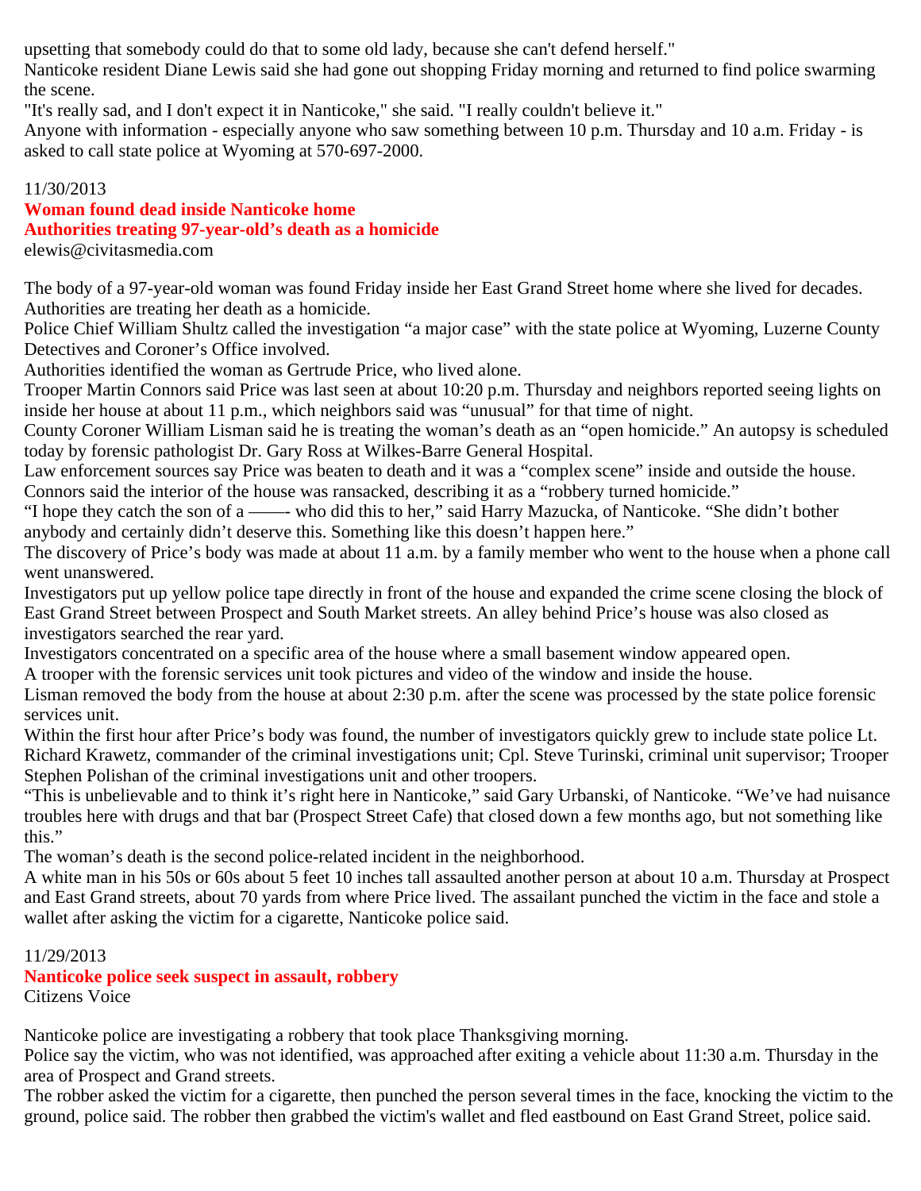upsetting that somebody could do that to some old lady, because she can't defend herself."
Nanticoke resident Diane Lewis said she had gone out shopping Friday morning and returned to find police swarming the scene.
"It's really sad, and I don't expect it in Nanticoke," she said. "I really couldn't believe it."
Anyone with information - especially anyone who saw something between 10 p.m. Thursday and 10 a.m. Friday - is asked to call state police at Wyoming at 570-697-2000.

11/30/2013

**Woman found dead inside Nanticoke home**
**Authorities treating 97-year-old's death as a homicide**

elewis@civitasmedia.com

The body of a 97-year-old woman was found Friday inside her East Grand Street home where she lived for decades. Authorities are treating her death as a homicide.
Police Chief William Shultz called the investigation "a major case" with the state police at Wyoming, Luzerne County Detectives and Coroner's Office involved.
Authorities identified the woman as Gertrude Price, who lived alone.
Trooper Martin Connors said Price was last seen at about 10:20 p.m. Thursday and neighbors reported seeing lights on inside her house at about 11 p.m., which neighbors said was "unusual" for that time of night.
County Coroner William Lisman said he is treating the woman's death as an "open homicide." An autopsy is scheduled today by forensic pathologist Dr. Gary Ross at Wilkes-Barre General Hospital.
Law enforcement sources say Price was beaten to death and it was a "complex scene" inside and outside the house.
Connors said the interior of the house was ransacked, describing it as a "robbery turned homicide."
"I hope they catch the son of a ——- who did this to her," said Harry Mazucka, of Nanticoke. "She didn't bother anybody and certainly didn't deserve this. Something like this doesn't happen here."
The discovery of Price's body was made at about 11 a.m. by a family member who went to the house when a phone call went unanswered.
Investigators put up yellow police tape directly in front of the house and expanded the crime scene closing the block of East Grand Street between Prospect and South Market streets. An alley behind Price's house was also closed as investigators searched the rear yard.
Investigators concentrated on a specific area of the house where a small basement window appeared open.
A trooper with the forensic services unit took pictures and video of the window and inside the house.
Lisman removed the body from the house at about 2:30 p.m. after the scene was processed by the state police forensic services unit.
Within the first hour after Price's body was found, the number of investigators quickly grew to include state police Lt. Richard Krawetz, commander of the criminal investigations unit; Cpl. Steve Turinski, criminal unit supervisor; Trooper Stephen Polishan of the criminal investigations unit and other troopers.
"This is unbelievable and to think it's right here in Nanticoke," said Gary Urbanski, of Nanticoke. "We've had nuisance troubles here with drugs and that bar (Prospect Street Cafe) that closed down a few months ago, but not something like this."
The woman's death is the second police-related incident in the neighborhood.
A white man in his 50s or 60s about 5 feet 10 inches tall assaulted another person at about 10 a.m. Thursday at Prospect and East Grand streets, about 70 yards from where Price lived. The assailant punched the victim in the face and stole a wallet after asking the victim for a cigarette, Nanticoke police said.

11/29/2013

**Nanticoke police seek suspect in assault, robbery**

Citizens Voice

Nanticoke police are investigating a robbery that took place Thanksgiving morning.
Police say the victim, who was not identified, was approached after exiting a vehicle about 11:30 a.m. Thursday in the area of Prospect and Grand streets.
The robber asked the victim for a cigarette, then punched the person several times in the face, knocking the victim to the ground, police said. The robber then grabbed the victim's wallet and fled eastbound on East Grand Street, police said.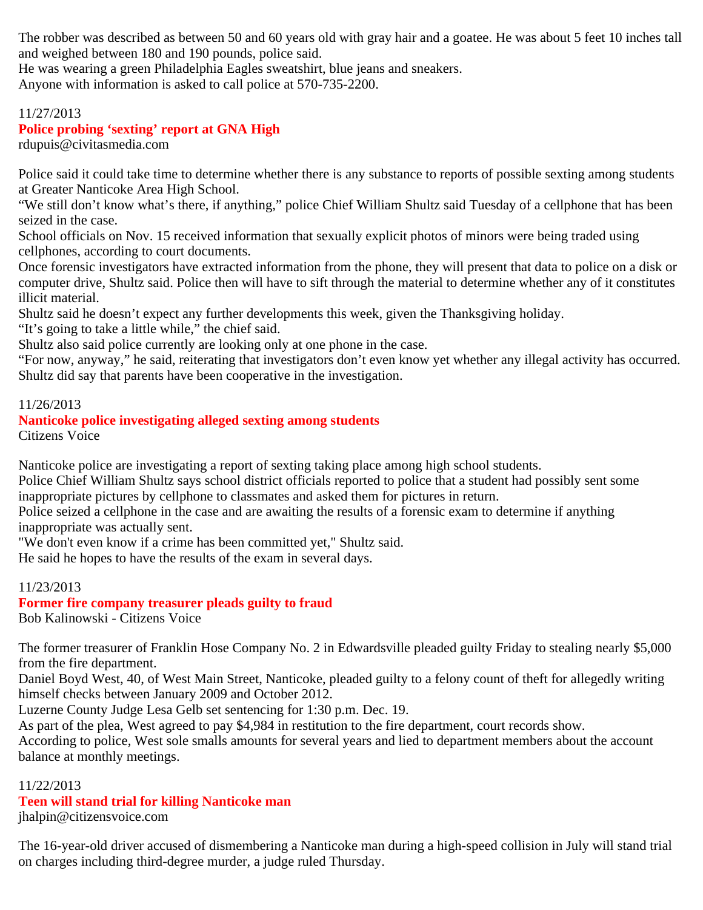The robber was described as between 50 and 60 years old with gray hair and a goatee. He was about 5 feet 10 inches tall and weighed between 180 and 190 pounds, police said.
He was wearing a green Philadelphia Eagles sweatshirt, blue jeans and sneakers.
Anyone with information is asked to call police at 570-735-2200.

11/27/2013
**Police probing 'sexting' report at GNA High**
rdupuis@civitasmedia.com

Police said it could take time to determine whether there is any substance to reports of possible sexting among students at Greater Nanticoke Area High School.
"We still don't know what's there, if anything," police Chief William Shultz said Tuesday of a cellphone that has been seized in the case.
School officials on Nov. 15 received information that sexually explicit photos of minors were being traded using cellphones, according to court documents.
Once forensic investigators have extracted information from the phone, they will present that data to police on a disk or computer drive, Shultz said. Police then will have to sift through the material to determine whether any of it constitutes illicit material.
Shultz said he doesn't expect any further developments this week, given the Thanksgiving holiday.
"It's going to take a little while," the chief said.
Shultz also said police currently are looking only at one phone in the case.
"For now, anyway," he said, reiterating that investigators don't even know yet whether any illegal activity has occurred.
Shultz did say that parents have been cooperative in the investigation.

11/26/2013
**Nanticoke police investigating alleged sexting among students**
Citizens Voice

Nanticoke police are investigating a report of sexting taking place among high school students.
Police Chief William Shultz says school district officials reported to police that a student had possibly sent some inappropriate pictures by cellphone to classmates and asked them for pictures in return.
Police seized a cellphone in the case and are awaiting the results of a forensic exam to determine if anything inappropriate was actually sent.
"We don't even know if a crime has been committed yet," Shultz said.
He said he hopes to have the results of the exam in several days.

11/23/2013
**Former fire company treasurer pleads guilty to fraud**
Bob Kalinowski - Citizens Voice

The former treasurer of Franklin Hose Company No. 2 in Edwardsville pleaded guilty Friday to stealing nearly $5,000 from the fire department.
Daniel Boyd West, 40, of West Main Street, Nanticoke, pleaded guilty to a felony count of theft for allegedly writing himself checks between January 2009 and October 2012.
Luzerne County Judge Lesa Gelb set sentencing for 1:30 p.m. Dec. 19.
As part of the plea, West agreed to pay $4,984 in restitution to the fire department, court records show.
According to police, West sole smalls amounts for several years and lied to department members about the account balance at monthly meetings.

11/22/2013
**Teen will stand trial for killing Nanticoke man**
jhalpin@citizensvoice.com

The 16-year-old driver accused of dismembering a Nanticoke man during a high-speed collision in July will stand trial on charges including third-degree murder, a judge ruled Thursday.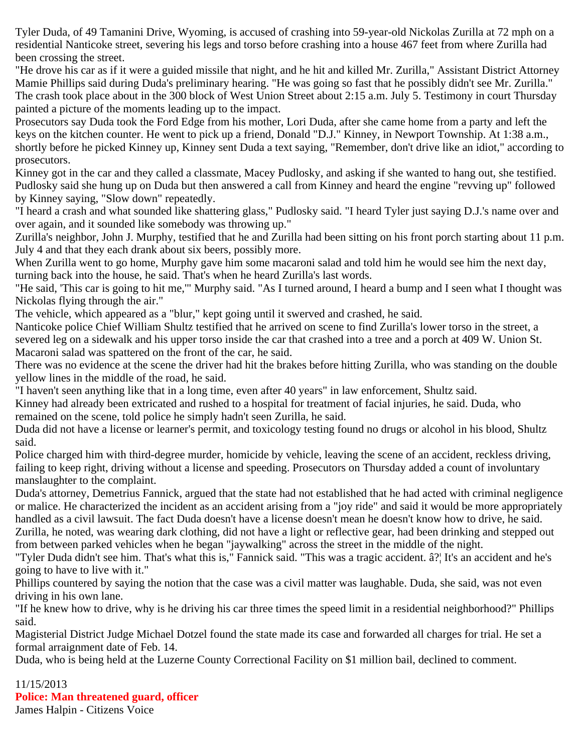Tyler Duda, of 49 Tamanini Drive, Wyoming, is accused of crashing into 59-year-old Nickolas Zurilla at 72 mph on a residential Nanticoke street, severing his legs and torso before crashing into a house 467 feet from where Zurilla had been crossing the street.

"He drove his car as if it were a guided missile that night, and he hit and killed Mr. Zurilla," Assistant District Attorney Mamie Phillips said during Duda's preliminary hearing. "He was going so fast that he possibly didn't see Mr. Zurilla."

The crash took place about in the 300 block of West Union Street about 2:15 a.m. July 5. Testimony in court Thursday painted a picture of the moments leading up to the impact.

Prosecutors say Duda took the Ford Edge from his mother, Lori Duda, after she came home from a party and left the keys on the kitchen counter. He went to pick up a friend, Donald "D.J." Kinney, in Newport Township. At 1:38 a.m., shortly before he picked Kinney up, Kinney sent Duda a text saying, "Remember, don't drive like an idiot," according to prosecutors.

Kinney got in the car and they called a classmate, Macey Pudlosky, and asking if she wanted to hang out, she testified. Pudlosky said she hung up on Duda but then answered a call from Kinney and heard the engine "revving up" followed by Kinney saying, "Slow down" repeatedly.

"I heard a crash and what sounded like shattering glass," Pudlosky said. "I heard Tyler just saying D.J.'s name over and over again, and it sounded like somebody was throwing up."

Zurilla's neighbor, John J. Murphy, testified that he and Zurilla had been sitting on his front porch starting about 11 p.m. July 4 and that they each drank about six beers, possibly more.

When Zurilla went to go home, Murphy gave him some macaroni salad and told him he would see him the next day, turning back into the house, he said. That's when he heard Zurilla's last words.

"He said, 'This car is going to hit me,'" Murphy said. "As I turned around, I heard a bump and I seen what I thought was Nickolas flying through the air."

The vehicle, which appeared as a "blur," kept going until it swerved and crashed, he said.

Nanticoke police Chief William Shultz testified that he arrived on scene to find Zurilla's lower torso in the street, a severed leg on a sidewalk and his upper torso inside the car that crashed into a tree and a porch at 409 W. Union St. Macaroni salad was spattered on the front of the car, he said.

There was no evidence at the scene the driver had hit the brakes before hitting Zurilla, who was standing on the double yellow lines in the middle of the road, he said.

"I haven't seen anything like that in a long time, even after 40 years" in law enforcement, Shultz said.

Kinney had already been extricated and rushed to a hospital for treatment of facial injuries, he said. Duda, who remained on the scene, told police he simply hadn't seen Zurilla, he said.

Duda did not have a license or learner's permit, and toxicology testing found no drugs or alcohol in his blood, Shultz said.

Police charged him with third-degree murder, homicide by vehicle, leaving the scene of an accident, reckless driving, failing to keep right, driving without a license and speeding. Prosecutors on Thursday added a count of involuntary manslaughter to the complaint.

Duda's attorney, Demetrius Fannick, argued that the state had not established that he had acted with criminal negligence or malice. He characterized the incident as an accident arising from a "joy ride" and said it would be more appropriately handled as a civil lawsuit. The fact Duda doesn't have a license doesn't mean he doesn't know how to drive, he said.

Zurilla, he noted, was wearing dark clothing, did not have a light or reflective gear, had been drinking and stepped out from between parked vehicles when he began "jaywalking" across the street in the middle of the night.

"Tyler Duda didn't see him. That's what this is," Fannick said. "This was a tragic accident. â?¦ It's an accident and he's going to have to live with it."

Phillips countered by saying the notion that the case was a civil matter was laughable. Duda, she said, was not even driving in his own lane.

"If he knew how to drive, why is he driving his car three times the speed limit in a residential neighborhood?" Phillips said.

Magisterial District Judge Michael Dotzel found the state made its case and forwarded all charges for trial. He set a formal arraignment date of Feb. 14.

Duda, who is being held at the Luzerne County Correctional Facility on $1 million bail, declined to comment.

11/15/2013

**Police: Man threatened guard, officer**

James Halpin - Citizens Voice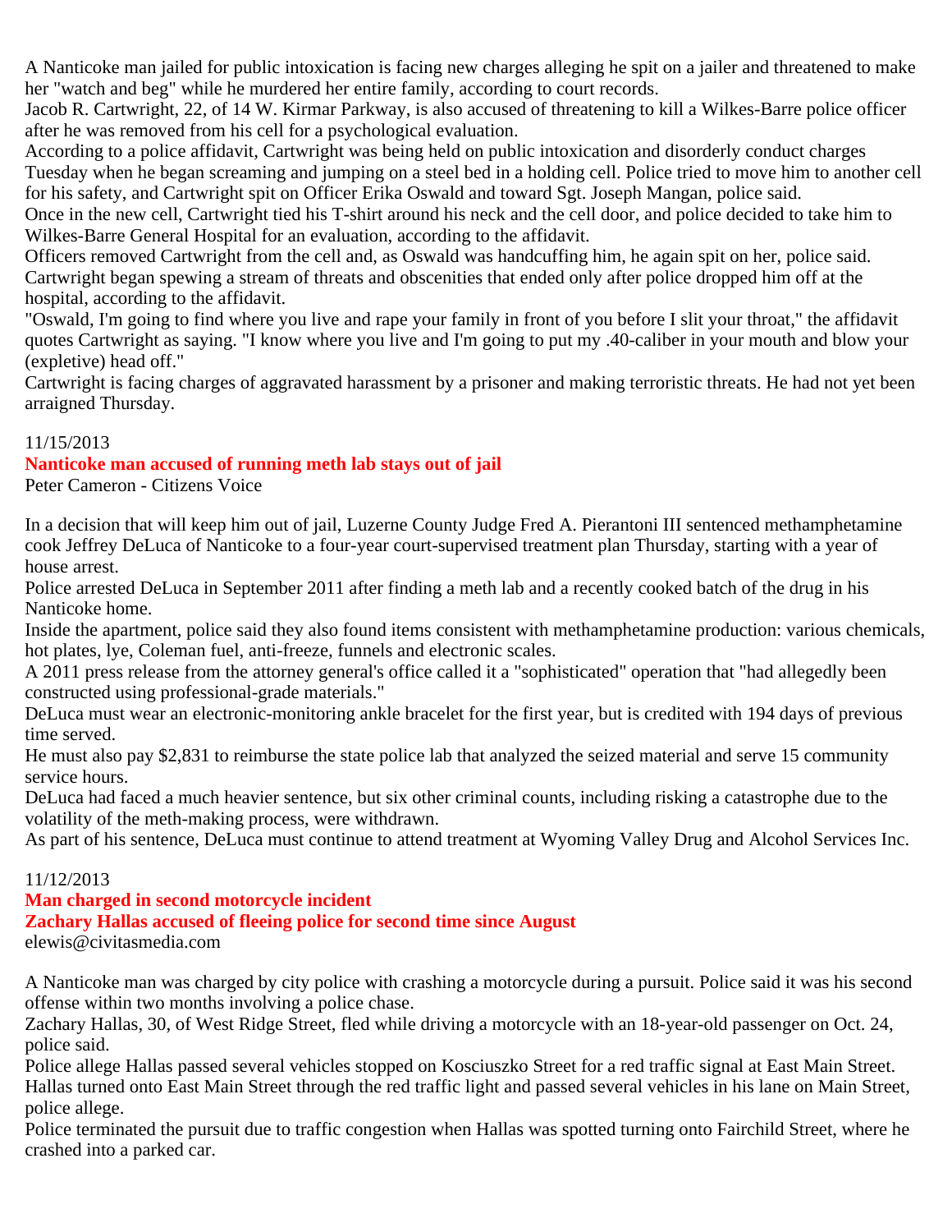A Nanticoke man jailed for public intoxication is facing new charges alleging he spit on a jailer and threatened to make her "watch and beg" while he murdered her entire family, according to court records.

Jacob R. Cartwright, 22, of 14 W. Kirmar Parkway, is also accused of threatening to kill a Wilkes-Barre police officer after he was removed from his cell for a psychological evaluation.

According to a police affidavit, Cartwright was being held on public intoxication and disorderly conduct charges Tuesday when he began screaming and jumping on a steel bed in a holding cell. Police tried to move him to another cell for his safety, and Cartwright spit on Officer Erika Oswald and toward Sgt. Joseph Mangan, police said.

Once in the new cell, Cartwright tied his T-shirt around his neck and the cell door, and police decided to take him to Wilkes-Barre General Hospital for an evaluation, according to the affidavit.

Officers removed Cartwright from the cell and, as Oswald was handcuffing him, he again spit on her, police said. Cartwright began spewing a stream of threats and obscenities that ended only after police dropped him off at the hospital, according to the affidavit.

"Oswald, I'm going to find where you live and rape your family in front of you before I slit your throat," the affidavit quotes Cartwright as saying. "I know where you live and I'm going to put my .40-caliber in your mouth and blow your (expletive) head off."

Cartwright is facing charges of aggravated harassment by a prisoner and making terroristic threats. He had not yet been arraigned Thursday.

11/15/2013

**Nanticoke man accused of running meth lab stays out of jail**

Peter Cameron - Citizens Voice

In a decision that will keep him out of jail, Luzerne County Judge Fred A. Pierantoni III sentenced methamphetamine cook Jeffrey DeLuca of Nanticoke to a four-year court-supervised treatment plan Thursday, starting with a year of house arrest.

Police arrested DeLuca in September 2011 after finding a meth lab and a recently cooked batch of the drug in his Nanticoke home.

Inside the apartment, police said they also found items consistent with methamphetamine production: various chemicals, hot plates, lye, Coleman fuel, anti-freeze, funnels and electronic scales.

A 2011 press release from the attorney general's office called it a "sophisticated" operation that "had allegedly been constructed using professional-grade materials."

DeLuca must wear an electronic-monitoring ankle bracelet for the first year, but is credited with 194 days of previous time served.

He must also pay $2,831 to reimburse the state police lab that analyzed the seized material and serve 15 community service hours.

DeLuca had faced a much heavier sentence, but six other criminal counts, including risking a catastrophe due to the volatility of the meth-making process, were withdrawn.

As part of his sentence, DeLuca must continue to attend treatment at Wyoming Valley Drug and Alcohol Services Inc.

11/12/2013

**Man charged in second motorcycle incident**

**Zachary Hallas accused of fleeing police for second time since August**

elewis@civitasmedia.com

A Nanticoke man was charged by city police with crashing a motorcycle during a pursuit. Police said it was his second offense within two months involving a police chase.

Zachary Hallas, 30, of West Ridge Street, fled while driving a motorcycle with an 18-year-old passenger on Oct. 24, police said.

Police allege Hallas passed several vehicles stopped on Kosciuszko Street for a red traffic signal at East Main Street. Hallas turned onto East Main Street through the red traffic light and passed several vehicles in his lane on Main Street, police allege.

Police terminated the pursuit due to traffic congestion when Hallas was spotted turning onto Fairchild Street, where he crashed into a parked car.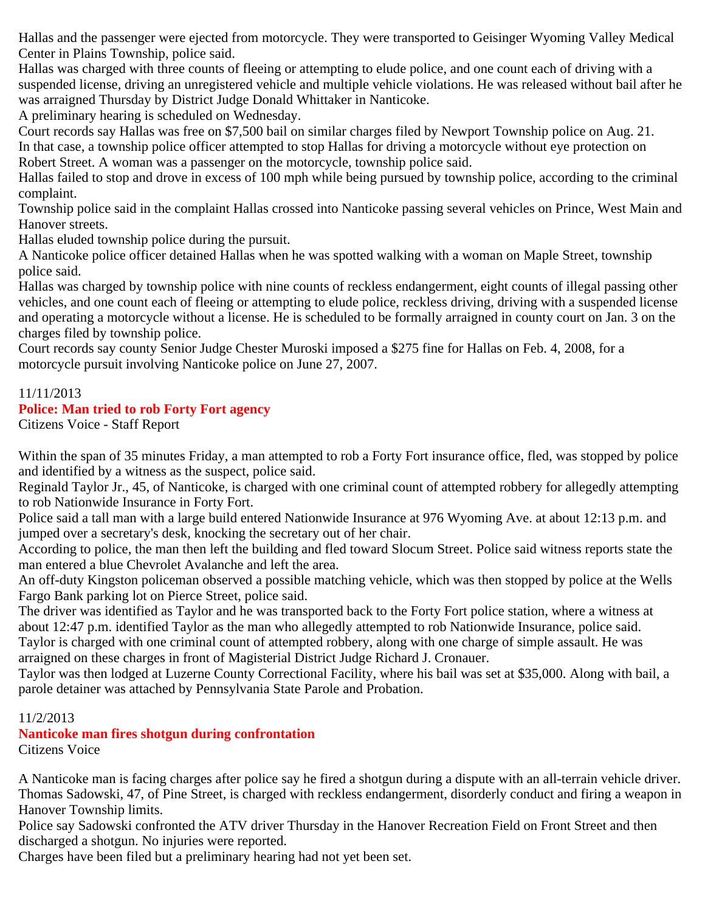Hallas and the passenger were ejected from motorcycle. They were transported to Geisinger Wyoming Valley Medical Center in Plains Township, police said.

Hallas was charged with three counts of fleeing or attempting to elude police, and one count each of driving with a suspended license, driving an unregistered vehicle and multiple vehicle violations. He was released without bail after he was arraigned Thursday by District Judge Donald Whittaker in Nanticoke.

A preliminary hearing is scheduled on Wednesday.

Court records say Hallas was free on $7,500 bail on similar charges filed by Newport Township police on Aug. 21.

In that case, a township police officer attempted to stop Hallas for driving a motorcycle without eye protection on Robert Street. A woman was a passenger on the motorcycle, township police said.

Hallas failed to stop and drove in excess of 100 mph while being pursued by township police, according to the criminal complaint.

Township police said in the complaint Hallas crossed into Nanticoke passing several vehicles on Prince, West Main and Hanover streets.

Hallas eluded township police during the pursuit.

A Nanticoke police officer detained Hallas when he was spotted walking with a woman on Maple Street, township police said.

Hallas was charged by township police with nine counts of reckless endangerment, eight counts of illegal passing other vehicles, and one count each of fleeing or attempting to elude police, reckless driving, driving with a suspended license and operating a motorcycle without a license. He is scheduled to be formally arraigned in county court on Jan. 3 on the charges filed by township police.

Court records say county Senior Judge Chester Muroski imposed a $275 fine for Hallas on Feb. 4, 2008, for a motorcycle pursuit involving Nanticoke police on June 27, 2007.

11/11/2013

## Police: Man tried to rob Forty Fort agency

Citizens Voice - Staff Report

Within the span of 35 minutes Friday, a man attempted to rob a Forty Fort insurance office, fled, was stopped by police and identified by a witness as the suspect, police said.

Reginald Taylor Jr., 45, of Nanticoke, is charged with one criminal count of attempted robbery for allegedly attempting to rob Nationwide Insurance in Forty Fort.

Police said a tall man with a large build entered Nationwide Insurance at 976 Wyoming Ave. at about 12:13 p.m. and jumped over a secretary's desk, knocking the secretary out of her chair.

According to police, the man then left the building and fled toward Slocum Street. Police said witness reports state the man entered a blue Chevrolet Avalanche and left the area.

An off-duty Kingston policeman observed a possible matching vehicle, which was then stopped by police at the Wells Fargo Bank parking lot on Pierce Street, police said.

The driver was identified as Taylor and he was transported back to the Forty Fort police station, where a witness at about 12:47 p.m. identified Taylor as the man who allegedly attempted to rob Nationwide Insurance, police said.

Taylor is charged with one criminal count of attempted robbery, along with one charge of simple assault. He was arraigned on these charges in front of Magisterial District Judge Richard J. Cronauer.

Taylor was then lodged at Luzerne County Correctional Facility, where his bail was set at $35,000. Along with bail, a parole detainer was attached by Pennsylvania State Parole and Probation.

11/2/2013

## Nanticoke man fires shotgun during confrontation

Citizens Voice

A Nanticoke man is facing charges after police say he fired a shotgun during a dispute with an all-terrain vehicle driver.

Thomas Sadowski, 47, of Pine Street, is charged with reckless endangerment, disorderly conduct and firing a weapon in Hanover Township limits.

Police say Sadowski confronted the ATV driver Thursday in the Hanover Recreation Field on Front Street and then discharged a shotgun. No injuries were reported.

Charges have been filed but a preliminary hearing had not yet been set.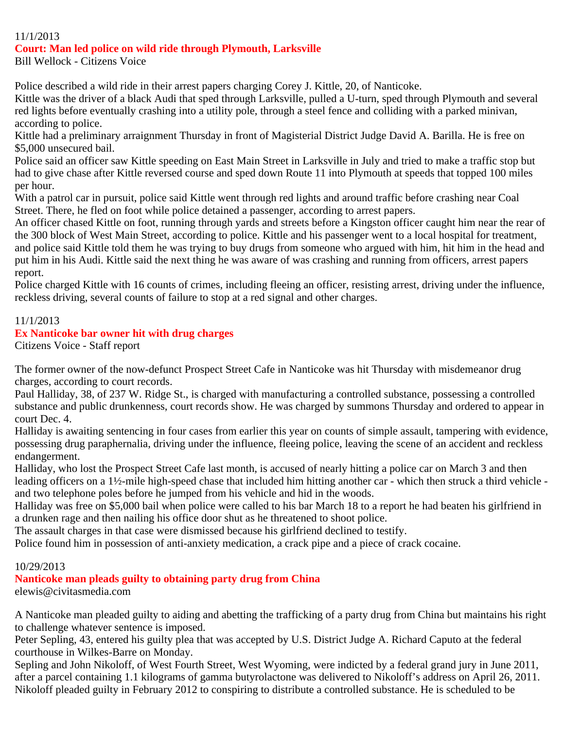11/1/2013

## Court: Man led police on wild ride through Plymouth, Larksville

Bill Wellock - Citizens Voice

Police described a wild ride in their arrest papers charging Corey J. Kittle, 20, of Nanticoke.

Kittle was the driver of a black Audi that sped through Larksville, pulled a U-turn, sped through Plymouth and several red lights before eventually crashing into a utility pole, through a steel fence and colliding with a parked minivan, according to police.

Kittle had a preliminary arraignment Thursday in front of Magisterial District Judge David A. Barilla. He is free on $5,000 unsecured bail.

Police said an officer saw Kittle speeding on East Main Street in Larksville in July and tried to make a traffic stop but had to give chase after Kittle reversed course and sped down Route 11 into Plymouth at speeds that topped 100 miles per hour.

With a patrol car in pursuit, police said Kittle went through red lights and around traffic before crashing near Coal Street. There, he fled on foot while police detained a passenger, according to arrest papers.

An officer chased Kittle on foot, running through yards and streets before a Kingston officer caught him near the rear of the 300 block of West Main Street, according to police. Kittle and his passenger went to a local hospital for treatment, and police said Kittle told them he was trying to buy drugs from someone who argued with him, hit him in the head and put him in his Audi. Kittle said the next thing he was aware of was crashing and running from officers, arrest papers report.

Police charged Kittle with 16 counts of crimes, including fleeing an officer, resisting arrest, driving under the influence, reckless driving, several counts of failure to stop at a red signal and other charges.

11/1/2013

## Ex Nanticoke bar owner hit with drug charges

Citizens Voice - Staff report

The former owner of the now-defunct Prospect Street Cafe in Nanticoke was hit Thursday with misdemeanor drug charges, according to court records.

Paul Halliday, 38, of 237 W. Ridge St., is charged with manufacturing a controlled substance, possessing a controlled substance and public drunkenness, court records show. He was charged by summons Thursday and ordered to appear in court Dec. 4.

Halliday is awaiting sentencing in four cases from earlier this year on counts of simple assault, tampering with evidence, possessing drug paraphernalia, driving under the influence, fleeing police, leaving the scene of an accident and reckless endangerment.

Halliday, who lost the Prospect Street Cafe last month, is accused of nearly hitting a police car on March 3 and then leading officers on a 1½-mile high-speed chase that included him hitting another car - which then struck a third vehicle - and two telephone poles before he jumped from his vehicle and hid in the woods.

Halliday was free on $5,000 bail when police were called to his bar March 18 to a report he had beaten his girlfriend in a drunken rage and then nailing his office door shut as he threatened to shoot police.

The assault charges in that case were dismissed because his girlfriend declined to testify.

Police found him in possession of anti-anxiety medication, a crack pipe and a piece of crack cocaine.

10/29/2013

## Nanticoke man pleads guilty to obtaining party drug from China

elewis@civitasmedia.com

A Nanticoke man pleaded guilty to aiding and abetting the trafficking of a party drug from China but maintains his right to challenge whatever sentence is imposed.

Peter Sepling, 43, entered his guilty plea that was accepted by U.S. District Judge A. Richard Caputo at the federal courthouse in Wilkes-Barre on Monday.

Sepling and John Nikoloff, of West Fourth Street, West Wyoming, were indicted by a federal grand jury in June 2011, after a parcel containing 1.1 kilograms of gamma butyrolactone was delivered to Nikoloff's address on April 26, 2011.

Nikoloff pleaded guilty in February 2012 to conspiring to distribute a controlled substance. He is scheduled to be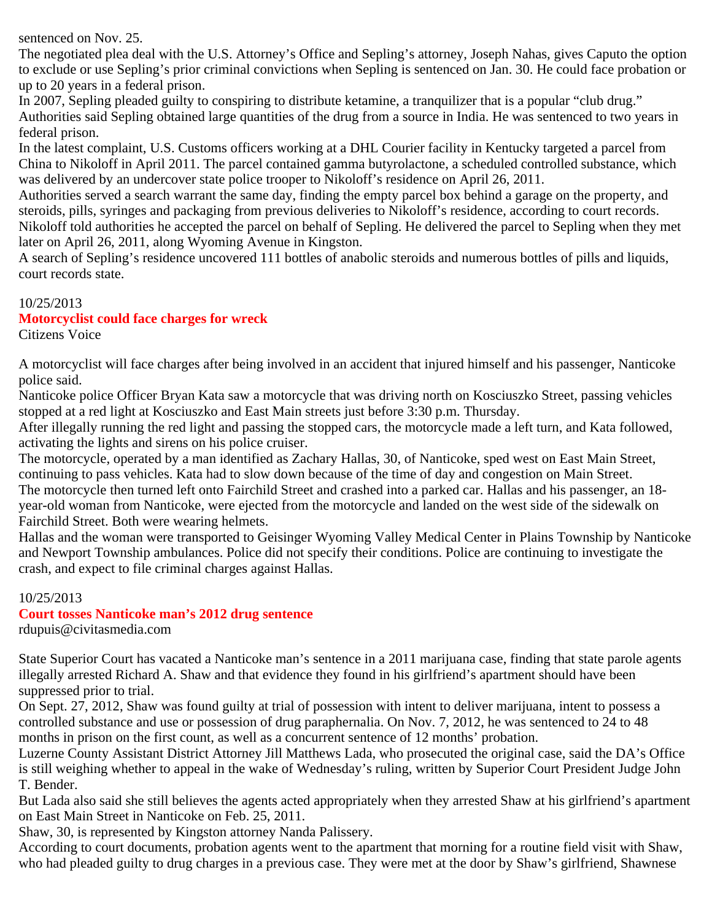sentenced on Nov. 25.

The negotiated plea deal with the U.S. Attorney's Office and Sepling's attorney, Joseph Nahas, gives Caputo the option to exclude or use Sepling's prior criminal convictions when Sepling is sentenced on Jan. 30. He could face probation or up to 20 years in a federal prison.

In 2007, Sepling pleaded guilty to conspiring to distribute ketamine, a tranquilizer that is a popular "club drug." Authorities said Sepling obtained large quantities of the drug from a source in India. He was sentenced to two years in federal prison.

In the latest complaint, U.S. Customs officers working at a DHL Courier facility in Kentucky targeted a parcel from China to Nikoloff in April 2011. The parcel contained gamma butyrolactone, a scheduled controlled substance, which was delivered by an undercover state police trooper to Nikoloff's residence on April 26, 2011.

Authorities served a search warrant the same day, finding the empty parcel box behind a garage on the property, and steroids, pills, syringes and packaging from previous deliveries to Nikoloff's residence, according to court records.

Nikoloff told authorities he accepted the parcel on behalf of Sepling. He delivered the parcel to Sepling when they met later on April 26, 2011, along Wyoming Avenue in Kingston.

A search of Sepling's residence uncovered 111 bottles of anabolic steroids and numerous bottles of pills and liquids, court records state.

10/25/2013

## Motorcyclist could face charges for wreck

Citizens Voice

A motorcyclist will face charges after being involved in an accident that injured himself and his passenger, Nanticoke police said.

Nanticoke police Officer Bryan Kata saw a motorcycle that was driving north on Kosciuszko Street, passing vehicles stopped at a red light at Kosciuszko and East Main streets just before 3:30 p.m. Thursday.

After illegally running the red light and passing the stopped cars, the motorcycle made a left turn, and Kata followed, activating the lights and sirens on his police cruiser.

The motorcycle, operated by a man identified as Zachary Hallas, 30, of Nanticoke, sped west on East Main Street, continuing to pass vehicles. Kata had to slow down because of the time of day and congestion on Main Street.

The motorcycle then turned left onto Fairchild Street and crashed into a parked car. Hallas and his passenger, an 18-year-old woman from Nanticoke, were ejected from the motorcycle and landed on the west side of the sidewalk on Fairchild Street. Both were wearing helmets.

Hallas and the woman were transported to Geisinger Wyoming Valley Medical Center in Plains Township by Nanticoke and Newport Township ambulances. Police did not specify their conditions. Police are continuing to investigate the crash, and expect to file criminal charges against Hallas.

10/25/2013

## Court tosses Nanticoke man's 2012 drug sentence

rdupuis@civitasmedia.com

State Superior Court has vacated a Nanticoke man's sentence in a 2011 marijuana case, finding that state parole agents illegally arrested Richard A. Shaw and that evidence they found in his girlfriend's apartment should have been suppressed prior to trial.

On Sept. 27, 2012, Shaw was found guilty at trial of possession with intent to deliver marijuana, intent to possess a controlled substance and use or possession of drug paraphernalia. On Nov. 7, 2012, he was sentenced to 24 to 48 months in prison on the first count, as well as a concurrent sentence of 12 months' probation.

Luzerne County Assistant District Attorney Jill Matthews Lada, who prosecuted the original case, said the DA's Office is still weighing whether to appeal in the wake of Wednesday's ruling, written by Superior Court President Judge John T. Bender.

But Lada also said she still believes the agents acted appropriately when they arrested Shaw at his girlfriend's apartment on East Main Street in Nanticoke on Feb. 25, 2011.

Shaw, 30, is represented by Kingston attorney Nanda Palissery.

According to court documents, probation agents went to the apartment that morning for a routine field visit with Shaw, who had pleaded guilty to drug charges in a previous case. They were met at the door by Shaw's girlfriend, Shawnese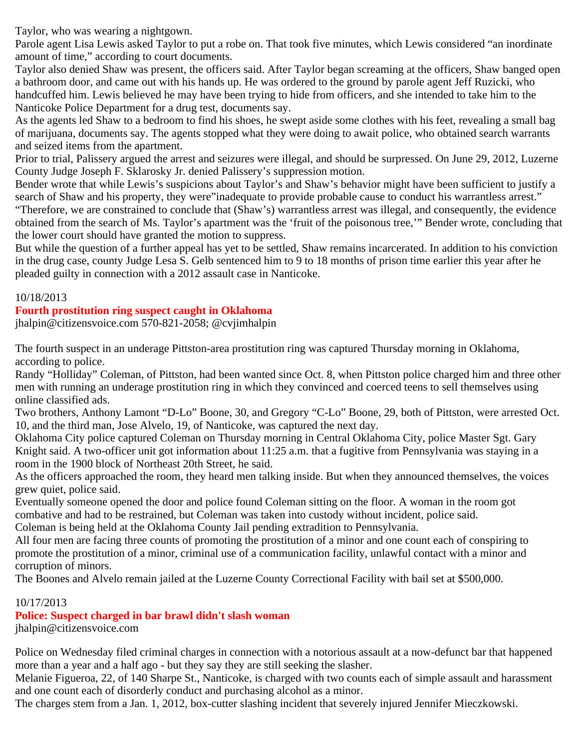Taylor, who was wearing a nightgown.

Parole agent Lisa Lewis asked Taylor to put a robe on. That took five minutes, which Lewis considered "an inordinate amount of time," according to court documents.

Taylor also denied Shaw was present, the officers said. After Taylor began screaming at the officers, Shaw banged open a bathroom door, and came out with his hands up. He was ordered to the ground by parole agent Jeff Ruzicki, who handcuffed him. Lewis believed he may have been trying to hide from officers, and she intended to take him to the Nanticoke Police Department for a drug test, documents say.

As the agents led Shaw to a bedroom to find his shoes, he swept aside some clothes with his feet, revealing a small bag of marijuana, documents say. The agents stopped what they were doing to await police, who obtained search warrants and seized items from the apartment.

Prior to trial, Palissery argued the arrest and seizures were illegal, and should be surpressed. On June 29, 2012, Luzerne County Judge Joseph F. Sklarosky Jr. denied Palissery's suppression motion.

Bender wrote that while Lewis's suspicions about Taylor's and Shaw's behavior might have been sufficient to justify a search of Shaw and his property, they were"inadequate to provide probable cause to conduct his warrantless arrest."

"Therefore, we are constrained to conclude that (Shaw's) warrantless arrest was illegal, and consequently, the evidence obtained from the search of Ms. Taylor's apartment was the 'fruit of the poisonous tree,'" Bender wrote, concluding that the lower court should have granted the motion to suppress.

But while the question of a further appeal has yet to be settled, Shaw remains incarcerated. In addition to his conviction in the drug case, county Judge Lesa S. Gelb sentenced him to 9 to 18 months of prison time earlier this year after he pleaded guilty in connection with a 2012 assault case in Nanticoke.

10/18/2013

## Fourth prostitution ring suspect caught in Oklahoma

jhalpin@citizensvoice.com 570-821-2058; @cvjimhalpin

The fourth suspect in an underage Pittston-area prostitution ring was captured Thursday morning in Oklahoma, according to police.

Randy "Holliday" Coleman, of Pittston, had been wanted since Oct. 8, when Pittston police charged him and three other men with running an underage prostitution ring in which they convinced and coerced teens to sell themselves using online classified ads.

Two brothers, Anthony Lamont "D-Lo" Boone, 30, and Gregory "C-Lo" Boone, 29, both of Pittston, were arrested Oct. 10, and the third man, Jose Alvelo, 19, of Nanticoke, was captured the next day.

Oklahoma City police captured Coleman on Thursday morning in Central Oklahoma City, police Master Sgt. Gary Knight said. A two-officer unit got information about 11:25 a.m. that a fugitive from Pennsylvania was staying in a room in the 1900 block of Northeast 20th Street, he said.

As the officers approached the room, they heard men talking inside. But when they announced themselves, the voices grew quiet, police said.

Eventually someone opened the door and police found Coleman sitting on the floor. A woman in the room got combative and had to be restrained, but Coleman was taken into custody without incident, police said.

Coleman is being held at the Oklahoma County Jail pending extradition to Pennsylvania.

All four men are facing three counts of promoting the prostitution of a minor and one count each of conspiring to promote the prostitution of a minor, criminal use of a communication facility, unlawful contact with a minor and corruption of minors.

The Boones and Alvelo remain jailed at the Luzerne County Correctional Facility with bail set at $500,000.

10/17/2013

## Police: Suspect charged in bar brawl didn't slash woman

jhalpin@citizensvoice.com

Police on Wednesday filed criminal charges in connection with a notorious assault at a now-defunct bar that happened more than a year and a half ago - but they say they are still seeking the slasher.

Melanie Figueroa, 22, of 140 Sharpe St., Nanticoke, is charged with two counts each of simple assault and harassment and one count each of disorderly conduct and purchasing alcohol as a minor.

The charges stem from a Jan. 1, 2012, box-cutter slashing incident that severely injured Jennifer Mieczkowski.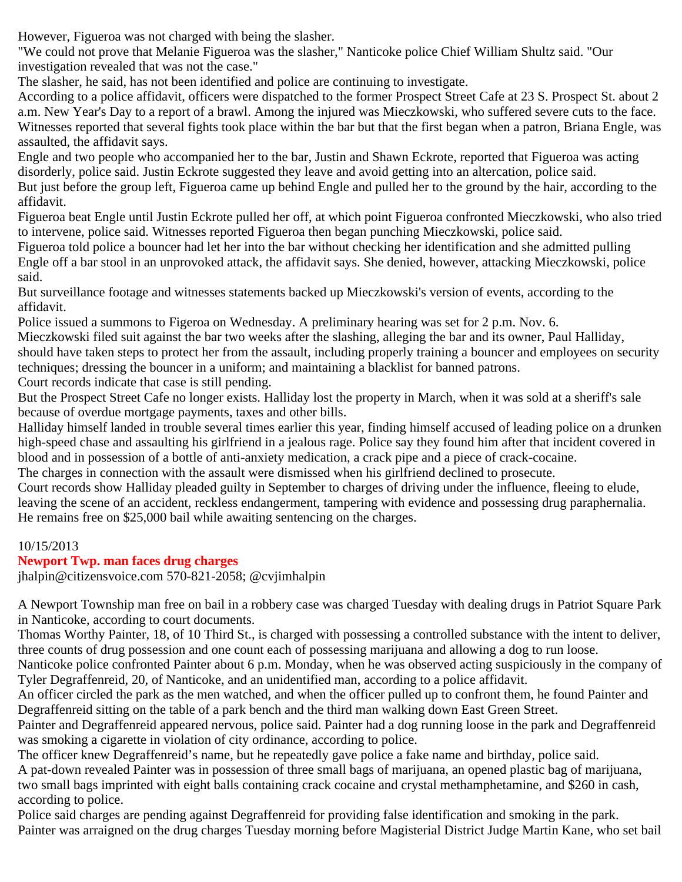However, Figueroa was not charged with being the slasher.

"We could not prove that Melanie Figueroa was the slasher," Nanticoke police Chief William Shultz said. "Our investigation revealed that was not the case."

The slasher, he said, has not been identified and police are continuing to investigate.

According to a police affidavit, officers were dispatched to the former Prospect Street Cafe at 23 S. Prospect St. about 2 a.m. New Year's Day to a report of a brawl. Among the injured was Mieczkowski, who suffered severe cuts to the face.

Witnesses reported that several fights took place within the bar but that the first began when a patron, Briana Engle, was assaulted, the affidavit says.

Engle and two people who accompanied her to the bar, Justin and Shawn Eckrote, reported that Figueroa was acting disorderly, police said. Justin Eckrote suggested they leave and avoid getting into an altercation, police said.

But just before the group left, Figueroa came up behind Engle and pulled her to the ground by the hair, according to the affidavit.

Figueroa beat Engle until Justin Eckrote pulled her off, at which point Figueroa confronted Mieczkowski, who also tried to intervene, police said. Witnesses reported Figueroa then began punching Mieczkowski, police said.

Figueroa told police a bouncer had let her into the bar without checking her identification and she admitted pulling Engle off a bar stool in an unprovoked attack, the affidavit says. She denied, however, attacking Mieczkowski, police said.

But surveillance footage and witnesses statements backed up Mieczkowski's version of events, according to the affidavit.

Police issued a summons to Figeroa on Wednesday. A preliminary hearing was set for 2 p.m. Nov. 6.

Mieczkowski filed suit against the bar two weeks after the slashing, alleging the bar and its owner, Paul Halliday, should have taken steps to protect her from the assault, including properly training a bouncer and employees on security techniques; dressing the bouncer in a uniform; and maintaining a blacklist for banned patrons.

Court records indicate that case is still pending.

But the Prospect Street Cafe no longer exists. Halliday lost the property in March, when it was sold at a sheriff's sale because of overdue mortgage payments, taxes and other bills.

Halliday himself landed in trouble several times earlier this year, finding himself accused of leading police on a drunken high-speed chase and assaulting his girlfriend in a jealous rage. Police say they found him after that incident covered in blood and in possession of a bottle of anti-anxiety medication, a crack pipe and a piece of crack-cocaine.

The charges in connection with the assault were dismissed when his girlfriend declined to prosecute.

Court records show Halliday pleaded guilty in September to charges of driving under the influence, fleeing to elude, leaving the scene of an accident, reckless endangerment, tampering with evidence and possessing drug paraphernalia. He remains free on $25,000 bail while awaiting sentencing on the charges.

10/15/2013

## Newport Twp. man faces drug charges

jhalpin@citizensvoice.com 570-821-2058; @cvjimhalpin

A Newport Township man free on bail in a robbery case was charged Tuesday with dealing drugs in Patriot Square Park in Nanticoke, according to court documents.

Thomas Worthy Painter, 18, of 10 Third St., is charged with possessing a controlled substance with the intent to deliver, three counts of drug possession and one count each of possessing marijuana and allowing a dog to run loose.

Nanticoke police confronted Painter about 6 p.m. Monday, when he was observed acting suspiciously in the company of Tyler Degraffenreid, 20, of Nanticoke, and an unidentified man, according to a police affidavit.

An officer circled the park as the men watched, and when the officer pulled up to confront them, he found Painter and Degraffenreid sitting on the table of a park bench and the third man walking down East Green Street.

Painter and Degraffenreid appeared nervous, police said. Painter had a dog running loose in the park and Degraffenreid was smoking a cigarette in violation of city ordinance, according to police.

The officer knew Degraffenreid's name, but he repeatedly gave police a fake name and birthday, police said.

A pat-down revealed Painter was in possession of three small bags of marijuana, an opened plastic bag of marijuana, two small bags imprinted with eight balls containing crack cocaine and crystal methamphetamine, and $260 in cash, according to police.

Police said charges are pending against Degraffenreid for providing false identification and smoking in the park.

Painter was arraigned on the drug charges Tuesday morning before Magisterial District Judge Martin Kane, who set bail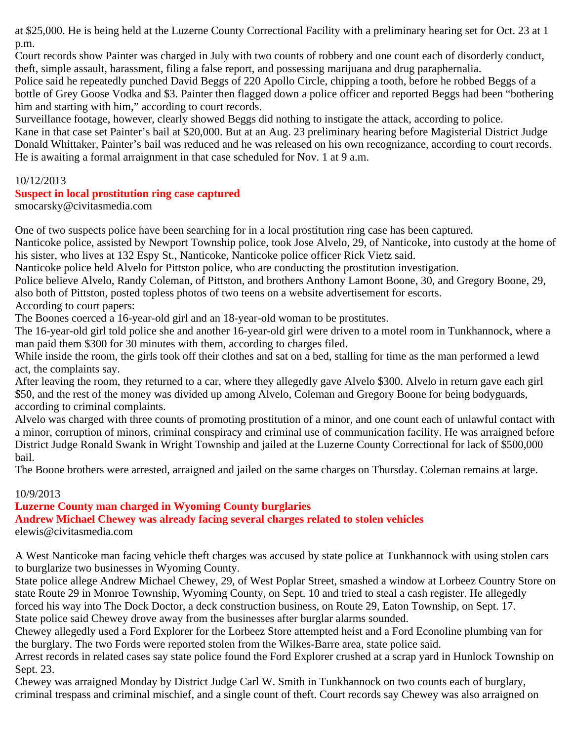at $25,000. He is being held at the Luzerne County Correctional Facility with a preliminary hearing set for Oct. 23 at 1 p.m.

Court records show Painter was charged in July with two counts of robbery and one count each of disorderly conduct, theft, simple assault, harassment, filing a false report, and possessing marijuana and drug paraphernalia.

Police said he repeatedly punched David Beggs of 220 Apollo Circle, chipping a tooth, before he robbed Beggs of a bottle of Grey Goose Vodka and $3. Painter then flagged down a police officer and reported Beggs had been "bothering him and starting with him," according to court records.

Surveillance footage, however, clearly showed Beggs did nothing to instigate the attack, according to police.

Kane in that case set Painter's bail at $20,000. But at an Aug. 23 preliminary hearing before Magisterial District Judge Donald Whittaker, Painter's bail was reduced and he was released on his own recognizance, according to court records. He is awaiting a formal arraignment in that case scheduled for Nov. 1 at 9 a.m.

10/12/2013

**Suspect in local prostitution ring case captured**

smocarsky@civitasmedia.com

One of two suspects police have been searching for in a local prostitution ring case has been captured.

Nanticoke police, assisted by Newport Township police, took Jose Alvelo, 29, of Nanticoke, into custody at the home of his sister, who lives at 132 Espy St., Nanticoke, Nanticoke police officer Rick Vietz said.

Nanticoke police held Alvelo for Pittston police, who are conducting the prostitution investigation.

Police believe Alvelo, Randy Coleman, of Pittston, and brothers Anthony Lamont Boone, 30, and Gregory Boone, 29, also both of Pittston, posted topless photos of two teens on a website advertisement for escorts.

According to court papers:

The Boones coerced a 16-year-old girl and an 18-year-old woman to be prostitutes.

The 16-year-old girl told police she and another 16-year-old girl were driven to a motel room in Tunkhannock, where a man paid them $300 for 30 minutes with them, according to charges filed.

While inside the room, the girls took off their clothes and sat on a bed, stalling for time as the man performed a lewd act, the complaints say.

After leaving the room, they returned to a car, where they allegedly gave Alvelo $300. Alvelo in return gave each girl $50, and the rest of the money was divided up among Alvelo, Coleman and Gregory Boone for being bodyguards, according to criminal complaints.

Alvelo was charged with three counts of promoting prostitution of a minor, and one count each of unlawful contact with a minor, corruption of minors, criminal conspiracy and criminal use of communication facility. He was arraigned before District Judge Ronald Swank in Wright Township and jailed at the Luzerne County Correctional for lack of $500,000 bail.

The Boone brothers were arrested, arraigned and jailed on the same charges on Thursday. Coleman remains at large.

10/9/2013

**Luzerne County man charged in Wyoming County burglaries**

**Andrew Michael Chewey was already facing several charges related to stolen vehicles**

elewis@civitasmedia.com

A West Nanticoke man facing vehicle theft charges was accused by state police at Tunkhannock with using stolen cars to burglarize two businesses in Wyoming County.

State police allege Andrew Michael Chewey, 29, of West Poplar Street, smashed a window at Lorbeez Country Store on state Route 29 in Monroe Township, Wyoming County, on Sept. 10 and tried to steal a cash register. He allegedly forced his way into The Dock Doctor, a deck construction business, on Route 29, Eaton Township, on Sept. 17.

State police said Chewey drove away from the businesses after burglar alarms sounded.

Chewey allegedly used a Ford Explorer for the Lorbeez Store attempted heist and a Ford Econoline plumbing van for the burglary. The two Fords were reported stolen from the Wilkes-Barre area, state police said.

Arrest records in related cases say state police found the Ford Explorer crushed at a scrap yard in Hunlock Township on Sept. 23.

Chewey was arraigned Monday by District Judge Carl W. Smith in Tunkhannock on two counts each of burglary, criminal trespass and criminal mischief, and a single count of theft. Court records say Chewey was also arraigned on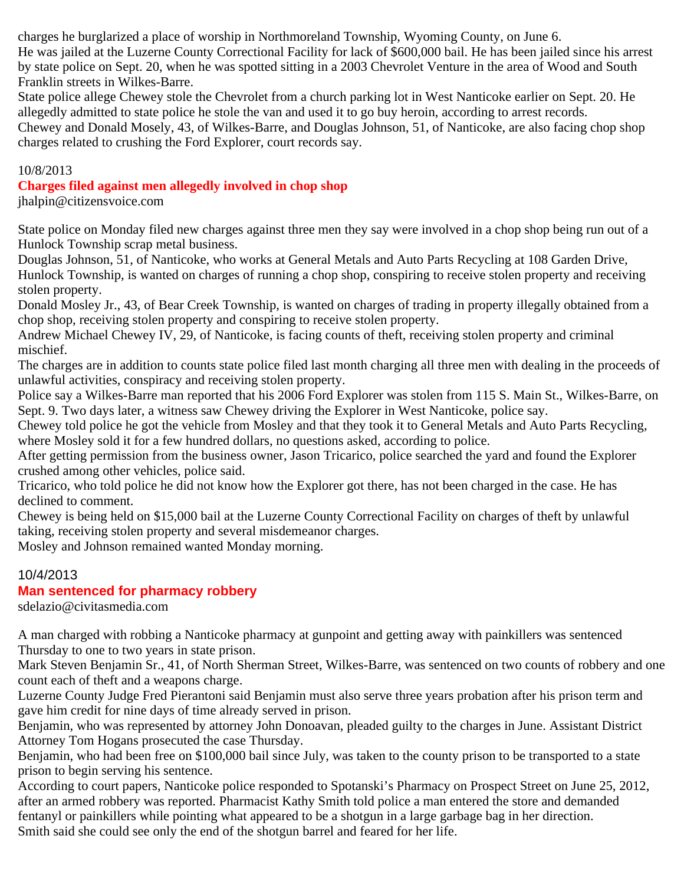charges he burglarized a place of worship in Northmoreland Township, Wyoming County, on June 6.
He was jailed at the Luzerne County Correctional Facility for lack of $600,000 bail. He has been jailed since his arrest by state police on Sept. 20, when he was spotted sitting in a 2003 Chevrolet Venture in the area of Wood and South Franklin streets in Wilkes-Barre.
State police allege Chewey stole the Chevrolet from a church parking lot in West Nanticoke earlier on Sept. 20. He allegedly admitted to state police he stole the van and used it to go buy heroin, according to arrest records.
Chewey and Donald Mosely, 43, of Wilkes-Barre, and Douglas Johnson, 51, of Nanticoke, are also facing chop shop charges related to crushing the Ford Explorer, court records say.

10/8/2013

## Charges filed against men allegedly involved in chop shop

jhalpin@citizensvoice.com

State police on Monday filed new charges against three men they say were involved in a chop shop being run out of a Hunlock Township scrap metal business.
Douglas Johnson, 51, of Nanticoke, who works at General Metals and Auto Parts Recycling at 108 Garden Drive, Hunlock Township, is wanted on charges of running a chop shop, conspiring to receive stolen property and receiving stolen property.
Donald Mosley Jr., 43, of Bear Creek Township, is wanted on charges of trading in property illegally obtained from a chop shop, receiving stolen property and conspiring to receive stolen property.
Andrew Michael Chewey IV, 29, of Nanticoke, is facing counts of theft, receiving stolen property and criminal mischief.
The charges are in addition to counts state police filed last month charging all three men with dealing in the proceeds of unlawful activities, conspiracy and receiving stolen property.
Police say a Wilkes-Barre man reported that his 2006 Ford Explorer was stolen from 115 S. Main St., Wilkes-Barre, on Sept. 9. Two days later, a witness saw Chewey driving the Explorer in West Nanticoke, police say.
Chewey told police he got the vehicle from Mosley and that they took it to General Metals and Auto Parts Recycling, where Mosley sold it for a few hundred dollars, no questions asked, according to police.
After getting permission from the business owner, Jason Tricarico, police searched the yard and found the Explorer crushed among other vehicles, police said.
Tricarico, who told police he did not know how the Explorer got there, has not been charged in the case. He has declined to comment.
Chewey is being held on $15,000 bail at the Luzerne County Correctional Facility on charges of theft by unlawful taking, receiving stolen property and several misdemeanor charges.
Mosley and Johnson remained wanted Monday morning.

10/4/2013

## Man sentenced for pharmacy robbery

sdelazio@civitasmedia.com

A man charged with robbing a Nanticoke pharmacy at gunpoint and getting away with painkillers was sentenced Thursday to one to two years in state prison.
Mark Steven Benjamin Sr., 41, of North Sherman Street, Wilkes-Barre, was sentenced on two counts of robbery and one count each of theft and a weapons charge.
Luzerne County Judge Fred Pierantoni said Benjamin must also serve three years probation after his prison term and gave him credit for nine days of time already served in prison.
Benjamin, who was represented by attorney John Donoavan, pleaded guilty to the charges in June. Assistant District Attorney Tom Hogans prosecuted the case Thursday.
Benjamin, who had been free on $100,000 bail since July, was taken to the county prison to be transported to a state prison to begin serving his sentence.
According to court papers, Nanticoke police responded to Spotanski's Pharmacy on Prospect Street on June 25, 2012, after an armed robbery was reported. Pharmacist Kathy Smith told police a man entered the store and demanded fentanyl or painkillers while pointing what appeared to be a shotgun in a large garbage bag in her direction.
Smith said she could see only the end of the shotgun barrel and feared for her life.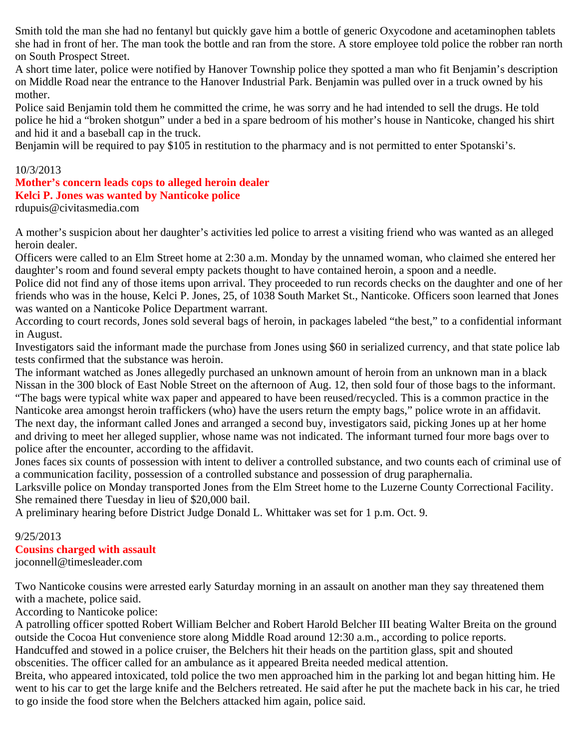Smith told the man she had no fentanyl but quickly gave him a bottle of generic Oxycodone and acetaminophen tablets she had in front of her. The man took the bottle and ran from the store. A store employee told police the robber ran north on South Prospect Street.

A short time later, police were notified by Hanover Township police they spotted a man who fit Benjamin's description on Middle Road near the entrance to the Hanover Industrial Park. Benjamin was pulled over in a truck owned by his mother.

Police said Benjamin told them he committed the crime, he was sorry and he had intended to sell the drugs. He told police he hid a "broken shotgun" under a bed in a spare bedroom of his mother's house in Nanticoke, changed his shirt and hid it and a baseball cap in the truck.

Benjamin will be required to pay $105 in restitution to the pharmacy and is not permitted to enter Spotanski's.

10/3/2013

## Mother's concern leads cops to alleged heroin dealer

### Kelci P. Jones was wanted by Nanticoke police

rdupuis@civitasmedia.com

A mother's suspicion about her daughter's activities led police to arrest a visiting friend who was wanted as an alleged heroin dealer.

Officers were called to an Elm Street home at 2:30 a.m. Monday by the unnamed woman, who claimed she entered her daughter's room and found several empty packets thought to have contained heroin, a spoon and a needle.

Police did not find any of those items upon arrival. They proceeded to run records checks on the daughter and one of her friends who was in the house, Kelci P. Jones, 25, of 1038 South Market St., Nanticoke. Officers soon learned that Jones was wanted on a Nanticoke Police Department warrant.

According to court records, Jones sold several bags of heroin, in packages labeled "the best," to a confidential informant in August.

Investigators said the informant made the purchase from Jones using $60 in serialized currency, and that state police lab tests confirmed that the substance was heroin.

The informant watched as Jones allegedly purchased an unknown amount of heroin from an unknown man in a black Nissan in the 300 block of East Noble Street on the afternoon of Aug. 12, then sold four of those bags to the informant.

"The bags were typical white wax paper and appeared to have been reused/recycled. This is a common practice in the Nanticoke area amongst heroin traffickers (who) have the users return the empty bags," police wrote in an affidavit.

The next day, the informant called Jones and arranged a second buy, investigators said, picking Jones up at her home and driving to meet her alleged supplier, whose name was not indicated. The informant turned four more bags over to police after the encounter, according to the affidavit.

Jones faces six counts of possession with intent to deliver a controlled substance, and two counts each of criminal use of a communication facility, possession of a controlled substance and possession of drug paraphernalia.

Larksville police on Monday transported Jones from the Elm Street home to the Luzerne County Correctional Facility. She remained there Tuesday in lieu of $20,000 bail.

A preliminary hearing before District Judge Donald L. Whittaker was set for 1 p.m. Oct. 9.

9/25/2013

## Cousins charged with assault

joconnell@timesleader.com

Two Nanticoke cousins were arrested early Saturday morning in an assault on another man they say threatened them with a machete, police said.

According to Nanticoke police:

A patrolling officer spotted Robert William Belcher and Robert Harold Belcher III beating Walter Breita on the ground outside the Cocoa Hut convenience store along Middle Road around 12:30 a.m., according to police reports.

Handcuffed and stowed in a police cruiser, the Belchers hit their heads on the partition glass, spit and shouted obscenities. The officer called for an ambulance as it appeared Breita needed medical attention.

Breita, who appeared intoxicated, told police the two men approached him in the parking lot and began hitting him. He went to his car to get the large knife and the Belchers retreated. He said after he put the machete back in his car, he tried to go inside the food store when the Belchers attacked him again, police said.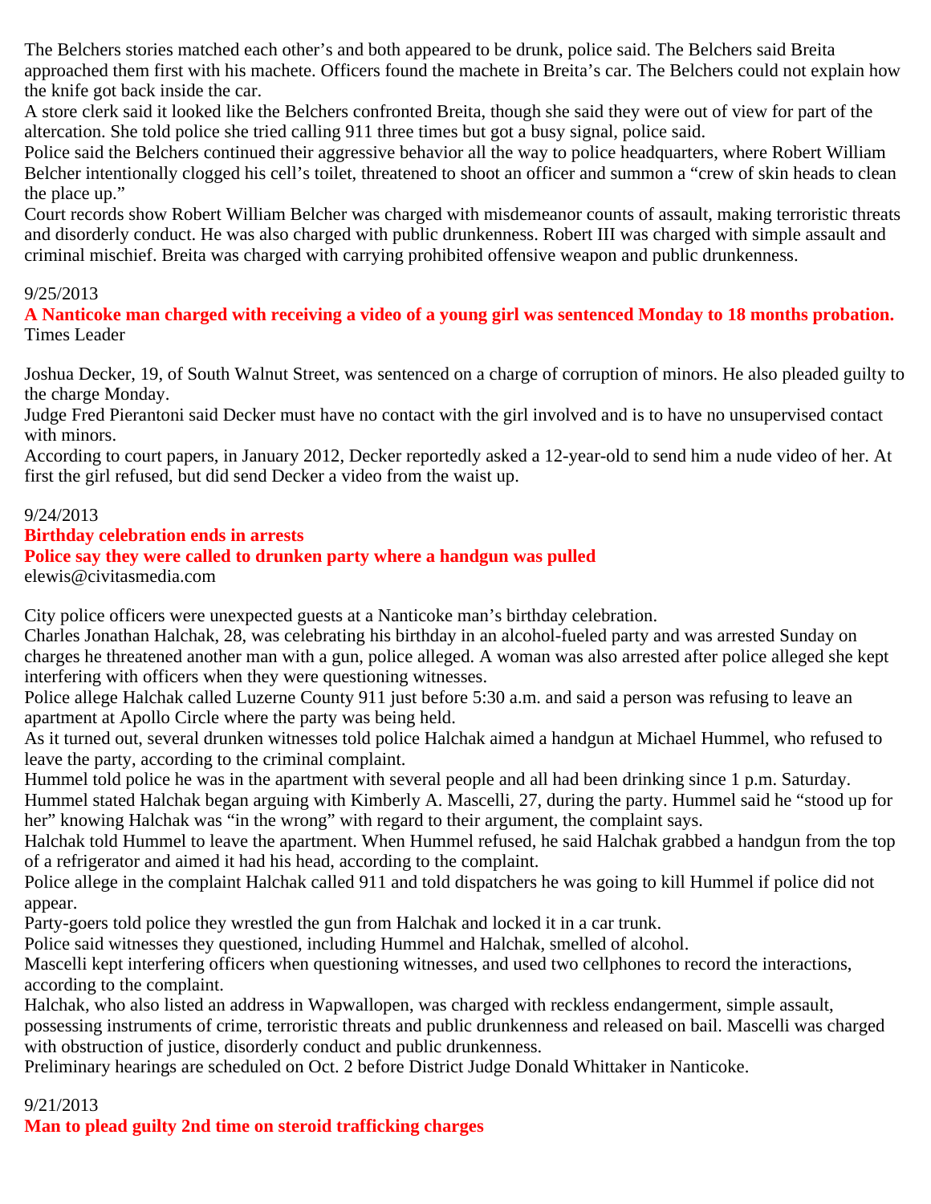The Belchers stories matched each other's and both appeared to be drunk, police said. The Belchers said Breita approached them first with his machete. Officers found the machete in Breita's car. The Belchers could not explain how the knife got back inside the car.

A store clerk said it looked like the Belchers confronted Breita, though she said they were out of view for part of the altercation. She told police she tried calling 911 three times but got a busy signal, police said.

Police said the Belchers continued their aggressive behavior all the way to police headquarters, where Robert William Belcher intentionally clogged his cell's toilet, threatened to shoot an officer and summon a "crew of skin heads to clean the place up."

Court records show Robert William Belcher was charged with misdemeanor counts of assault, making terroristic threats and disorderly conduct. He was also charged with public drunkenness. Robert III was charged with simple assault and criminal mischief. Breita was charged with carrying prohibited offensive weapon and public drunkenness.

9/25/2013

**A Nanticoke man charged with receiving a video of a young girl was sentenced Monday to 18 months probation.**

Times Leader

Joshua Decker, 19, of South Walnut Street, was sentenced on a charge of corruption of minors. He also pleaded guilty to the charge Monday.

Judge Fred Pierantoni said Decker must have no contact with the girl involved and is to have no unsupervised contact with minors.

According to court papers, in January 2012, Decker reportedly asked a 12-year-old to send him a nude video of her. At first the girl refused, but did send Decker a video from the waist up.

9/24/2013

**Birthday celebration ends in arrests**

**Police say they were called to drunken party where a handgun was pulled**

elewis@civitasmedia.com

City police officers were unexpected guests at a Nanticoke man's birthday celebration.

Charles Jonathan Halchak, 28, was celebrating his birthday in an alcohol-fueled party and was arrested Sunday on charges he threatened another man with a gun, police alleged. A woman was also arrested after police alleged she kept interfering with officers when they were questioning witnesses.

Police allege Halchak called Luzerne County 911 just before 5:30 a.m. and said a person was refusing to leave an apartment at Apollo Circle where the party was being held.

As it turned out, several drunken witnesses told police Halchak aimed a handgun at Michael Hummel, who refused to leave the party, according to the criminal complaint.

Hummel told police he was in the apartment with several people and all had been drinking since 1 p.m. Saturday. Hummel stated Halchak began arguing with Kimberly A. Mascelli, 27, during the party. Hummel said he "stood up for her" knowing Halchak was "in the wrong" with regard to their argument, the complaint says.

Halchak told Hummel to leave the apartment. When Hummel refused, he said Halchak grabbed a handgun from the top of a refrigerator and aimed it had his head, according to the complaint.

Police allege in the complaint Halchak called 911 and told dispatchers he was going to kill Hummel if police did not appear.

Party-goers told police they wrestled the gun from Halchak and locked it in a car trunk.

Police said witnesses they questioned, including Hummel and Halchak, smelled of alcohol.

Mascelli kept interfering officers when questioning witnesses, and used two cellphones to record the interactions, according to the complaint.

Halchak, who also listed an address in Wapwallopen, was charged with reckless endangerment, simple assault, possessing instruments of crime, terroristic threats and public drunkenness and released on bail. Mascelli was charged with obstruction of justice, disorderly conduct and public drunkenness.

Preliminary hearings are scheduled on Oct. 2 before District Judge Donald Whittaker in Nanticoke.

9/21/2013

**Man to plead guilty 2nd time on steroid trafficking charges**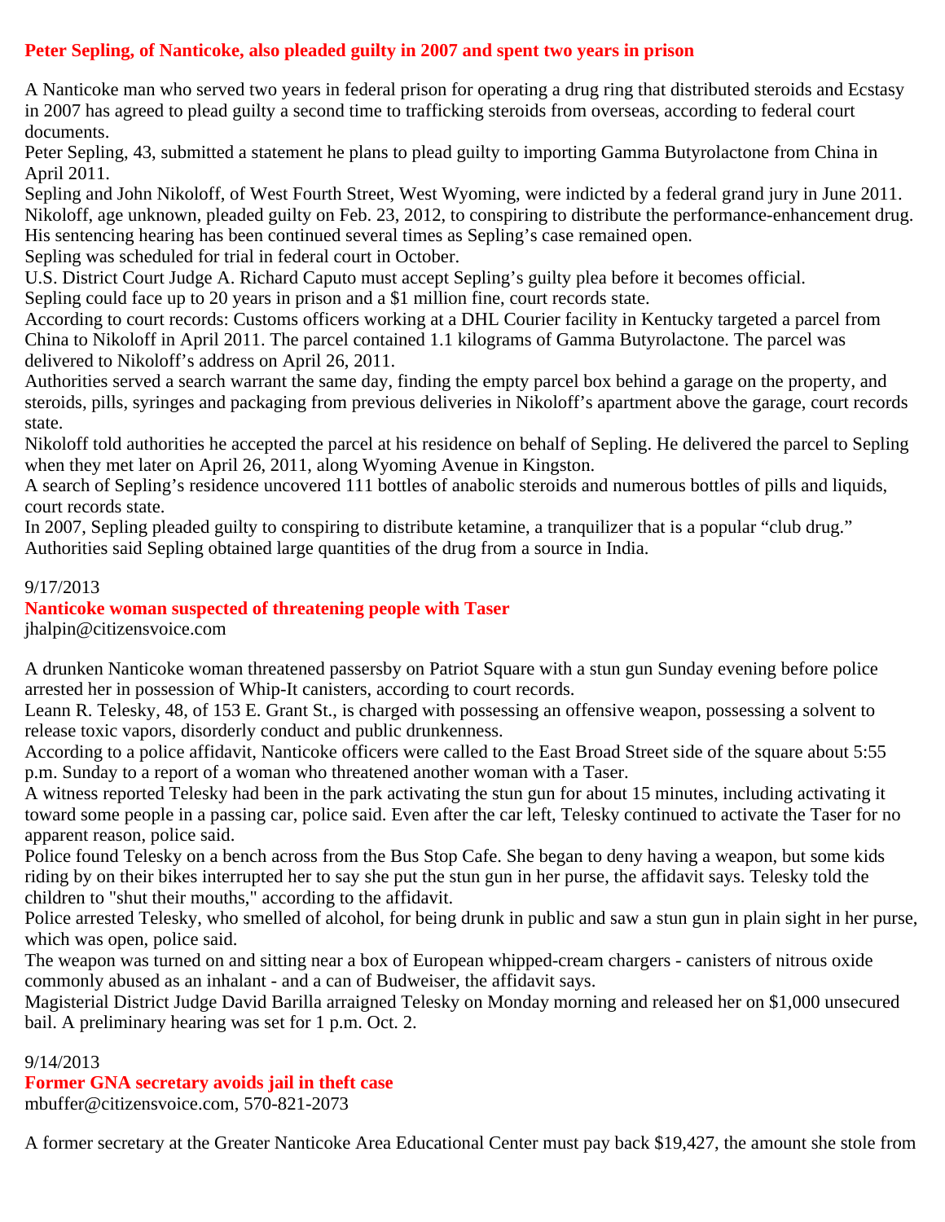## Peter Sepling, of Nanticoke, also pleaded guilty in 2007 and spent two years in prison

A Nanticoke man who served two years in federal prison for operating a drug ring that distributed steroids and Ecstasy in 2007 has agreed to plead guilty a second time to trafficking steroids from overseas, according to federal court documents.

Peter Sepling, 43, submitted a statement he plans to plead guilty to importing Gamma Butyrolactone from China in April 2011.

Sepling and John Nikoloff, of West Fourth Street, West Wyoming, were indicted by a federal grand jury in June 2011.

Nikoloff, age unknown, pleaded guilty on Feb. 23, 2012, to conspiring to distribute the performance-enhancement drug. His sentencing hearing has been continued several times as Sepling's case remained open.

Sepling was scheduled for trial in federal court in October.

U.S. District Court Judge A. Richard Caputo must accept Sepling's guilty plea before it becomes official.

Sepling could face up to 20 years in prison and a $1 million fine, court records state.

According to court records: Customs officers working at a DHL Courier facility in Kentucky targeted a parcel from China to Nikoloff in April 2011. The parcel contained 1.1 kilograms of Gamma Butyrolactone. The parcel was delivered to Nikoloff's address on April 26, 2011.

Authorities served a search warrant the same day, finding the empty parcel box behind a garage on the property, and steroids, pills, syringes and packaging from previous deliveries in Nikoloff's apartment above the garage, court records state.

Nikoloff told authorities he accepted the parcel at his residence on behalf of Sepling. He delivered the parcel to Sepling when they met later on April 26, 2011, along Wyoming Avenue in Kingston.

A search of Sepling's residence uncovered 111 bottles of anabolic steroids and numerous bottles of pills and liquids, court records state.

In 2007, Sepling pleaded guilty to conspiring to distribute ketamine, a tranquilizer that is a popular "club drug." Authorities said Sepling obtained large quantities of the drug from a source in India.

9/17/2013

## Nanticoke woman suspected of threatening people with Taser

jhalpin@citizensvoice.com

A drunken Nanticoke woman threatened passersby on Patriot Square with a stun gun Sunday evening before police arrested her in possession of Whip-It canisters, according to court records.

Leann R. Telesky, 48, of 153 E. Grant St., is charged with possessing an offensive weapon, possessing a solvent to release toxic vapors, disorderly conduct and public drunkenness.

According to a police affidavit, Nanticoke officers were called to the East Broad Street side of the square about 5:55 p.m. Sunday to a report of a woman who threatened another woman with a Taser.

A witness reported Telesky had been in the park activating the stun gun for about 15 minutes, including activating it toward some people in a passing car, police said. Even after the car left, Telesky continued to activate the Taser for no apparent reason, police said.

Police found Telesky on a bench across from the Bus Stop Cafe. She began to deny having a weapon, but some kids riding by on their bikes interrupted her to say she put the stun gun in her purse, the affidavit says. Telesky told the children to "shut their mouths," according to the affidavit.

Police arrested Telesky, who smelled of alcohol, for being drunk in public and saw a stun gun in plain sight in her purse, which was open, police said.

The weapon was turned on and sitting near a box of European whipped-cream chargers - canisters of nitrous oxide commonly abused as an inhalant - and a can of Budweiser, the affidavit says.

Magisterial District Judge David Barilla arraigned Telesky on Monday morning and released her on $1,000 unsecured bail. A preliminary hearing was set for 1 p.m. Oct. 2.

9/14/2013

## Former GNA secretary avoids jail in theft case

mbuffer@citizensvoice.com, 570-821-2073

A former secretary at the Greater Nanticoke Area Educational Center must pay back $19,427, the amount she stole from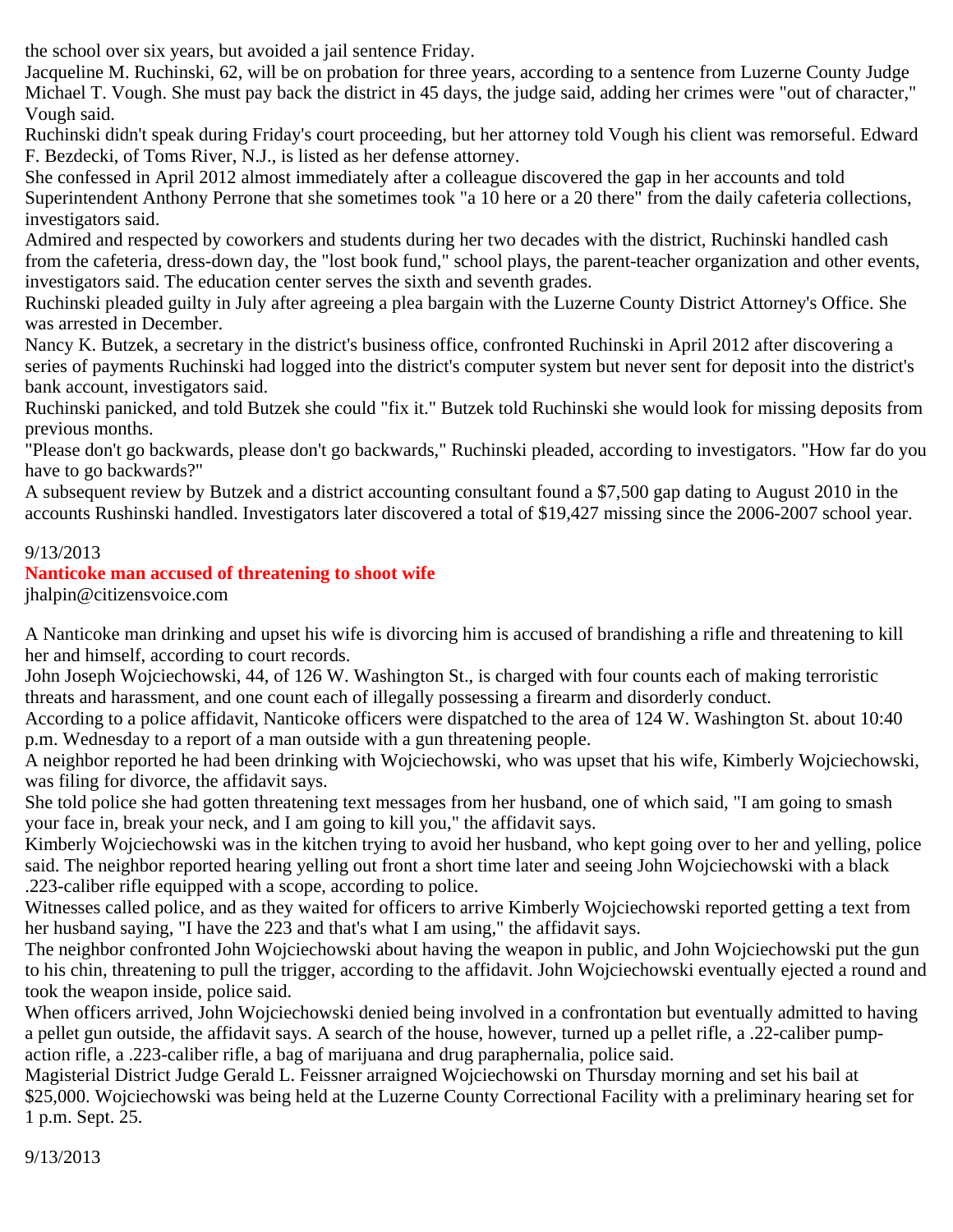the school over six years, but avoided a jail sentence Friday.

Jacqueline M. Ruchinski, 62, will be on probation for three years, according to a sentence from Luzerne County Judge Michael T. Vough. She must pay back the district in 45 days, the judge said, adding her crimes were "out of character," Vough said.

Ruchinski didn't speak during Friday's court proceeding, but her attorney told Vough his client was remorseful. Edward F. Bezdecki, of Toms River, N.J., is listed as her defense attorney.

She confessed in April 2012 almost immediately after a colleague discovered the gap in her accounts and told Superintendent Anthony Perrone that she sometimes took "a 10 here or a 20 there" from the daily cafeteria collections, investigators said.

Admired and respected by coworkers and students during her two decades with the district, Ruchinski handled cash from the cafeteria, dress-down day, the "lost book fund," school plays, the parent-teacher organization and other events, investigators said. The education center serves the sixth and seventh grades.

Ruchinski pleaded guilty in July after agreeing a plea bargain with the Luzerne County District Attorney's Office. She was arrested in December.

Nancy K. Butzek, a secretary in the district's business office, confronted Ruchinski in April 2012 after discovering a series of payments Ruchinski had logged into the district's computer system but never sent for deposit into the district's bank account, investigators said.

Ruchinski panicked, and told Butzek she could "fix it." Butzek told Ruchinski she would look for missing deposits from previous months.

"Please don't go backwards, please don't go backwards," Ruchinski pleaded, according to investigators. "How far do you have to go backwards?"

A subsequent review by Butzek and a district accounting consultant found a $7,500 gap dating to August 2010 in the accounts Rushinski handled. Investigators later discovered a total of $19,427 missing since the 2006-2007 school year.

9/13/2013

## Nanticoke man accused of threatening to shoot wife

jhalpin@citizensvoice.com

A Nanticoke man drinking and upset his wife is divorcing him is accused of brandishing a rifle and threatening to kill her and himself, according to court records.

John Joseph Wojciechowski, 44, of 126 W. Washington St., is charged with four counts each of making terroristic threats and harassment, and one count each of illegally possessing a firearm and disorderly conduct.

According to a police affidavit, Nanticoke officers were dispatched to the area of 124 W. Washington St. about 10:40 p.m. Wednesday to a report of a man outside with a gun threatening people.

A neighbor reported he had been drinking with Wojciechowski, who was upset that his wife, Kimberly Wojciechowski, was filing for divorce, the affidavit says.

She told police she had gotten threatening text messages from her husband, one of which said, "I am going to smash your face in, break your neck, and I am going to kill you," the affidavit says.

Kimberly Wojciechowski was in the kitchen trying to avoid her husband, who kept going over to her and yelling, police said. The neighbor reported hearing yelling out front a short time later and seeing John Wojciechowski with a black .223-caliber rifle equipped with a scope, according to police.

Witnesses called police, and as they waited for officers to arrive Kimberly Wojciechowski reported getting a text from her husband saying, "I have the 223 and that's what I am using," the affidavit says.

The neighbor confronted John Wojciechowski about having the weapon in public, and John Wojciechowski put the gun to his chin, threatening to pull the trigger, according to the affidavit. John Wojciechowski eventually ejected a round and took the weapon inside, police said.

When officers arrived, John Wojciechowski denied being involved in a confrontation but eventually admitted to having a pellet gun outside, the affidavit says. A search of the house, however, turned up a pellet rifle, a .22-caliber pump-action rifle, a .223-caliber rifle, a bag of marijuana and drug paraphernalia, police said.

Magisterial District Judge Gerald L. Feissner arraigned Wojciechowski on Thursday morning and set his bail at $25,000. Wojciechowski was being held at the Luzerne County Correctional Facility with a preliminary hearing set for 1 p.m. Sept. 25.

9/13/2013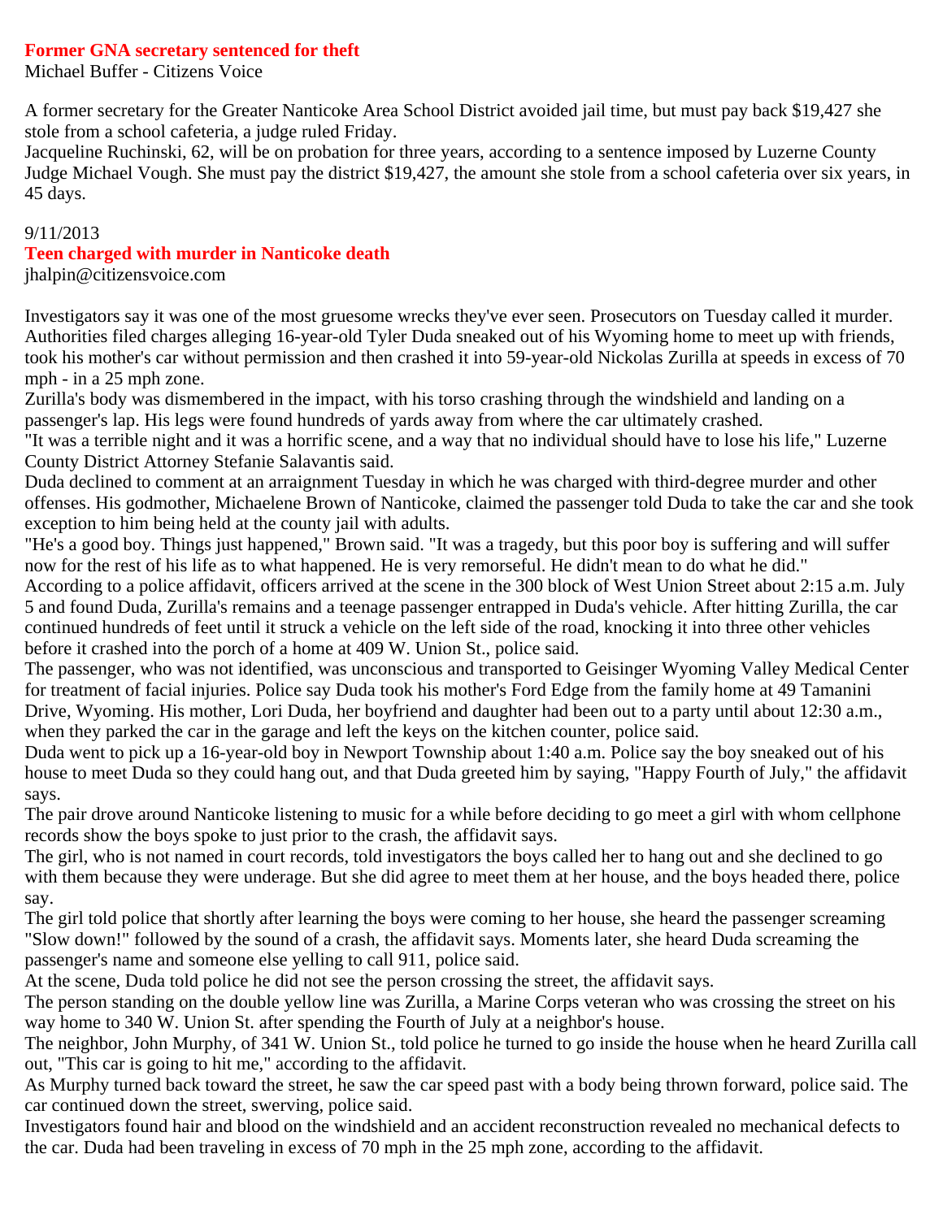## Former GNA secretary sentenced for theft

Michael Buffer - Citizens Voice

A former secretary for the Greater Nanticoke Area School District avoided jail time, but must pay back $19,427 she stole from a school cafeteria, a judge ruled Friday.

Jacqueline Ruchinski, 62, will be on probation for three years, according to a sentence imposed by Luzerne County Judge Michael Vough. She must pay the district $19,427, the amount she stole from a school cafeteria over six years, in 45 days.

9/11/2013

## Teen charged with murder in Nanticoke death

jhalpin@citizensvoice.com

Investigators say it was one of the most gruesome wrecks they've ever seen. Prosecutors on Tuesday called it murder. Authorities filed charges alleging 16-year-old Tyler Duda sneaked out of his Wyoming home to meet up with friends, took his mother's car without permission and then crashed it into 59-year-old Nickolas Zurilla at speeds in excess of 70 mph - in a 25 mph zone.

Zurilla's body was dismembered in the impact, with his torso crashing through the windshield and landing on a passenger's lap. His legs were found hundreds of yards away from where the car ultimately crashed.

"It was a terrible night and it was a horrific scene, and a way that no individual should have to lose his life," Luzerne County District Attorney Stefanie Salavantis said.

Duda declined to comment at an arraignment Tuesday in which he was charged with third-degree murder and other offenses. His godmother, Michaelene Brown of Nanticoke, claimed the passenger told Duda to take the car and she took exception to him being held at the county jail with adults.

"He's a good boy. Things just happened," Brown said. "It was a tragedy, but this poor boy is suffering and will suffer now for the rest of his life as to what happened. He is very remorseful. He didn't mean to do what he did."

According to a police affidavit, officers arrived at the scene in the 300 block of West Union Street about 2:15 a.m. July 5 and found Duda, Zurilla's remains and a teenage passenger entrapped in Duda's vehicle. After hitting Zurilla, the car continued hundreds of feet until it struck a vehicle on the left side of the road, knocking it into three other vehicles before it crashed into the porch of a home at 409 W. Union St., police said.

The passenger, who was not identified, was unconscious and transported to Geisinger Wyoming Valley Medical Center for treatment of facial injuries. Police say Duda took his mother's Ford Edge from the family home at 49 Tamanini Drive, Wyoming. His mother, Lori Duda, her boyfriend and daughter had been out to a party until about 12:30 a.m., when they parked the car in the garage and left the keys on the kitchen counter, police said.

Duda went to pick up a 16-year-old boy in Newport Township about 1:40 a.m. Police say the boy sneaked out of his house to meet Duda so they could hang out, and that Duda greeted him by saying, "Happy Fourth of July," the affidavit says.

The pair drove around Nanticoke listening to music for a while before deciding to go meet a girl with whom cellphone records show the boys spoke to just prior to the crash, the affidavit says.

The girl, who is not named in court records, told investigators the boys called her to hang out and she declined to go with them because they were underage. But she did agree to meet them at her house, and the boys headed there, police say.

The girl told police that shortly after learning the boys were coming to her house, she heard the passenger screaming "Slow down!" followed by the sound of a crash, the affidavit says. Moments later, she heard Duda screaming the passenger's name and someone else yelling to call 911, police said.

At the scene, Duda told police he did not see the person crossing the street, the affidavit says.

The person standing on the double yellow line was Zurilla, a Marine Corps veteran who was crossing the street on his way home to 340 W. Union St. after spending the Fourth of July at a neighbor's house.

The neighbor, John Murphy, of 341 W. Union St., told police he turned to go inside the house when he heard Zurilla call out, "This car is going to hit me," according to the affidavit.

As Murphy turned back toward the street, he saw the car speed past with a body being thrown forward, police said. The car continued down the street, swerving, police said.

Investigators found hair and blood on the windshield and an accident reconstruction revealed no mechanical defects to the car. Duda had been traveling in excess of 70 mph in the 25 mph zone, according to the affidavit.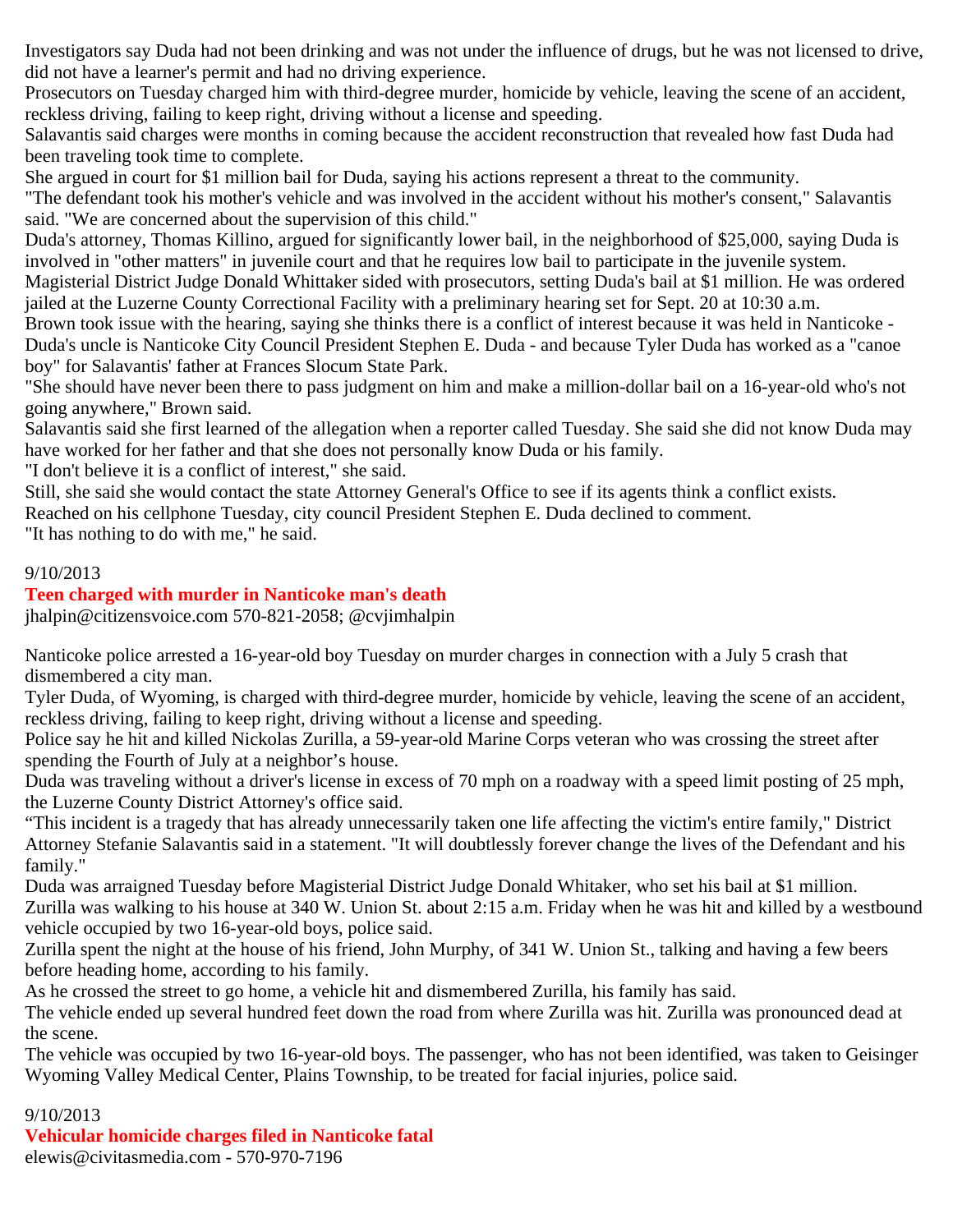Investigators say Duda had not been drinking and was not under the influence of drugs, but he was not licensed to drive, did not have a learner's permit and had no driving experience.

Prosecutors on Tuesday charged him with third-degree murder, homicide by vehicle, leaving the scene of an accident, reckless driving, failing to keep right, driving without a license and speeding.

Salavantis said charges were months in coming because the accident reconstruction that revealed how fast Duda had been traveling took time to complete.

She argued in court for $1 million bail for Duda, saying his actions represent a threat to the community.

"The defendant took his mother's vehicle and was involved in the accident without his mother's consent," Salavantis said. "We are concerned about the supervision of this child."

Duda's attorney, Thomas Killino, argued for significantly lower bail, in the neighborhood of $25,000, saying Duda is involved in "other matters" in juvenile court and that he requires low bail to participate in the juvenile system.

Magisterial District Judge Donald Whittaker sided with prosecutors, setting Duda's bail at $1 million. He was ordered jailed at the Luzerne County Correctional Facility with a preliminary hearing set for Sept. 20 at 10:30 a.m.

Brown took issue with the hearing, saying she thinks there is a conflict of interest because it was held in Nanticoke - Duda's uncle is Nanticoke City Council President Stephen E. Duda - and because Tyler Duda has worked as a "canoe boy" for Salavantis' father at Frances Slocum State Park.

"She should have never been there to pass judgment on him and make a million-dollar bail on a 16-year-old who's not going anywhere," Brown said.

Salavantis said she first learned of the allegation when a reporter called Tuesday. She said she did not know Duda may have worked for her father and that she does not personally know Duda or his family.

"I don't believe it is a conflict of interest," she said.

Still, she said she would contact the state Attorney General's Office to see if its agents think a conflict exists.

Reached on his cellphone Tuesday, city council President Stephen E. Duda declined to comment.

"It has nothing to do with me," he said.

9/10/2013

## Teen charged with murder in Nanticoke man's death

jhalpin@citizensvoice.com 570-821-2058; @cvjimhalpin

Nanticoke police arrested a 16-year-old boy Tuesday on murder charges in connection with a July 5 crash that dismembered a city man.

Tyler Duda, of Wyoming, is charged with third-degree murder, homicide by vehicle, leaving the scene of an accident, reckless driving, failing to keep right, driving without a license and speeding.

Police say he hit and killed Nickolas Zurilla, a 59-year-old Marine Corps veteran who was crossing the street after spending the Fourth of July at a neighbor's house.

Duda was traveling without a driver's license in excess of 70 mph on a roadway with a speed limit posting of 25 mph, the Luzerne County District Attorney's office said.

"This incident is a tragedy that has already unnecessarily taken one life affecting the victim's entire family," District Attorney Stefanie Salavantis said in a statement. "It will doubtlessly forever change the lives of the Defendant and his family."

Duda was arraigned Tuesday before Magisterial District Judge Donald Whitaker, who set his bail at $1 million.

Zurilla was walking to his house at 340 W. Union St. about 2:15 a.m. Friday when he was hit and killed by a westbound vehicle occupied by two 16-year-old boys, police said.

Zurilla spent the night at the house of his friend, John Murphy, of 341 W. Union St., talking and having a few beers before heading home, according to his family.

As he crossed the street to go home, a vehicle hit and dismembered Zurilla, his family has said.

The vehicle ended up several hundred feet down the road from where Zurilla was hit. Zurilla was pronounced dead at the scene.

The vehicle was occupied by two 16-year-old boys. The passenger, who has not been identified, was taken to Geisinger Wyoming Valley Medical Center, Plains Township, to be treated for facial injuries, police said.

9/10/2013

## Vehicular homicide charges filed in Nanticoke fatal

elewis@civitasmedia.com - 570-970-7196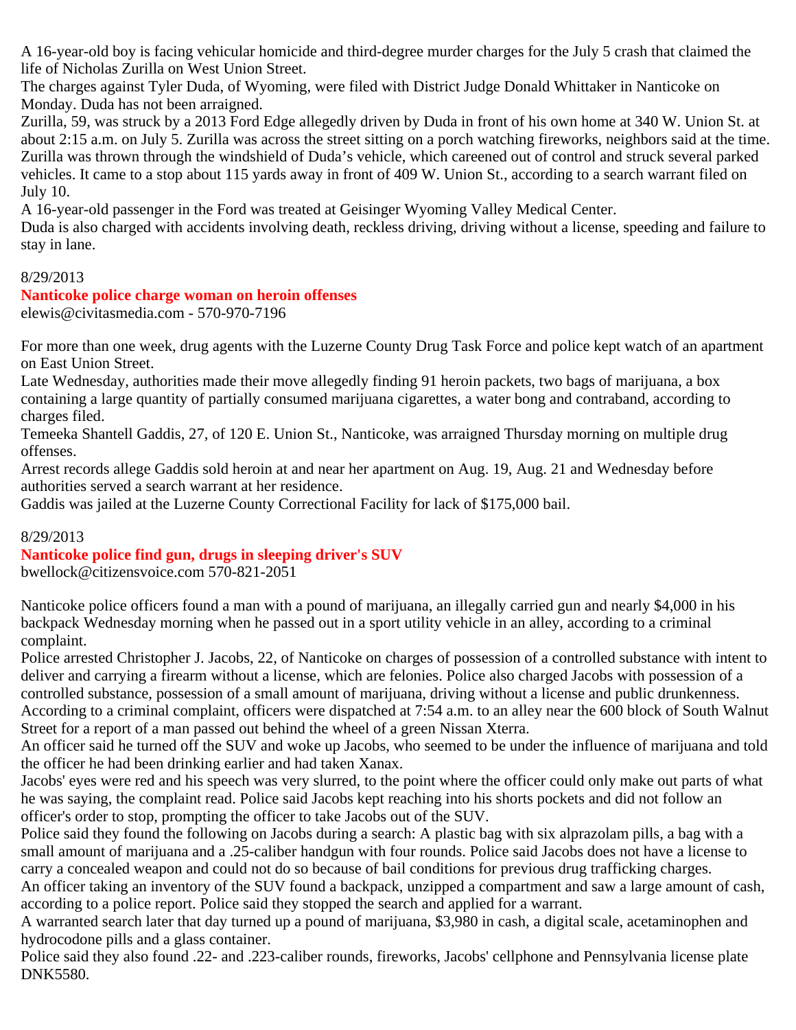A 16-year-old boy is facing vehicular homicide and third-degree murder charges for the July 5 crash that claimed the life of Nicholas Zurilla on West Union Street.

The charges against Tyler Duda, of Wyoming, were filed with District Judge Donald Whittaker in Nanticoke on Monday. Duda has not been arraigned.

Zurilla, 59, was struck by a 2013 Ford Edge allegedly driven by Duda in front of his own home at 340 W. Union St. at about 2:15 a.m. on July 5. Zurilla was across the street sitting on a porch watching fireworks, neighbors said at the time. Zurilla was thrown through the windshield of Duda's vehicle, which careened out of control and struck several parked vehicles. It came to a stop about 115 yards away in front of 409 W. Union St., according to a search warrant filed on July 10.

A 16-year-old passenger in the Ford was treated at Geisinger Wyoming Valley Medical Center.

Duda is also charged with accidents involving death, reckless driving, driving without a license, speeding and failure to stay in lane.

8/29/2013

**Nanticoke police charge woman on heroin offenses**

elewis@civitasmedia.com - 570-970-7196

For more than one week, drug agents with the Luzerne County Drug Task Force and police kept watch of an apartment on East Union Street.

Late Wednesday, authorities made their move allegedly finding 91 heroin packets, two bags of marijuana, a box containing a large quantity of partially consumed marijuana cigarettes, a water bong and contraband, according to charges filed.

Temeeka Shantell Gaddis, 27, of 120 E. Union St., Nanticoke, was arraigned Thursday morning on multiple drug offenses.

Arrest records allege Gaddis sold heroin at and near her apartment on Aug. 19, Aug. 21 and Wednesday before authorities served a search warrant at her residence.

Gaddis was jailed at the Luzerne County Correctional Facility for lack of $175,000 bail.

8/29/2013

**Nanticoke police find gun, drugs in sleeping driver's SUV**

bwellock@citizensvoice.com 570-821-2051

Nanticoke police officers found a man with a pound of marijuana, an illegally carried gun and nearly $4,000 in his backpack Wednesday morning when he passed out in a sport utility vehicle in an alley, according to a criminal complaint.

Police arrested Christopher J. Jacobs, 22, of Nanticoke on charges of possession of a controlled substance with intent to deliver and carrying a firearm without a license, which are felonies. Police also charged Jacobs with possession of a controlled substance, possession of a small amount of marijuana, driving without a license and public drunkenness.

According to a criminal complaint, officers were dispatched at 7:54 a.m. to an alley near the 600 block of South Walnut Street for a report of a man passed out behind the wheel of a green Nissan Xterra.

An officer said he turned off the SUV and woke up Jacobs, who seemed to be under the influence of marijuana and told the officer he had been drinking earlier and had taken Xanax.

Jacobs' eyes were red and his speech was very slurred, to the point where the officer could only make out parts of what he was saying, the complaint read. Police said Jacobs kept reaching into his shorts pockets and did not follow an officer's order to stop, prompting the officer to take Jacobs out of the SUV.

Police said they found the following on Jacobs during a search: A plastic bag with six alprazolam pills, a bag with a small amount of marijuana and a .25-caliber handgun with four rounds. Police said Jacobs does not have a license to carry a concealed weapon and could not do so because of bail conditions for previous drug trafficking charges.

An officer taking an inventory of the SUV found a backpack, unzipped a compartment and saw a large amount of cash, according to a police report. Police said they stopped the search and applied for a warrant.

A warranted search later that day turned up a pound of marijuana, $3,980 in cash, a digital scale, acetaminophen and hydrocodone pills and a glass container.

Police said they also found .22- and .223-caliber rounds, fireworks, Jacobs' cellphone and Pennsylvania license plate DNK5580.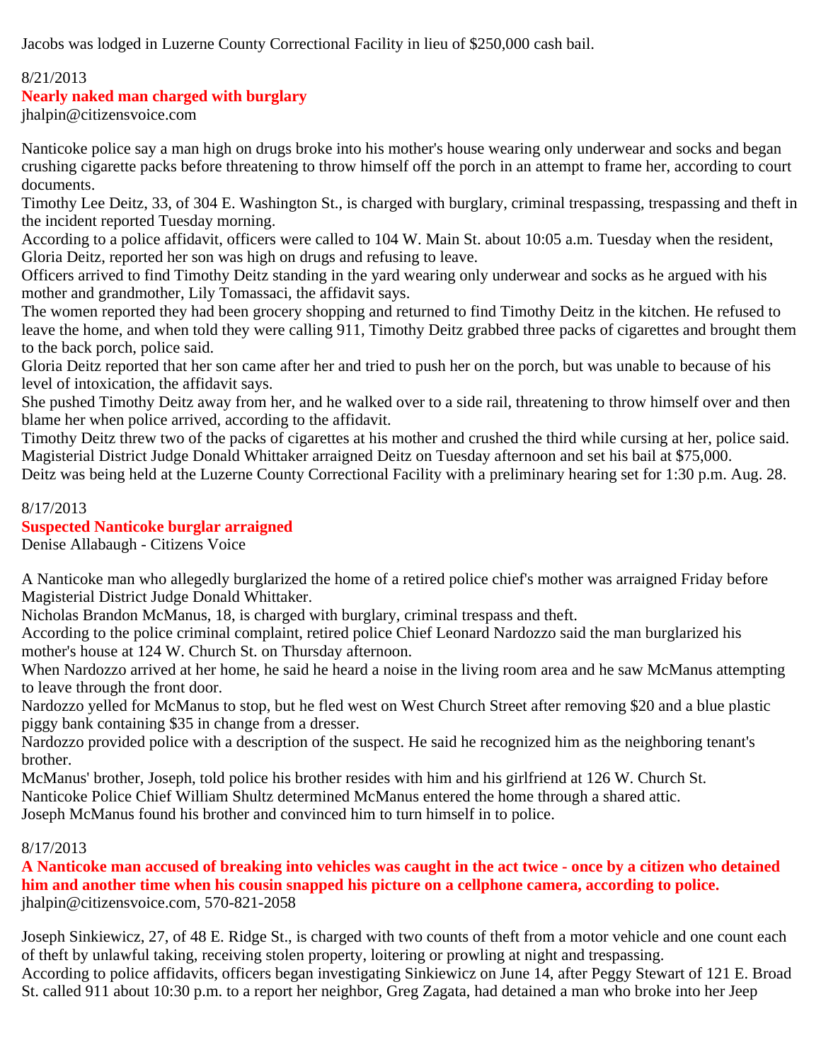Jacobs was lodged in Luzerne County Correctional Facility in lieu of $250,000 cash bail.

8/21/2013

## Nearly naked man charged with burglary

jhalpin@citizensvoice.com

Nanticoke police say a man high on drugs broke into his mother's house wearing only underwear and socks and began crushing cigarette packs before threatening to throw himself off the porch in an attempt to frame her, according to court documents.

Timothy Lee Deitz, 33, of 304 E. Washington St., is charged with burglary, criminal trespassing, trespassing and theft in the incident reported Tuesday morning.

According to a police affidavit, officers were called to 104 W. Main St. about 10:05 a.m. Tuesday when the resident, Gloria Deitz, reported her son was high on drugs and refusing to leave.

Officers arrived to find Timothy Deitz standing in the yard wearing only underwear and socks as he argued with his mother and grandmother, Lily Tomassaci, the affidavit says.

The women reported they had been grocery shopping and returned to find Timothy Deitz in the kitchen. He refused to leave the home, and when told they were calling 911, Timothy Deitz grabbed three packs of cigarettes and brought them to the back porch, police said.

Gloria Deitz reported that her son came after her and tried to push her on the porch, but was unable to because of his level of intoxication, the affidavit says.

She pushed Timothy Deitz away from her, and he walked over to a side rail, threatening to throw himself over and then blame her when police arrived, according to the affidavit.

Timothy Deitz threw two of the packs of cigarettes at his mother and crushed the third while cursing at her, police said.

Magisterial District Judge Donald Whittaker arraigned Deitz on Tuesday afternoon and set his bail at $75,000.

Deitz was being held at the Luzerne County Correctional Facility with a preliminary hearing set for 1:30 p.m. Aug. 28.

8/17/2013

## Suspected Nanticoke burglar arraigned

Denise Allabaugh - Citizens Voice

A Nanticoke man who allegedly burglarized the home of a retired police chief's mother was arraigned Friday before Magisterial District Judge Donald Whittaker.

Nicholas Brandon McManus, 18, is charged with burglary, criminal trespass and theft.

According to the police criminal complaint, retired police Chief Leonard Nardozzo said the man burglarized his mother's house at 124 W. Church St. on Thursday afternoon.

When Nardozzo arrived at her home, he said he heard a noise in the living room area and he saw McManus attempting to leave through the front door.

Nardozzo yelled for McManus to stop, but he fled west on West Church Street after removing $20 and a blue plastic piggy bank containing $35 in change from a dresser.

Nardozzo provided police with a description of the suspect. He said he recognized him as the neighboring tenant's brother.

McManus' brother, Joseph, told police his brother resides with him and his girlfriend at 126 W. Church St.

Nanticoke Police Chief William Shultz determined McManus entered the home through a shared attic.

Joseph McManus found his brother and convinced him to turn himself in to police.

8/17/2013

## A Nanticoke man accused of breaking into vehicles was caught in the act twice - once by a citizen who detained him and another time when his cousin snapped his picture on a cellphone camera, according to police.

jhalpin@citizensvoice.com, 570-821-2058

Joseph Sinkiewicz, 27, of 48 E. Ridge St., is charged with two counts of theft from a motor vehicle and one count each of theft by unlawful taking, receiving stolen property, loitering or prowling at night and trespassing.

According to police affidavits, officers began investigating Sinkiewicz on June 14, after Peggy Stewart of 121 E. Broad St. called 911 about 10:30 p.m. to a report her neighbor, Greg Zagata, had detained a man who broke into her Jeep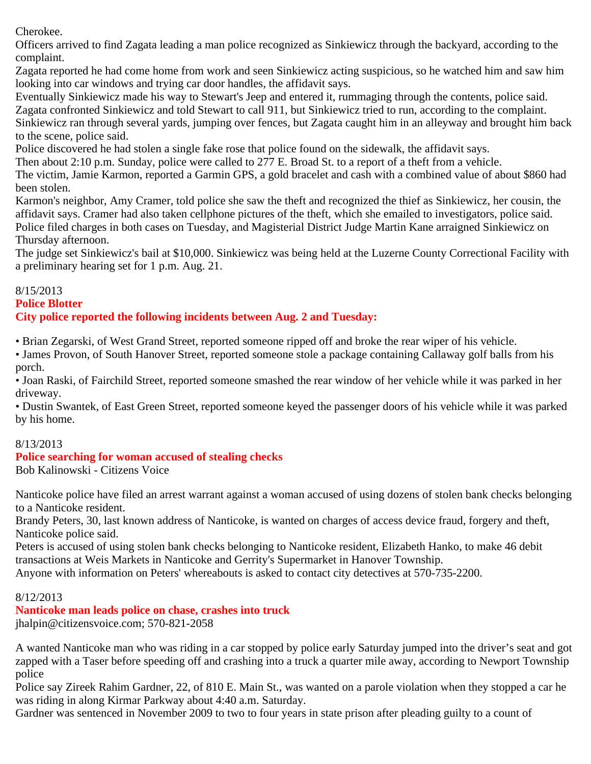Cherokee.

Officers arrived to find Zagata leading a man police recognized as Sinkiewicz through the backyard, according to the complaint.

Zagata reported he had come home from work and seen Sinkiewicz acting suspicious, so he watched him and saw him looking into car windows and trying car door handles, the affidavit says.

Eventually Sinkiewicz made his way to Stewart's Jeep and entered it, rummaging through the contents, police said.

Zagata confronted Sinkiewicz and told Stewart to call 911, but Sinkiewicz tried to run, according to the complaint.

Sinkiewicz ran through several yards, jumping over fences, but Zagata caught him in an alleyway and brought him back to the scene, police said.

Police discovered he had stolen a single fake rose that police found on the sidewalk, the affidavit says.

Then about 2:10 p.m. Sunday, police were called to 277 E. Broad St. to a report of a theft from a vehicle.

The victim, Jamie Karmon, reported a Garmin GPS, a gold bracelet and cash with a combined value of about $860 had been stolen.

Karmon's neighbor, Amy Cramer, told police she saw the theft and recognized the thief as Sinkiewicz, her cousin, the affidavit says. Cramer had also taken cellphone pictures of the theft, which she emailed to investigators, police said.

Police filed charges in both cases on Tuesday, and Magisterial District Judge Martin Kane arraigned Sinkiewicz on Thursday afternoon.

The judge set Sinkiewicz's bail at $10,000. Sinkiewicz was being held at the Luzerne County Correctional Facility with a preliminary hearing set for 1 p.m. Aug. 21.

8/15/2013

**Police Blotter**

**City police reported the following incidents between Aug. 2 and Tuesday:**

- Brian Zegarski, of West Grand Street, reported someone ripped off and broke the rear wiper of his vehicle.
- James Provon, of South Hanover Street, reported someone stole a package containing Callaway golf balls from his porch.
- Joan Raski, of Fairchild Street, reported someone smashed the rear window of her vehicle while it was parked in her driveway.
- Dustin Swantek, of East Green Street, reported someone keyed the passenger doors of his vehicle while it was parked by his home.

8/13/2013

**Police searching for woman accused of stealing checks**

Bob Kalinowski - Citizens Voice

Nanticoke police have filed an arrest warrant against a woman accused of using dozens of stolen bank checks belonging to a Nanticoke resident.

Brandy Peters, 30, last known address of Nanticoke, is wanted on charges of access device fraud, forgery and theft, Nanticoke police said.

Peters is accused of using stolen bank checks belonging to Nanticoke resident, Elizabeth Hanko, to make 46 debit transactions at Weis Markets in Nanticoke and Gerrity's Supermarket in Hanover Township.

Anyone with information on Peters' whereabouts is asked to contact city detectives at 570-735-2200.

8/12/2013

**Nanticoke man leads police on chase, crashes into truck**

jhalpin@citizensvoice.com; 570-821-2058

A wanted Nanticoke man who was riding in a car stopped by police early Saturday jumped into the driver's seat and got zapped with a Taser before speeding off and crashing into a truck a quarter mile away, according to Newport Township police

Police say Zireek Rahim Gardner, 22, of 810 E. Main St., was wanted on a parole violation when they stopped a car he was riding in along Kirmar Parkway about 4:40 a.m. Saturday.

Gardner was sentenced in November 2009 to two to four years in state prison after pleading guilty to a count of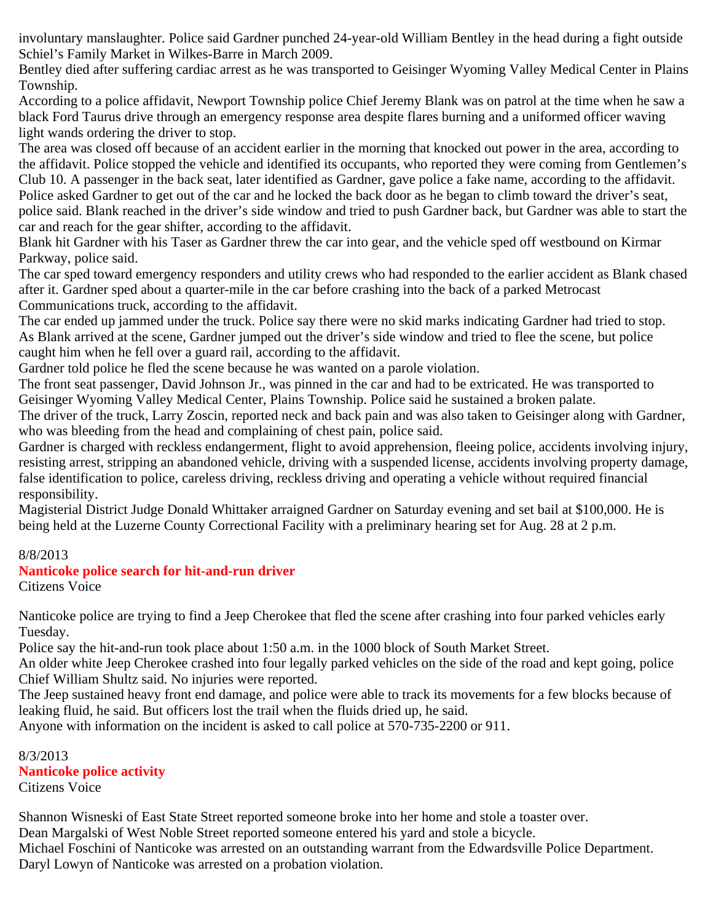involuntary manslaughter. Police said Gardner punched 24-year-old William Bentley in the head during a fight outside Schiel's Family Market in Wilkes-Barre in March 2009.

Bentley died after suffering cardiac arrest as he was transported to Geisinger Wyoming Valley Medical Center in Plains Township.

According to a police affidavit, Newport Township police Chief Jeremy Blank was on patrol at the time when he saw a black Ford Taurus drive through an emergency response area despite flares burning and a uniformed officer waving light wands ordering the driver to stop.

The area was closed off because of an accident earlier in the morning that knocked out power in the area, according to the affidavit. Police stopped the vehicle and identified its occupants, who reported they were coming from Gentlemen's Club 10. A passenger in the back seat, later identified as Gardner, gave police a fake name, according to the affidavit.

Police asked Gardner to get out of the car and he locked the back door as he began to climb toward the driver's seat, police said. Blank reached in the driver's side window and tried to push Gardner back, but Gardner was able to start the car and reach for the gear shifter, according to the affidavit.

Blank hit Gardner with his Taser as Gardner threw the car into gear, and the vehicle sped off westbound on Kirmar Parkway, police said.

The car sped toward emergency responders and utility crews who had responded to the earlier accident as Blank chased after it. Gardner sped about a quarter-mile in the car before crashing into the back of a parked Metrocast Communications truck, according to the affidavit.

The car ended up jammed under the truck. Police say there were no skid marks indicating Gardner had tried to stop.

As Blank arrived at the scene, Gardner jumped out the driver's side window and tried to flee the scene, but police caught him when he fell over a guard rail, according to the affidavit.

Gardner told police he fled the scene because he was wanted on a parole violation.

The front seat passenger, David Johnson Jr., was pinned in the car and had to be extricated. He was transported to Geisinger Wyoming Valley Medical Center, Plains Township. Police said he sustained a broken palate.

The driver of the truck, Larry Zoscin, reported neck and back pain and was also taken to Geisinger along with Gardner, who was bleeding from the head and complaining of chest pain, police said.

Gardner is charged with reckless endangerment, flight to avoid apprehension, fleeing police, accidents involving injury, resisting arrest, stripping an abandoned vehicle, driving with a suspended license, accidents involving property damage, false identification to police, careless driving, reckless driving and operating a vehicle without required financial responsibility.

Magisterial District Judge Donald Whittaker arraigned Gardner on Saturday evening and set bail at $100,000. He is being held at the Luzerne County Correctional Facility with a preliminary hearing set for Aug. 28 at 2 p.m.

8/8/2013

**Nanticoke police search for hit-and-run driver**

Citizens Voice

Nanticoke police are trying to find a Jeep Cherokee that fled the scene after crashing into four parked vehicles early Tuesday.

Police say the hit-and-run took place about 1:50 a.m. in the 1000 block of South Market Street.

An older white Jeep Cherokee crashed into four legally parked vehicles on the side of the road and kept going, police Chief William Shultz said. No injuries were reported.

The Jeep sustained heavy front end damage, and police were able to track its movements for a few blocks because of leaking fluid, he said. But officers lost the trail when the fluids dried up, he said.

Anyone with information on the incident is asked to call police at 570-735-2200 or 911.

8/3/2013

**Nanticoke police activity**

Citizens Voice

Shannon Wisneski of East State Street reported someone broke into her home and stole a toaster over.

Dean Margalski of West Noble Street reported someone entered his yard and stole a bicycle.

Michael Foschini of Nanticoke was arrested on an outstanding warrant from the Edwardsville Police Department.

Daryl Lowyn of Nanticoke was arrested on a probation violation.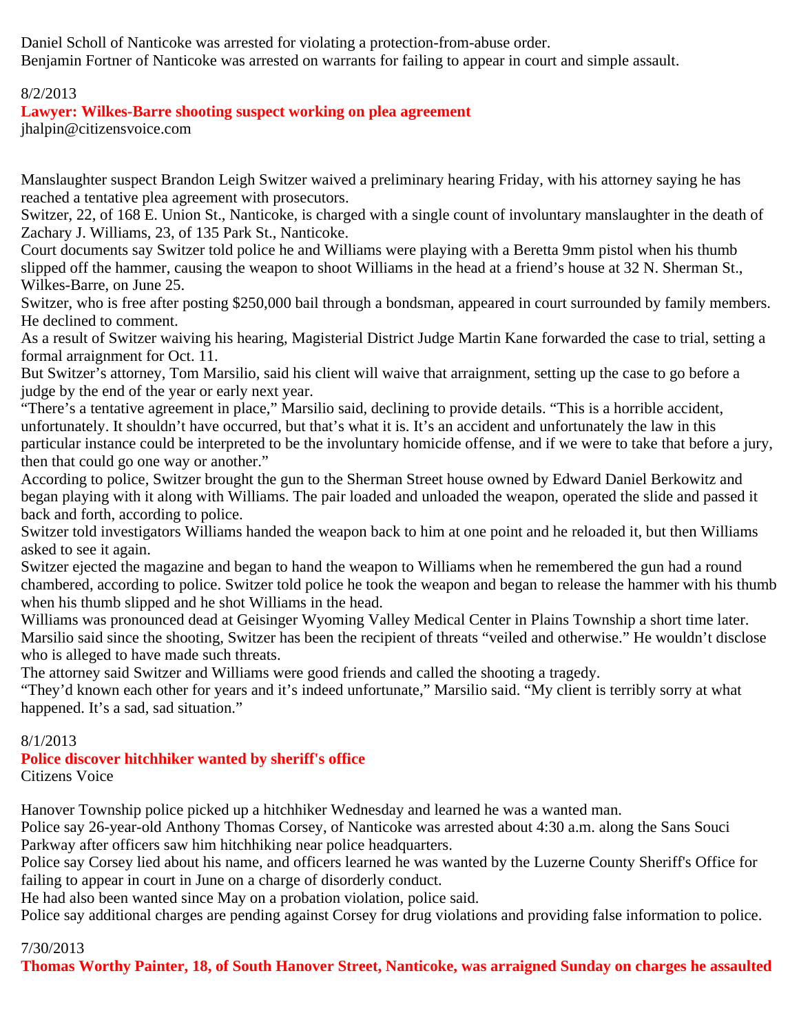Daniel Scholl of Nanticoke was arrested for violating a protection-from-abuse order.
Benjamin Fortner of Nanticoke was arrested on warrants for failing to appear in court and simple assault.

8/2/2013

**Lawyer: Wilkes-Barre shooting suspect working on plea agreement**

jhalpin@citizensvoice.com

Manslaughter suspect Brandon Leigh Switzer waived a preliminary hearing Friday, with his attorney saying he has reached a tentative plea agreement with prosecutors.
Switzer, 22, of 168 E. Union St., Nanticoke, is charged with a single count of involuntary manslaughter in the death of Zachary J. Williams, 23, of 135 Park St., Nanticoke.
Court documents say Switzer told police he and Williams were playing with a Beretta 9mm pistol when his thumb slipped off the hammer, causing the weapon to shoot Williams in the head at a friend's house at 32 N. Sherman St., Wilkes-Barre, on June 25.
Switzer, who is free after posting $250,000 bail through a bondsman, appeared in court surrounded by family members. He declined to comment.
As a result of Switzer waiving his hearing, Magisterial District Judge Martin Kane forwarded the case to trial, setting a formal arraignment for Oct. 11.
But Switzer's attorney, Tom Marsilio, said his client will waive that arraignment, setting up the case to go before a judge by the end of the year or early next year.
"There's a tentative agreement in place," Marsilio said, declining to provide details. "This is a horrible accident, unfortunately. It shouldn't have occurred, but that's what it is. It's an accident and unfortunately the law in this particular instance could be interpreted to be the involuntary homicide offense, and if we were to take that before a jury, then that could go one way or another."
According to police, Switzer brought the gun to the Sherman Street house owned by Edward Daniel Berkowitz and began playing with it along with Williams. The pair loaded and unloaded the weapon, operated the slide and passed it back and forth, according to police.
Switzer told investigators Williams handed the weapon back to him at one point and he reloaded it, but then Williams asked to see it again.
Switzer ejected the magazine and began to hand the weapon to Williams when he remembered the gun had a round chambered, according to police. Switzer told police he took the weapon and began to release the hammer with his thumb when his thumb slipped and he shot Williams in the head.
Williams was pronounced dead at Geisinger Wyoming Valley Medical Center in Plains Township a short time later.
Marsilio said since the shooting, Switzer has been the recipient of threats "veiled and otherwise." He wouldn't disclose who is alleged to have made such threats.
The attorney said Switzer and Williams were good friends and called the shooting a tragedy.
"They'd known each other for years and it's indeed unfortunate," Marsilio said. "My client is terribly sorry at what happened. It's a sad, sad situation."

8/1/2013

**Police discover hitchhiker wanted by sheriff's office**

Citizens Voice

Hanover Township police picked up a hitchhiker Wednesday and learned he was a wanted man.
Police say 26-year-old Anthony Thomas Corsey, of Nanticoke was arrested about 4:30 a.m. along the Sans Souci Parkway after officers saw him hitchhiking near police headquarters.
Police say Corsey lied about his name, and officers learned he was wanted by the Luzerne County Sheriff's Office for failing to appear in court in June on a charge of disorderly conduct.
He had also been wanted since May on a probation violation, police said.
Police say additional charges are pending against Corsey for drug violations and providing false information to police.

7/30/2013

**Thomas Worthy Painter, 18, of South Hanover Street, Nanticoke, was arraigned Sunday on charges he assaulted**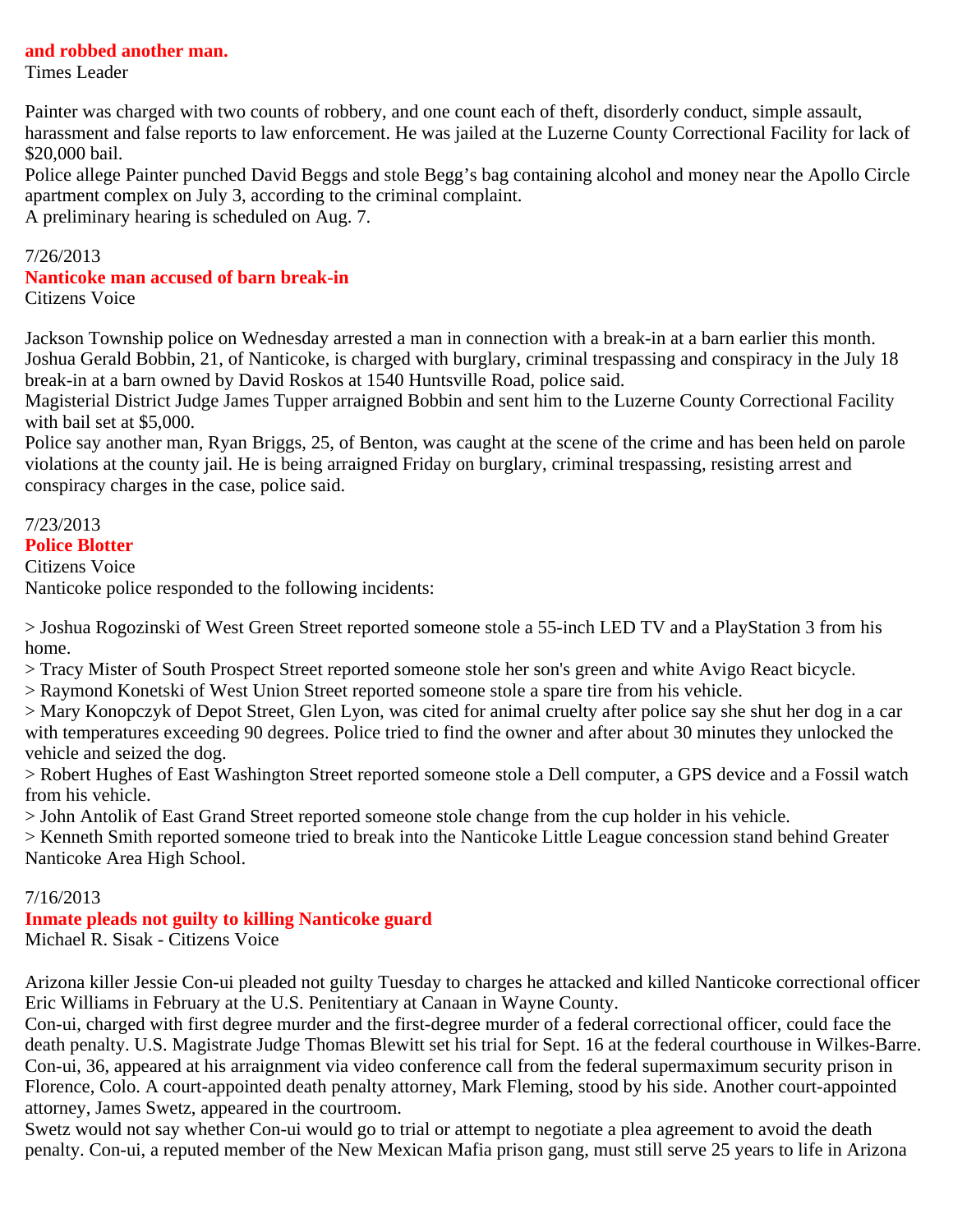**and robbed another man.**
Times Leader

Painter was charged with two counts of robbery, and one count each of theft, disorderly conduct, simple assault, harassment and false reports to law enforcement. He was jailed at the Luzerne County Correctional Facility for lack of $20,000 bail.
Police allege Painter punched David Beggs and stole Begg's bag containing alcohol and money near the Apollo Circle apartment complex on July 3, according to the criminal complaint.
A preliminary hearing is scheduled on Aug. 7.

7/26/2013
**Nanticoke man accused of barn break-in**
Citizens Voice

Jackson Township police on Wednesday arrested a man in connection with a break-in at a barn earlier this month.
Joshua Gerald Bobbin, 21, of Nanticoke, is charged with burglary, criminal trespassing and conspiracy in the July 18 break-in at a barn owned by David Roskos at 1540 Huntsville Road, police said.
Magisterial District Judge James Tupper arraigned Bobbin and sent him to the Luzerne County Correctional Facility with bail set at $5,000.
Police say another man, Ryan Briggs, 25, of Benton, was caught at the scene of the crime and has been held on parole violations at the county jail. He is being arraigned Friday on burglary, criminal trespassing, resisting arrest and conspiracy charges in the case, police said.

7/23/2013
**Police Blotter**
Citizens Voice
Nanticoke police responded to the following incidents:

> Joshua Rogozinski of West Green Street reported someone stole a 55-inch LED TV and a PlayStation 3 from his home.
> Tracy Mister of South Prospect Street reported someone stole her son's green and white Avigo React bicycle.
> Raymond Konetski of West Union Street reported someone stole a spare tire from his vehicle.
> Mary Konopczyk of Depot Street, Glen Lyon, was cited for animal cruelty after police say she shut her dog in a car with temperatures exceeding 90 degrees. Police tried to find the owner and after about 30 minutes they unlocked the vehicle and seized the dog.
> Robert Hughes of East Washington Street reported someone stole a Dell computer, a GPS device and a Fossil watch from his vehicle.
> John Antolik of East Grand Street reported someone stole change from the cup holder in his vehicle.
> Kenneth Smith reported someone tried to break into the Nanticoke Little League concession stand behind Greater Nanticoke Area High School.

7/16/2013
**Inmate pleads not guilty to killing Nanticoke guard**
Michael R. Sisak - Citizens Voice

Arizona killer Jessie Con-ui pleaded not guilty Tuesday to charges he attacked and killed Nanticoke correctional officer Eric Williams in February at the U.S. Penitentiary at Canaan in Wayne County.
Con-ui, charged with first degree murder and the first-degree murder of a federal correctional officer, could face the death penalty. U.S. Magistrate Judge Thomas Blewitt set his trial for Sept. 16 at the federal courthouse in Wilkes-Barre.
Con-ui, 36, appeared at his arraignment via video conference call from the federal supermaximum security prison in Florence, Colo. A court-appointed death penalty attorney, Mark Fleming, stood by his side. Another court-appointed attorney, James Swetz, appeared in the courtroom.
Swetz would not say whether Con-ui would go to trial or attempt to negotiate a plea agreement to avoid the death penalty. Con-ui, a reputed member of the New Mexican Mafia prison gang, must still serve 25 years to life in Arizona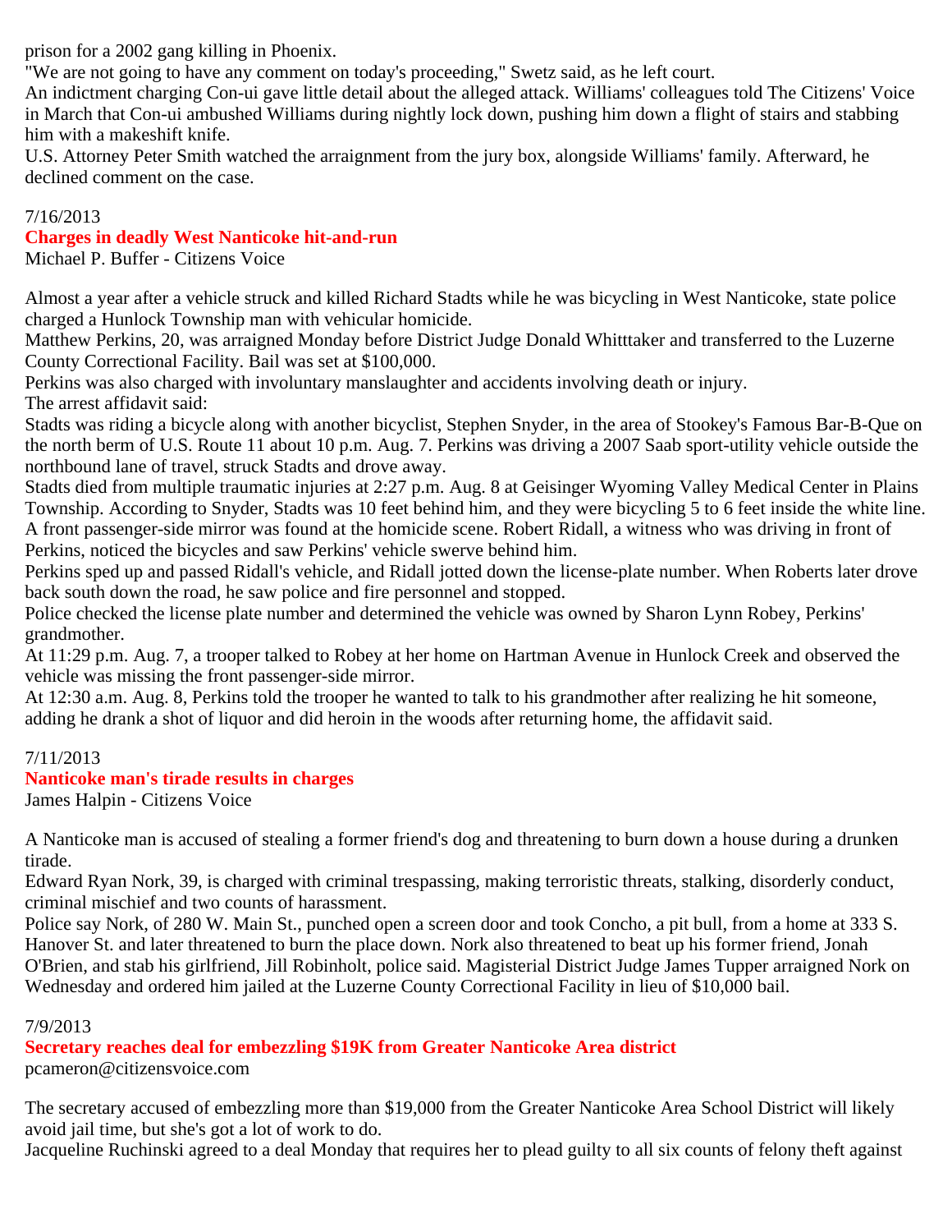prison for a 2002 gang killing in Phoenix.

"We are not going to have any comment on today's proceeding," Swetz said, as he left court.

An indictment charging Con-ui gave little detail about the alleged attack. Williams' colleagues told The Citizens' Voice in March that Con-ui ambushed Williams during nightly lock down, pushing him down a flight of stairs and stabbing him with a makeshift knife.

U.S. Attorney Peter Smith watched the arraignment from the jury box, alongside Williams' family. Afterward, he declined comment on the case.

7/16/2013

**Charges in deadly West Nanticoke hit-and-run**

Michael P. Buffer - Citizens Voice

Almost a year after a vehicle struck and killed Richard Stadts while he was bicycling in West Nanticoke, state police charged a Hunlock Township man with vehicular homicide.

Matthew Perkins, 20, was arraigned Monday before District Judge Donald Whitttaker and transferred to the Luzerne County Correctional Facility. Bail was set at $100,000.

Perkins was also charged with involuntary manslaughter and accidents involving death or injury.

The arrest affidavit said:

Stadts was riding a bicycle along with another bicyclist, Stephen Snyder, in the area of Stookey's Famous Bar-B-Que on the north berm of U.S. Route 11 about 10 p.m. Aug. 7. Perkins was driving a 2007 Saab sport-utility vehicle outside the northbound lane of travel, struck Stadts and drove away.

Stadts died from multiple traumatic injuries at 2:27 p.m. Aug. 8 at Geisinger Wyoming Valley Medical Center in Plains Township. According to Snyder, Stadts was 10 feet behind him, and they were bicycling 5 to 6 feet inside the white line.

A front passenger-side mirror was found at the homicide scene. Robert Ridall, a witness who was driving in front of Perkins, noticed the bicycles and saw Perkins' vehicle swerve behind him.

Perkins sped up and passed Ridall's vehicle, and Ridall jotted down the license-plate number. When Roberts later drove back south down the road, he saw police and fire personnel and stopped.

Police checked the license plate number and determined the vehicle was owned by Sharon Lynn Robey, Perkins' grandmother.

At 11:29 p.m. Aug. 7, a trooper talked to Robey at her home on Hartman Avenue in Hunlock Creek and observed the vehicle was missing the front passenger-side mirror.

At 12:30 a.m. Aug. 8, Perkins told the trooper he wanted to talk to his grandmother after realizing he hit someone, adding he drank a shot of liquor and did heroin in the woods after returning home, the affidavit said.

7/11/2013

**Nanticoke man's tirade results in charges**

James Halpin - Citizens Voice

A Nanticoke man is accused of stealing a former friend's dog and threatening to burn down a house during a drunken tirade.

Edward Ryan Nork, 39, is charged with criminal trespassing, making terroristic threats, stalking, disorderly conduct, criminal mischief and two counts of harassment.

Police say Nork, of 280 W. Main St., punched open a screen door and took Concho, a pit bull, from a home at 333 S. Hanover St. and later threatened to burn the place down. Nork also threatened to beat up his former friend, Jonah O'Brien, and stab his girlfriend, Jill Robinholt, police said. Magisterial District Judge James Tupper arraigned Nork on Wednesday and ordered him jailed at the Luzerne County Correctional Facility in lieu of $10,000 bail.

7/9/2013

**Secretary reaches deal for embezzling $19K from Greater Nanticoke Area district**

pcameron@citizensvoice.com

The secretary accused of embezzling more than $19,000 from the Greater Nanticoke Area School District will likely avoid jail time, but she's got a lot of work to do.

Jacqueline Ruchinski agreed to a deal Monday that requires her to plead guilty to all six counts of felony theft against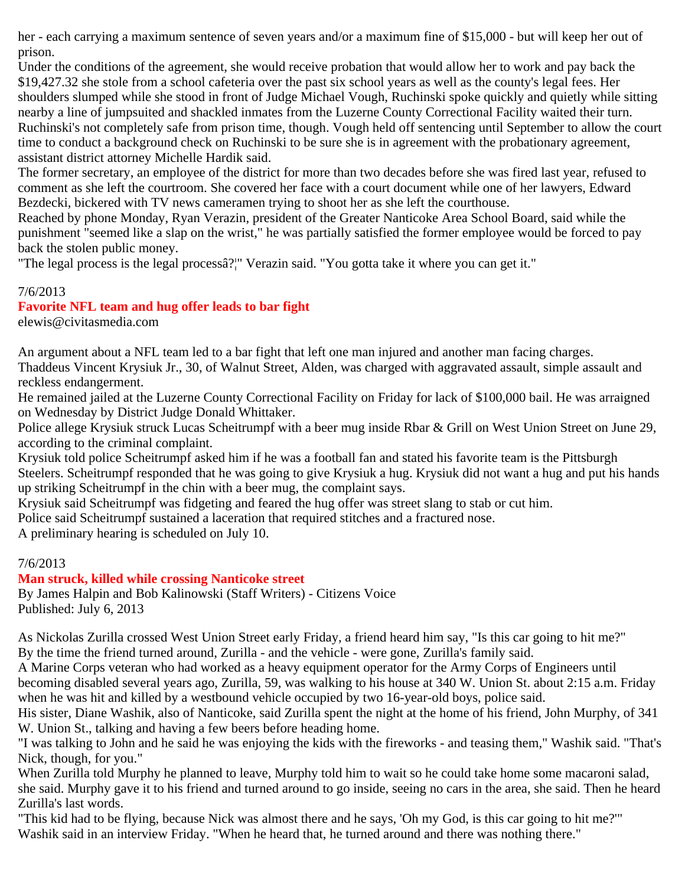her - each carrying a maximum sentence of seven years and/or a maximum fine of $15,000 - but will keep her out of prison.

Under the conditions of the agreement, she would receive probation that would allow her to work and pay back the $19,427.32 she stole from a school cafeteria over the past six school years as well as the county's legal fees. Her shoulders slumped while she stood in front of Judge Michael Vough, Ruchinski spoke quickly and quietly while sitting nearby a line of jumpsuited and shackled inmates from the Luzerne County Correctional Facility waited their turn.

Ruchinski's not completely safe from prison time, though. Vough held off sentencing until September to allow the court time to conduct a background check on Ruchinski to be sure she is in agreement with the probationary agreement, assistant district attorney Michelle Hardik said.

The former secretary, an employee of the district for more than two decades before she was fired last year, refused to comment as she left the courtroom. She covered her face with a court document while one of her lawyers, Edward Bezdecki, bickered with TV news cameramen trying to shoot her as she left the courthouse.

Reached by phone Monday, Ryan Verazin, president of the Greater Nanticoke Area School Board, said while the punishment "seemed like a slap on the wrist," he was partially satisfied the former employee would be forced to pay back the stolen public money.

"The legal process is the legal processâ?¦" Verazin said. "You gotta take it where you can get it."

7/6/2013

## Favorite NFL team and hug offer leads to bar fight

elewis@civitasmedia.com

An argument about a NFL team led to a bar fight that left one man injured and another man facing charges.

Thaddeus Vincent Krysiuk Jr., 30, of Walnut Street, Alden, was charged with aggravated assault, simple assault and reckless endangerment.

He remained jailed at the Luzerne County Correctional Facility on Friday for lack of $100,000 bail. He was arraigned on Wednesday by District Judge Donald Whittaker.

Police allege Krysiuk struck Lucas Scheitrumpf with a beer mug inside Rbar & Grill on West Union Street on June 29, according to the criminal complaint.

Krysiuk told police Scheitrumpf asked him if he was a football fan and stated his favorite team is the Pittsburgh Steelers. Scheitrumpf responded that he was going to give Krysiuk a hug. Krysiuk did not want a hug and put his hands up striking Scheitrumpf in the chin with a beer mug, the complaint says.

Krysiuk said Scheitrumpf was fidgeting and feared the hug offer was street slang to stab or cut him.

Police said Scheitrumpf sustained a laceration that required stitches and a fractured nose.

A preliminary hearing is scheduled on July 10.

7/6/2013

## Man struck, killed while crossing Nanticoke street

By James Halpin and Bob Kalinowski (Staff Writers) - Citizens Voice
Published: July 6, 2013

As Nickolas Zurilla crossed West Union Street early Friday, a friend heard him say, "Is this car going to hit me?"

By the time the friend turned around, Zurilla - and the vehicle - were gone, Zurilla's family said.

A Marine Corps veteran who had worked as a heavy equipment operator for the Army Corps of Engineers until becoming disabled several years ago, Zurilla, 59, was walking to his house at 340 W. Union St. about 2:15 a.m. Friday when he was hit and killed by a westbound vehicle occupied by two 16-year-old boys, police said.

His sister, Diane Washik, also of Nanticoke, said Zurilla spent the night at the home of his friend, John Murphy, of 341 W. Union St., talking and having a few beers before heading home.

"I was talking to John and he said he was enjoying the kids with the fireworks - and teasing them," Washik said. "That's Nick, though, for you."

When Zurilla told Murphy he planned to leave, Murphy told him to wait so he could take home some macaroni salad, she said. Murphy gave it to his friend and turned around to go inside, seeing no cars in the area, she said. Then he heard Zurilla's last words.

"This kid had to be flying, because Nick was almost there and he says, 'Oh my God, is this car going to hit me?'" Washik said in an interview Friday. "When he heard that, he turned around and there was nothing there."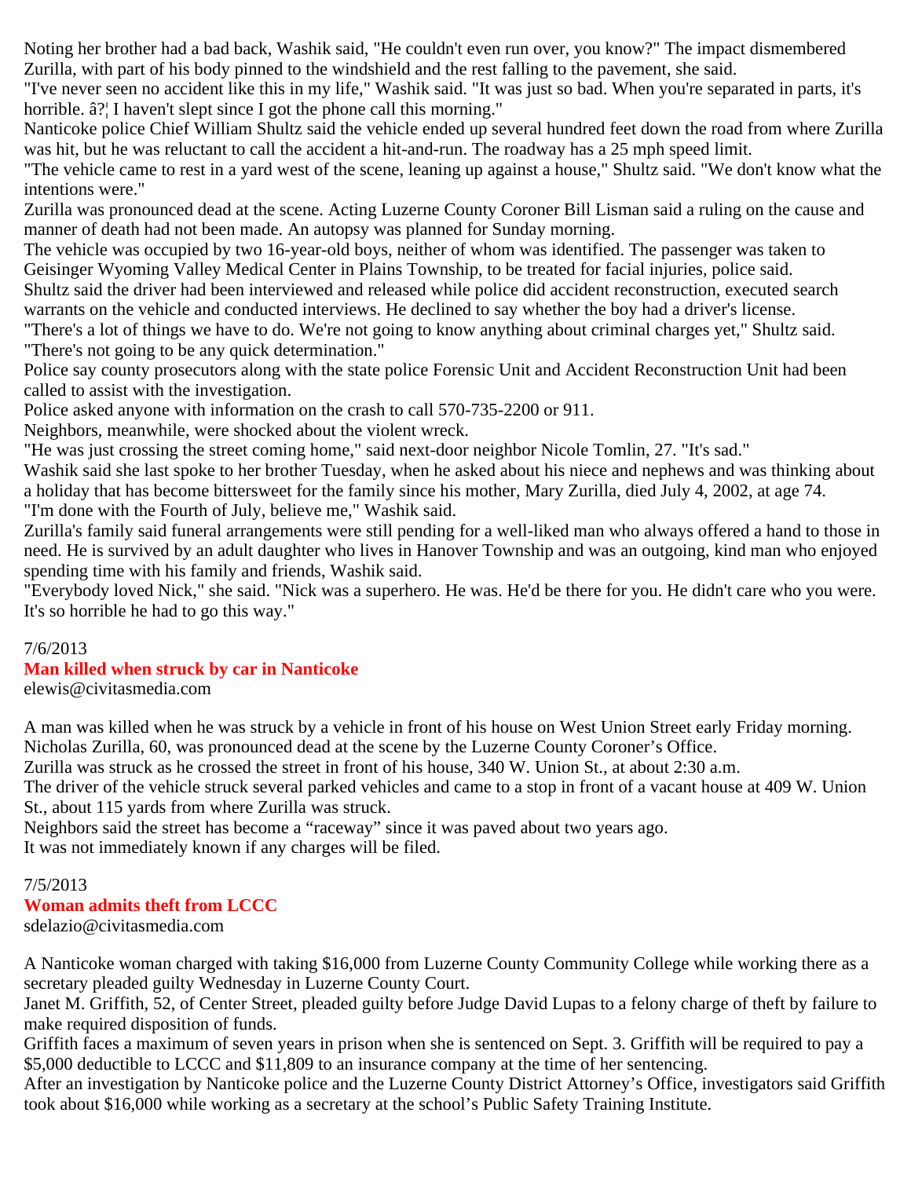Noting her brother had a bad back, Washik said, "He couldn't even run over, you know?" The impact dismembered Zurilla, with part of his body pinned to the windshield and the rest falling to the pavement, she said.

"I've never seen no accident like this in my life," Washik said. "It was just so bad. When you're separated in parts, it's horrible. â?¦ I haven't slept since I got the phone call this morning."

Nanticoke police Chief William Shultz said the vehicle ended up several hundred feet down the road from where Zurilla was hit, but he was reluctant to call the accident a hit-and-run. The roadway has a 25 mph speed limit.

"The vehicle came to rest in a yard west of the scene, leaning up against a house," Shultz said. "We don't know what the intentions were."

Zurilla was pronounced dead at the scene. Acting Luzerne County Coroner Bill Lisman said a ruling on the cause and manner of death had not been made. An autopsy was planned for Sunday morning.

The vehicle was occupied by two 16-year-old boys, neither of whom was identified. The passenger was taken to Geisinger Wyoming Valley Medical Center in Plains Township, to be treated for facial injuries, police said.

Shultz said the driver had been interviewed and released while police did accident reconstruction, executed search warrants on the vehicle and conducted interviews. He declined to say whether the boy had a driver's license.

"There's a lot of things we have to do. We're not going to know anything about criminal charges yet," Shultz said. "There's not going to be any quick determination."

Police say county prosecutors along with the state police Forensic Unit and Accident Reconstruction Unit had been called to assist with the investigation.

Police asked anyone with information on the crash to call 570-735-2200 or 911.

Neighbors, meanwhile, were shocked about the violent wreck.

"He was just crossing the street coming home," said next-door neighbor Nicole Tomlin, 27. "It's sad."

Washik said she last spoke to her brother Tuesday, when he asked about his niece and nephews and was thinking about a holiday that has become bittersweet for the family since his mother, Mary Zurilla, died July 4, 2002, at age 74.

"I'm done with the Fourth of July, believe me," Washik said.

Zurilla's family said funeral arrangements were still pending for a well-liked man who always offered a hand to those in need. He is survived by an adult daughter who lives in Hanover Township and was an outgoing, kind man who enjoyed spending time with his family and friends, Washik said.

"Everybody loved Nick," she said. "Nick was a superhero. He was. He'd be there for you. He didn't care who you were. It's so horrible he had to go this way."

7/6/2013

**Man killed when struck by car in Nanticoke**

elewis@civitasmedia.com

A man was killed when he was struck by a vehicle in front of his house on West Union Street early Friday morning.

Nicholas Zurilla, 60, was pronounced dead at the scene by the Luzerne County Coroner's Office.

Zurilla was struck as he crossed the street in front of his house, 340 W. Union St., at about 2:30 a.m.

The driver of the vehicle struck several parked vehicles and came to a stop in front of a vacant house at 409 W. Union St., about 115 yards from where Zurilla was struck.

Neighbors said the street has become a "raceway" since it was paved about two years ago.

It was not immediately known if any charges will be filed.

7/5/2013

**Woman admits theft from LCCC**

sdelazio@civitasmedia.com

A Nanticoke woman charged with taking $16,000 from Luzerne County Community College while working there as a secretary pleaded guilty Wednesday in Luzerne County Court.

Janet M. Griffith, 52, of Center Street, pleaded guilty before Judge David Lupas to a felony charge of theft by failure to make required disposition of funds.

Griffith faces a maximum of seven years in prison when she is sentenced on Sept. 3. Griffith will be required to pay a $5,000 deductible to LCCC and $11,809 to an insurance company at the time of her sentencing.

After an investigation by Nanticoke police and the Luzerne County District Attorney's Office, investigators said Griffith took about $16,000 while working as a secretary at the school's Public Safety Training Institute.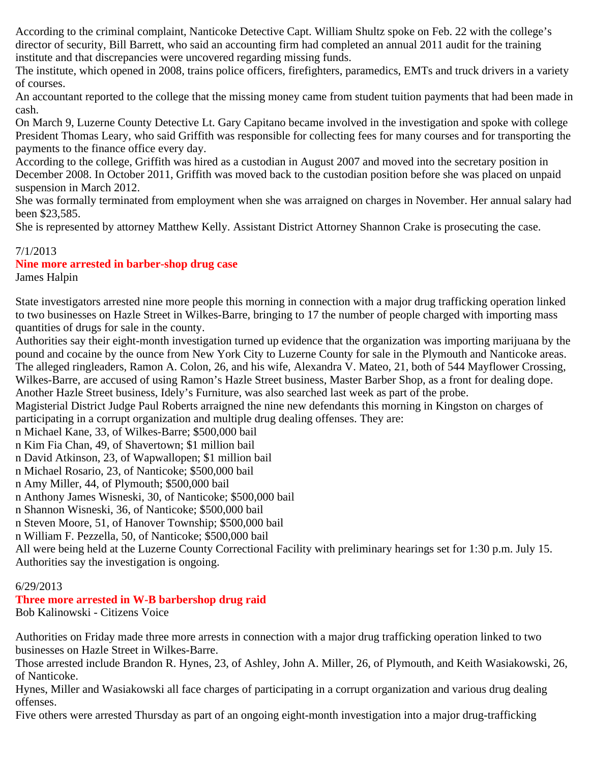According to the criminal complaint, Nanticoke Detective Capt. William Shultz spoke on Feb. 22 with the college's director of security, Bill Barrett, who said an accounting firm had completed an annual 2011 audit for the training institute and that discrepancies were uncovered regarding missing funds.
The institute, which opened in 2008, trains police officers, firefighters, paramedics, EMTs and truck drivers in a variety of courses.
An accountant reported to the college that the missing money came from student tuition payments that had been made in cash.
On March 9, Luzerne County Detective Lt. Gary Capitano became involved in the investigation and spoke with college President Thomas Leary, who said Griffith was responsible for collecting fees for many courses and for transporting the payments to the finance office every day.
According to the college, Griffith was hired as a custodian in August 2007 and moved into the secretary position in December 2008. In October 2011, Griffith was moved back to the custodian position before she was placed on unpaid suspension in March 2012.
She was formally terminated from employment when she was arraigned on charges in November. Her annual salary had been $23,585.
She is represented by attorney Matthew Kelly. Assistant District Attorney Shannon Crake is prosecuting the case.

7/1/2013
**Nine more arrested in barber-shop drug case**
James Halpin

State investigators arrested nine more people this morning in connection with a major drug trafficking operation linked to two businesses on Hazle Street in Wilkes-Barre, bringing to 17 the number of people charged with importing mass quantities of drugs for sale in the county.
Authorities say their eight-month investigation turned up evidence that the organization was importing marijuana by the pound and cocaine by the ounce from New York City to Luzerne County for sale in the Plymouth and Nanticoke areas.
The alleged ringleaders, Ramon A. Colon, 26, and his wife, Alexandra V. Mateo, 21, both of 544 Mayflower Crossing, Wilkes-Barre, are accused of using Ramon's Hazle Street business, Master Barber Shop, as a front for dealing dope.
Another Hazle Street business, Idely's Furniture, was also searched last week as part of the probe.
Magisterial District Judge Paul Roberts arraigned the nine new defendants this morning in Kingston on charges of participating in a corrupt organization and multiple drug dealing offenses. They are:
n Michael Kane, 33, of Wilkes-Barre; $500,000 bail
n Kim Fia Chan, 49, of Shavertown; $1 million bail
n David Atkinson, 23, of Wapwallopen; $1 million bail
n Michael Rosario, 23, of Nanticoke; $500,000 bail
n Amy Miller, 44, of Plymouth; $500,000 bail
n Anthony James Wisneski, 30, of Nanticoke; $500,000 bail
n Shannon Wisneski, 36, of Nanticoke; $500,000 bail
n Steven Moore, 51, of Hanover Township; $500,000 bail
n William F. Pezzella, 50, of Nanticoke; $500,000 bail
All were being held at the Luzerne County Correctional Facility with preliminary hearings set for 1:30 p.m. July 15.
Authorities say the investigation is ongoing.

6/29/2013
**Three more arrested in W-B barbershop drug raid**
Bob Kalinowski - Citizens Voice

Authorities on Friday made three more arrests in connection with a major drug trafficking operation linked to two businesses on Hazle Street in Wilkes-Barre.
Those arrested include Brandon R. Hynes, 23, of Ashley, John A. Miller, 26, of Plymouth, and Keith Wasiakowski, 26, of Nanticoke.
Hynes, Miller and Wasiakowski all face charges of participating in a corrupt organization and various drug dealing offenses.
Five others were arrested Thursday as part of an ongoing eight-month investigation into a major drug-trafficking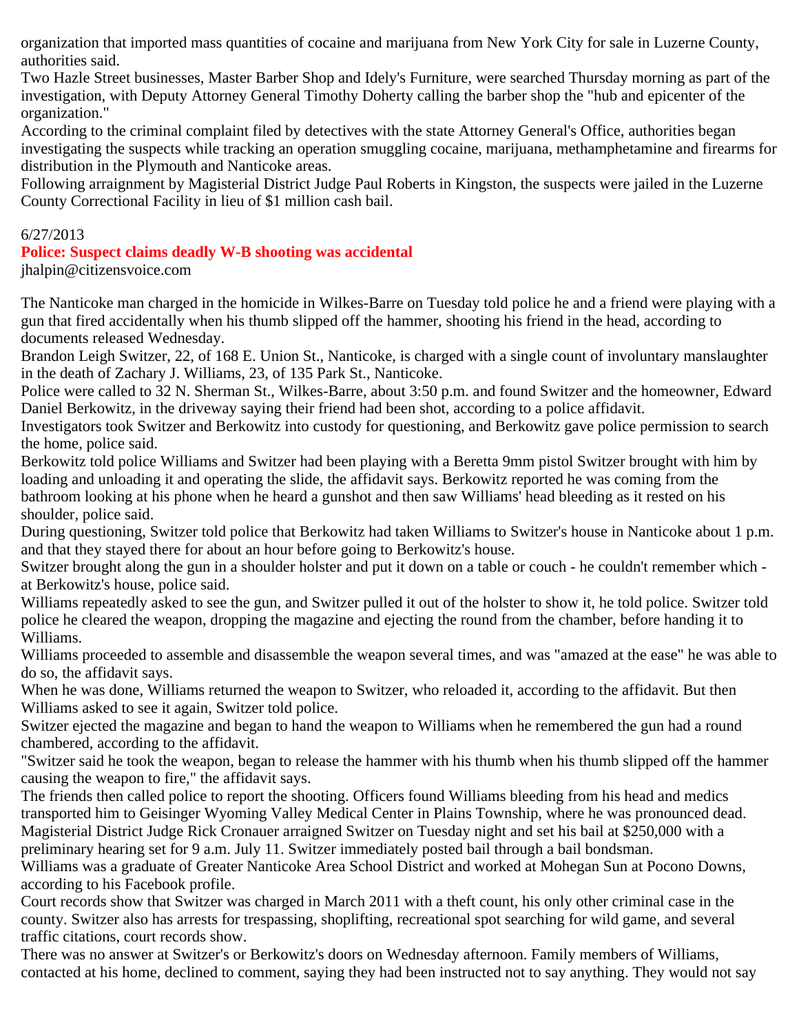organization that imported mass quantities of cocaine and marijuana from New York City for sale in Luzerne County, authorities said.

Two Hazle Street businesses, Master Barber Shop and Idely's Furniture, were searched Thursday morning as part of the investigation, with Deputy Attorney General Timothy Doherty calling the barber shop the "hub and epicenter of the organization."

According to the criminal complaint filed by detectives with the state Attorney General's Office, authorities began investigating the suspects while tracking an operation smuggling cocaine, marijuana, methamphetamine and firearms for distribution in the Plymouth and Nanticoke areas.

Following arraignment by Magisterial District Judge Paul Roberts in Kingston, the suspects were jailed in the Luzerne County Correctional Facility in lieu of $1 million cash bail.

6/27/2013

**Police: Suspect claims deadly W-B shooting was accidental**

jhalpin@citizensvoice.com

The Nanticoke man charged in the homicide in Wilkes-Barre on Tuesday told police he and a friend were playing with a gun that fired accidentally when his thumb slipped off the hammer, shooting his friend in the head, according to documents released Wednesday.

Brandon Leigh Switzer, 22, of 168 E. Union St., Nanticoke, is charged with a single count of involuntary manslaughter in the death of Zachary J. Williams, 23, of 135 Park St., Nanticoke.

Police were called to 32 N. Sherman St., Wilkes-Barre, about 3:50 p.m. and found Switzer and the homeowner, Edward Daniel Berkowitz, in the driveway saying their friend had been shot, according to a police affidavit.

Investigators took Switzer and Berkowitz into custody for questioning, and Berkowitz gave police permission to search the home, police said.

Berkowitz told police Williams and Switzer had been playing with a Beretta 9mm pistol Switzer brought with him by loading and unloading it and operating the slide, the affidavit says. Berkowitz reported he was coming from the bathroom looking at his phone when he heard a gunshot and then saw Williams' head bleeding as it rested on his shoulder, police said.

During questioning, Switzer told police that Berkowitz had taken Williams to Switzer's house in Nanticoke about 1 p.m. and that they stayed there for about an hour before going to Berkowitz's house.

Switzer brought along the gun in a shoulder holster and put it down on a table or couch - he couldn't remember which - at Berkowitz's house, police said.

Williams repeatedly asked to see the gun, and Switzer pulled it out of the holster to show it, he told police. Switzer told police he cleared the weapon, dropping the magazine and ejecting the round from the chamber, before handing it to Williams.

Williams proceeded to assemble and disassemble the weapon several times, and was "amazed at the ease" he was able to do so, the affidavit says.

When he was done, Williams returned the weapon to Switzer, who reloaded it, according to the affidavit. But then Williams asked to see it again, Switzer told police.

Switzer ejected the magazine and began to hand the weapon to Williams when he remembered the gun had a round chambered, according to the affidavit.

"Switzer said he took the weapon, began to release the hammer with his thumb when his thumb slipped off the hammer causing the weapon to fire," the affidavit says.

The friends then called police to report the shooting. Officers found Williams bleeding from his head and medics transported him to Geisinger Wyoming Valley Medical Center in Plains Township, where he was pronounced dead.

Magisterial District Judge Rick Cronauer arraigned Switzer on Tuesday night and set his bail at $250,000 with a preliminary hearing set for 9 a.m. July 11. Switzer immediately posted bail through a bail bondsman.

Williams was a graduate of Greater Nanticoke Area School District and worked at Mohegan Sun at Pocono Downs, according to his Facebook profile.

Court records show that Switzer was charged in March 2011 with a theft count, his only other criminal case in the county. Switzer also has arrests for trespassing, shoplifting, recreational spot searching for wild game, and several traffic citations, court records show.

There was no answer at Switzer's or Berkowitz's doors on Wednesday afternoon. Family members of Williams, contacted at his home, declined to comment, saying they had been instructed not to say anything. They would not say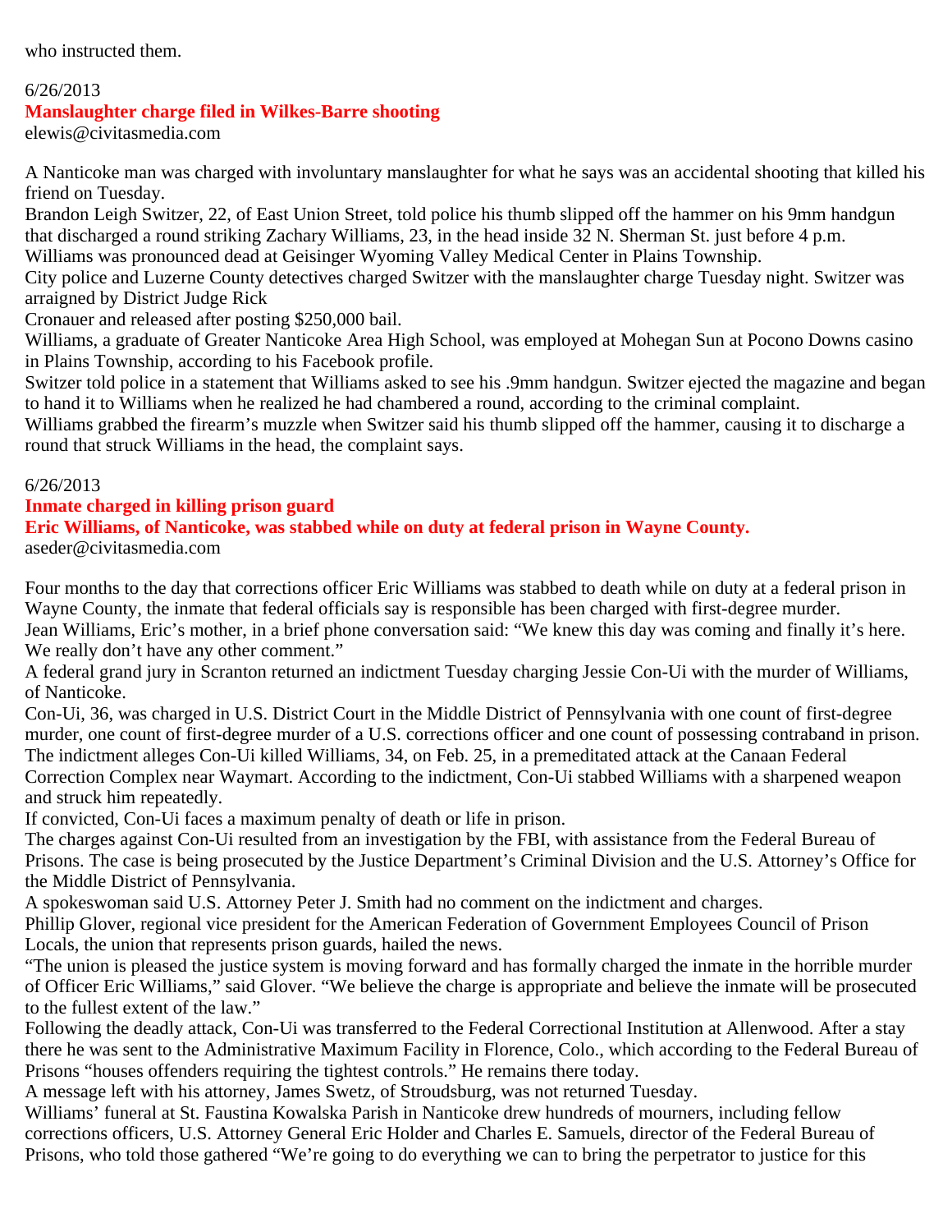who instructed them.

6/26/2013

## Manslaughter charge filed in Wilkes-Barre shooting

elewis@civitasmedia.com

A Nanticoke man was charged with involuntary manslaughter for what he says was an accidental shooting that killed his friend on Tuesday.

Brandon Leigh Switzer, 22, of East Union Street, told police his thumb slipped off the hammer on his 9mm handgun that discharged a round striking Zachary Williams, 23, in the head inside 32 N. Sherman St. just before 4 p.m.

Williams was pronounced dead at Geisinger Wyoming Valley Medical Center in Plains Township.

City police and Luzerne County detectives charged Switzer with the manslaughter charge Tuesday night. Switzer was arraigned by District Judge Rick
Cronauer and released after posting $250,000 bail.

Williams, a graduate of Greater Nanticoke Area High School, was employed at Mohegan Sun at Pocono Downs casino in Plains Township, according to his Facebook profile.

Switzer told police in a statement that Williams asked to see his .9mm handgun. Switzer ejected the magazine and began to hand it to Williams when he realized he had chambered a round, according to the criminal complaint.

Williams grabbed the firearm's muzzle when Switzer said his thumb slipped off the hammer, causing it to discharge a round that struck Williams in the head, the complaint says.

6/26/2013

## Inmate charged in killing prison guard

### Eric Williams, of Nanticoke, was stabbed while on duty at federal prison in Wayne County.

aseder@civitasmedia.com

Four months to the day that corrections officer Eric Williams was stabbed to death while on duty at a federal prison in Wayne County, the inmate that federal officials say is responsible has been charged with first-degree murder.

Jean Williams, Eric's mother, in a brief phone conversation said: "We knew this day was coming and finally it's here. We really don't have any other comment."

A federal grand jury in Scranton returned an indictment Tuesday charging Jessie Con-Ui with the murder of Williams, of Nanticoke.

Con-Ui, 36, was charged in U.S. District Court in the Middle District of Pennsylvania with one count of first-degree murder, one count of first-degree murder of a U.S. corrections officer and one count of possessing contraband in prison.

The indictment alleges Con-Ui killed Williams, 34, on Feb. 25, in a premeditated attack at the Canaan Federal Correction Complex near Waymart. According to the indictment, Con-Ui stabbed Williams with a sharpened weapon and struck him repeatedly.

If convicted, Con-Ui faces a maximum penalty of death or life in prison.

The charges against Con-Ui resulted from an investigation by the FBI, with assistance from the Federal Bureau of Prisons. The case is being prosecuted by the Justice Department's Criminal Division and the U.S. Attorney's Office for the Middle District of Pennsylvania.

A spokeswoman said U.S. Attorney Peter J. Smith had no comment on the indictment and charges.

Phillip Glover, regional vice president for the American Federation of Government Employees Council of Prison Locals, the union that represents prison guards, hailed the news.

"The union is pleased the justice system is moving forward and has formally charged the inmate in the horrible murder of Officer Eric Williams," said Glover. "We believe the charge is appropriate and believe the inmate will be prosecuted to the fullest extent of the law."

Following the deadly attack, Con-Ui was transferred to the Federal Correctional Institution at Allenwood. After a stay there he was sent to the Administrative Maximum Facility in Florence, Colo., which according to the Federal Bureau of Prisons "houses offenders requiring the tightest controls." He remains there today.

A message left with his attorney, James Swetz, of Stroudsburg, was not returned Tuesday.

Williams' funeral at St. Faustina Kowalska Parish in Nanticoke drew hundreds of mourners, including fellow corrections officers, U.S. Attorney General Eric Holder and Charles E. Samuels, director of the Federal Bureau of Prisons, who told those gathered "We're going to do everything we can to bring the perpetrator to justice for this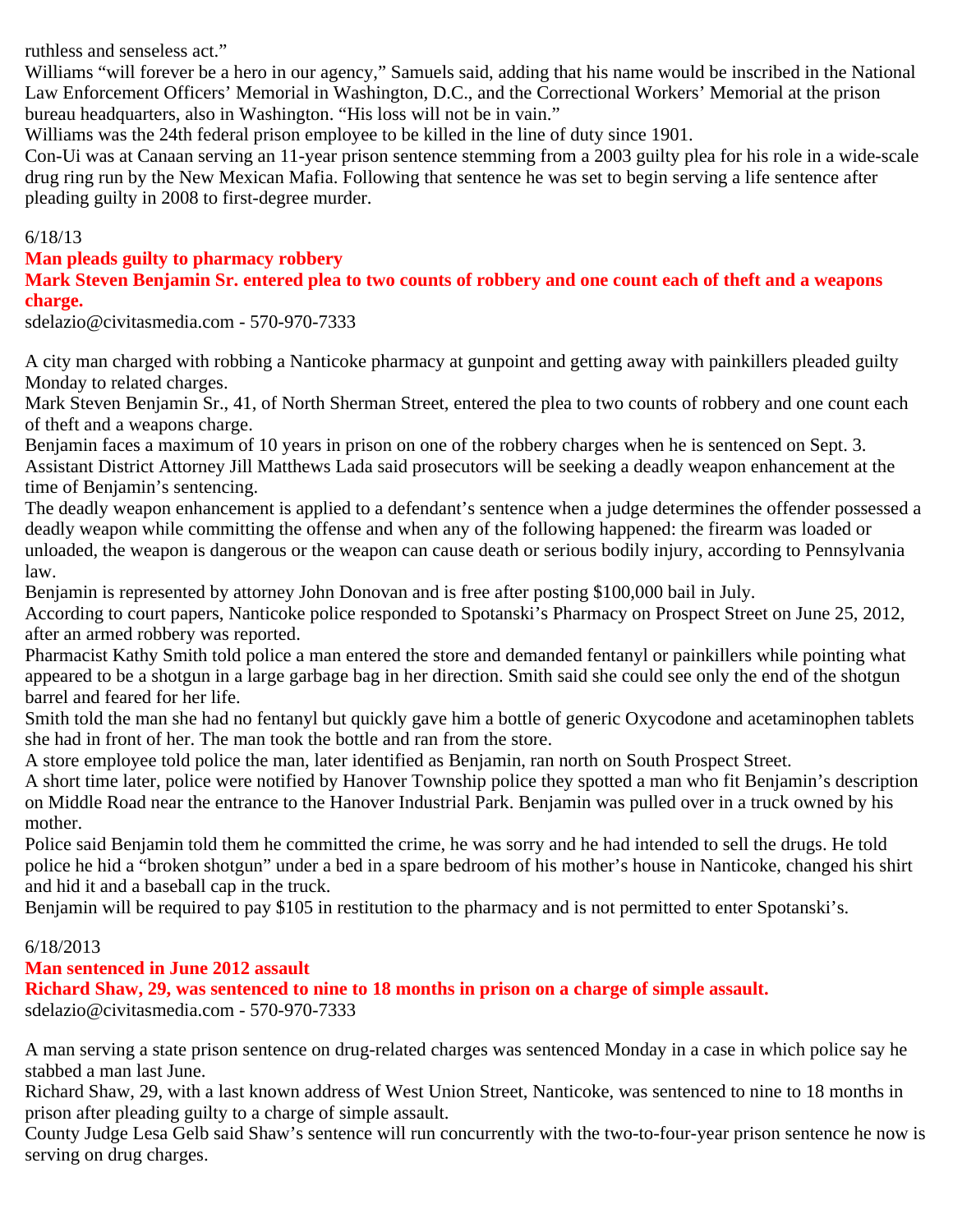ruthless and senseless act."

Williams "will forever be a hero in our agency," Samuels said, adding that his name would be inscribed in the National Law Enforcement Officers' Memorial in Washington, D.C., and the Correctional Workers' Memorial at the prison bureau headquarters, also in Washington. "His loss will not be in vain."

Williams was the 24th federal prison employee to be killed in the line of duty since 1901.

Con-Ui was at Canaan serving an 11-year prison sentence stemming from a 2003 guilty plea for his role in a wide-scale drug ring run by the New Mexican Mafia. Following that sentence he was set to begin serving a life sentence after pleading guilty in 2008 to first-degree murder.

6/18/13

**Man pleads guilty to pharmacy robbery**

**Mark Steven Benjamin Sr. entered plea to two counts of robbery and one count each of theft and a weapons charge.**

sdelazio@civitasmedia.com - 570-970-7333

A city man charged with robbing a Nanticoke pharmacy at gunpoint and getting away with painkillers pleaded guilty Monday to related charges.

Mark Steven Benjamin Sr., 41, of North Sherman Street, entered the plea to two counts of robbery and one count each of theft and a weapons charge.

Benjamin faces a maximum of 10 years in prison on one of the robbery charges when he is sentenced on Sept. 3.

Assistant District Attorney Jill Matthews Lada said prosecutors will be seeking a deadly weapon enhancement at the time of Benjamin's sentencing.

The deadly weapon enhancement is applied to a defendant's sentence when a judge determines the offender possessed a deadly weapon while committing the offense and when any of the following happened: the firearm was loaded or unloaded, the weapon is dangerous or the weapon can cause death or serious bodily injury, according to Pennsylvania law.

Benjamin is represented by attorney John Donovan and is free after posting $100,000 bail in July.

According to court papers, Nanticoke police responded to Spotanski's Pharmacy on Prospect Street on June 25, 2012, after an armed robbery was reported.

Pharmacist Kathy Smith told police a man entered the store and demanded fentanyl or painkillers while pointing what appeared to be a shotgun in a large garbage bag in her direction. Smith said she could see only the end of the shotgun barrel and feared for her life.

Smith told the man she had no fentanyl but quickly gave him a bottle of generic Oxycodone and acetaminophen tablets she had in front of her. The man took the bottle and ran from the store.

A store employee told police the man, later identified as Benjamin, ran north on South Prospect Street.

A short time later, police were notified by Hanover Township police they spotted a man who fit Benjamin's description on Middle Road near the entrance to the Hanover Industrial Park. Benjamin was pulled over in a truck owned by his mother.

Police said Benjamin told them he committed the crime, he was sorry and he had intended to sell the drugs. He told police he hid a "broken shotgun" under a bed in a spare bedroom of his mother's house in Nanticoke, changed his shirt and hid it and a baseball cap in the truck.

Benjamin will be required to pay $105 in restitution to the pharmacy and is not permitted to enter Spotanski's.

6/18/2013

**Man sentenced in June 2012 assault**

**Richard Shaw, 29, was sentenced to nine to 18 months in prison on a charge of simple assault.**

sdelazio@civitasmedia.com - 570-970-7333

A man serving a state prison sentence on drug-related charges was sentenced Monday in a case in which police say he stabbed a man last June.

Richard Shaw, 29, with a last known address of West Union Street, Nanticoke, was sentenced to nine to 18 months in prison after pleading guilty to a charge of simple assault.

County Judge Lesa Gelb said Shaw's sentence will run concurrently with the two-to-four-year prison sentence he now is serving on drug charges.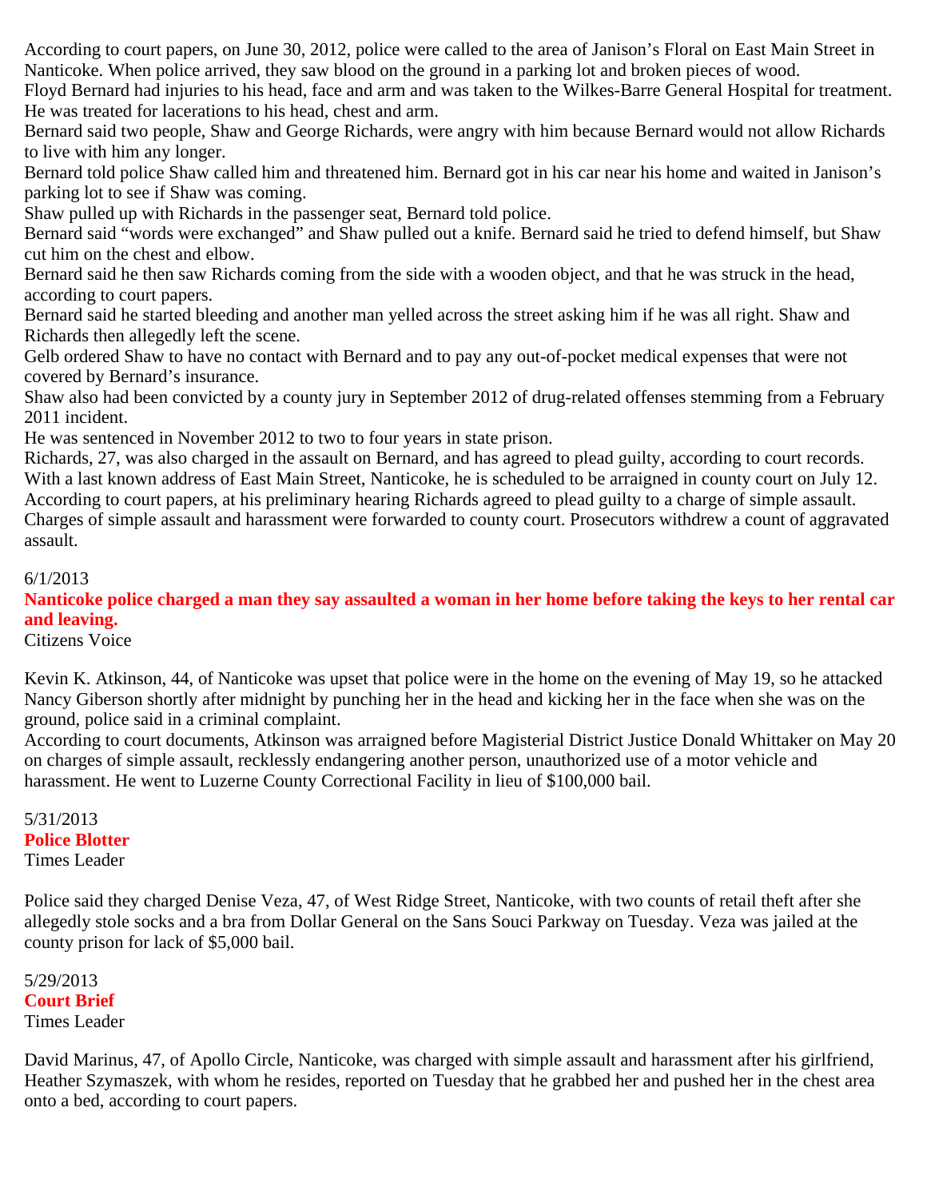According to court papers, on June 30, 2012, police were called to the area of Janison's Floral on East Main Street in Nanticoke. When police arrived, they saw blood on the ground in a parking lot and broken pieces of wood.

Floyd Bernard had injuries to his head, face and arm and was taken to the Wilkes-Barre General Hospital for treatment. He was treated for lacerations to his head, chest and arm.

Bernard said two people, Shaw and George Richards, were angry with him because Bernard would not allow Richards to live with him any longer.

Bernard told police Shaw called him and threatened him. Bernard got in his car near his home and waited in Janison's parking lot to see if Shaw was coming.

Shaw pulled up with Richards in the passenger seat, Bernard told police.

Bernard said "words were exchanged" and Shaw pulled out a knife. Bernard said he tried to defend himself, but Shaw cut him on the chest and elbow.

Bernard said he then saw Richards coming from the side with a wooden object, and that he was struck in the head, according to court papers.

Bernard said he started bleeding and another man yelled across the street asking him if he was all right. Shaw and Richards then allegedly left the scene.

Gelb ordered Shaw to have no contact with Bernard and to pay any out-of-pocket medical expenses that were not covered by Bernard's insurance.

Shaw also had been convicted by a county jury in September 2012 of drug-related offenses stemming from a February 2011 incident.

He was sentenced in November 2012 to two to four years in state prison.

Richards, 27, was also charged in the assault on Bernard, and has agreed to plead guilty, according to court records. With a last known address of East Main Street, Nanticoke, he is scheduled to be arraigned in county court on July 12.

According to court papers, at his preliminary hearing Richards agreed to plead guilty to a charge of simple assault. Charges of simple assault and harassment were forwarded to county court. Prosecutors withdrew a count of aggravated assault.

6/1/2013

**Nanticoke police charged a man they say assaulted a woman in her home before taking the keys to her rental car and leaving.**

Citizens Voice

Kevin K. Atkinson, 44, of Nanticoke was upset that police were in the home on the evening of May 19, so he attacked Nancy Giberson shortly after midnight by punching her in the head and kicking her in the face when she was on the ground, police said in a criminal complaint.

According to court documents, Atkinson was arraigned before Magisterial District Justice Donald Whittaker on May 20 on charges of simple assault, recklessly endangering another person, unauthorized use of a motor vehicle and harassment. He went to Luzerne County Correctional Facility in lieu of $100,000 bail.

5/31/2013

**Police Blotter**

Times Leader

Police said they charged Denise Veza, 47, of West Ridge Street, Nanticoke, with two counts of retail theft after she allegedly stole socks and a bra from Dollar General on the Sans Souci Parkway on Tuesday. Veza was jailed at the county prison for lack of $5,000 bail.

5/29/2013

**Court Brief**

Times Leader

David Marinus, 47, of Apollo Circle, Nanticoke, was charged with simple assault and harassment after his girlfriend, Heather Szymaszek, with whom he resides, reported on Tuesday that he grabbed her and pushed her in the chest area onto a bed, according to court papers.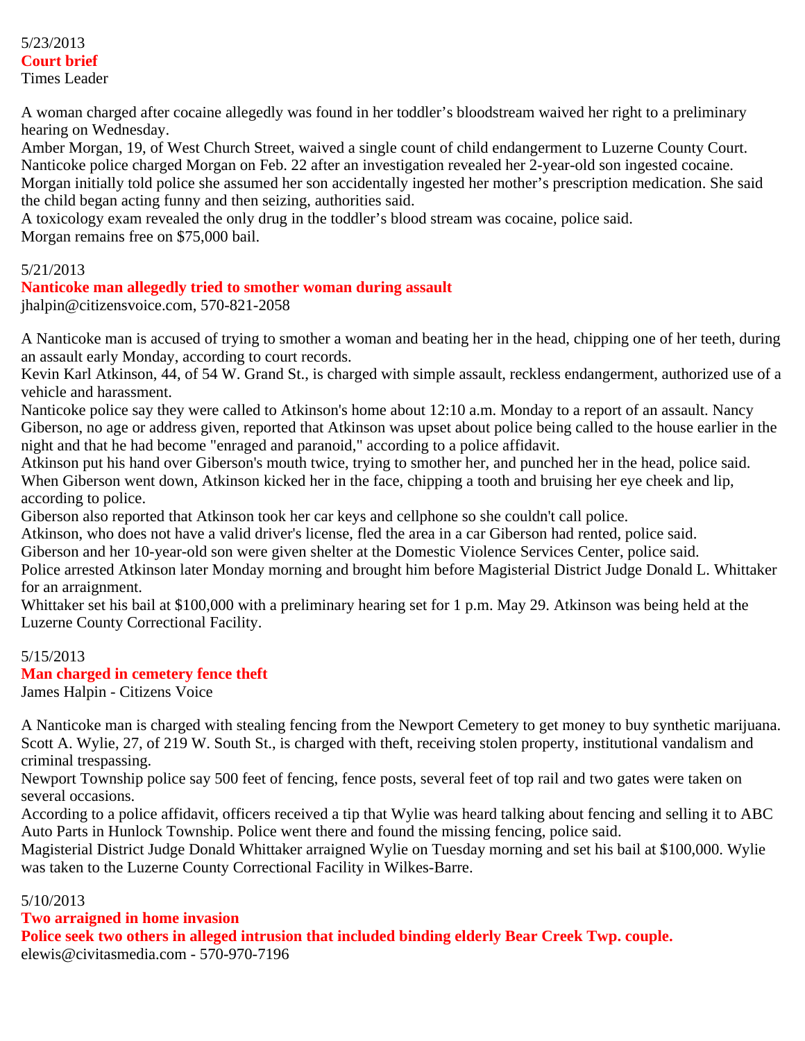5/23/2013

**Court brief**

Times Leader

A woman charged after cocaine allegedly was found in her toddler's bloodstream waived her right to a preliminary hearing on Wednesday.

Amber Morgan, 19, of West Church Street, waived a single count of child endangerment to Luzerne County Court.

Nanticoke police charged Morgan on Feb. 22 after an investigation revealed her 2-year-old son ingested cocaine.

Morgan initially told police she assumed her son accidentally ingested her mother's prescription medication. She said the child began acting funny and then seizing, authorities said.

A toxicology exam revealed the only drug in the toddler's blood stream was cocaine, police said.

Morgan remains free on $75,000 bail.

5/21/2013

**Nanticoke man allegedly tried to smother woman during assault**

jhalpin@citizensvoice.com, 570-821-2058

A Nanticoke man is accused of trying to smother a woman and beating her in the head, chipping one of her teeth, during an assault early Monday, according to court records.

Kevin Karl Atkinson, 44, of 54 W. Grand St., is charged with simple assault, reckless endangerment, authorized use of a vehicle and harassment.

Nanticoke police say they were called to Atkinson's home about 12:10 a.m. Monday to a report of an assault. Nancy Giberson, no age or address given, reported that Atkinson was upset about police being called to the house earlier in the night and that he had become "enraged and paranoid," according to a police affidavit.

Atkinson put his hand over Giberson's mouth twice, trying to smother her, and punched her in the head, police said. When Giberson went down, Atkinson kicked her in the face, chipping a tooth and bruising her eye cheek and lip, according to police.

Giberson also reported that Atkinson took her car keys and cellphone so she couldn't call police.

Atkinson, who does not have a valid driver's license, fled the area in a car Giberson had rented, police said.

Giberson and her 10-year-old son were given shelter at the Domestic Violence Services Center, police said.

Police arrested Atkinson later Monday morning and brought him before Magisterial District Judge Donald L. Whittaker for an arraignment.

Whittaker set his bail at $100,000 with a preliminary hearing set for 1 p.m. May 29. Atkinson was being held at the Luzerne County Correctional Facility.

5/15/2013

**Man charged in cemetery fence theft**

James Halpin - Citizens Voice

A Nanticoke man is charged with stealing fencing from the Newport Cemetery to get money to buy synthetic marijuana.

Scott A. Wylie, 27, of 219 W. South St., is charged with theft, receiving stolen property, institutional vandalism and criminal trespassing.

Newport Township police say 500 feet of fencing, fence posts, several feet of top rail and two gates were taken on several occasions.

According to a police affidavit, officers received a tip that Wylie was heard talking about fencing and selling it to ABC Auto Parts in Hunlock Township. Police went there and found the missing fencing, police said.

Magisterial District Judge Donald Whittaker arraigned Wylie on Tuesday morning and set his bail at $100,000. Wylie was taken to the Luzerne County Correctional Facility in Wilkes-Barre.

5/10/2013

**Two arraigned in home invasion**

**Police seek two others in alleged intrusion that included binding elderly Bear Creek Twp. couple.**

elewis@civitasmedia.com - 570-970-7196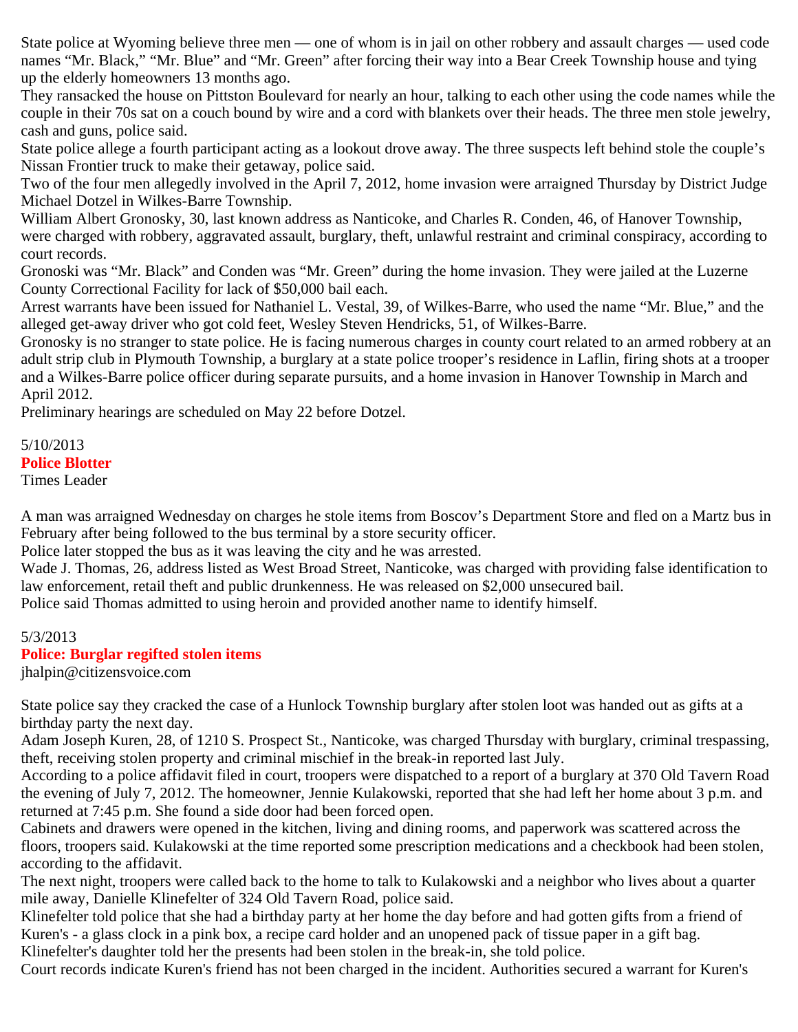State police at Wyoming believe three men — one of whom is in jail on other robbery and assault charges — used code names "Mr. Black," "Mr. Blue" and "Mr. Green" after forcing their way into a Bear Creek Township house and tying up the elderly homeowners 13 months ago.

They ransacked the house on Pittston Boulevard for nearly an hour, talking to each other using the code names while the couple in their 70s sat on a couch bound by wire and a cord with blankets over their heads. The three men stole jewelry, cash and guns, police said.

State police allege a fourth participant acting as a lookout drove away. The three suspects left behind stole the couple's Nissan Frontier truck to make their getaway, police said.

Two of the four men allegedly involved in the April 7, 2012, home invasion were arraigned Thursday by District Judge Michael Dotzel in Wilkes-Barre Township.

William Albert Gronosky, 30, last known address as Nanticoke, and Charles R. Conden, 46, of Hanover Township, were charged with robbery, aggravated assault, burglary, theft, unlawful restraint and criminal conspiracy, according to court records.

Gronoski was "Mr. Black" and Conden was "Mr. Green" during the home invasion. They were jailed at the Luzerne County Correctional Facility for lack of $50,000 bail each.

Arrest warrants have been issued for Nathaniel L. Vestal, 39, of Wilkes-Barre, who used the name "Mr. Blue," and the alleged get-away driver who got cold feet, Wesley Steven Hendricks, 51, of Wilkes-Barre.

Gronosky is no stranger to state police. He is facing numerous charges in county court related to an armed robbery at an adult strip club in Plymouth Township, a burglary at a state police trooper's residence in Laflin, firing shots at a trooper and a Wilkes-Barre police officer during separate pursuits, and a home invasion in Hanover Township in March and April 2012.

Preliminary hearings are scheduled on May 22 before Dotzel.

5/10/2013
**Police Blotter**
Times Leader

A man was arraigned Wednesday on charges he stole items from Boscov's Department Store and fled on a Martz bus in February after being followed to the bus terminal by a store security officer.

Police later stopped the bus as it was leaving the city and he was arrested.

Wade J. Thomas, 26, address listed as West Broad Street, Nanticoke, was charged with providing false identification to law enforcement, retail theft and public drunkenness. He was released on $2,000 unsecured bail.

Police said Thomas admitted to using heroin and provided another name to identify himself.

5/3/2013
**Police: Burglar regifted stolen items**
jhalpin@citizensvoice.com

State police say they cracked the case of a Hunlock Township burglary after stolen loot was handed out as gifts at a birthday party the next day.

Adam Joseph Kuren, 28, of 1210 S. Prospect St., Nanticoke, was charged Thursday with burglary, criminal trespassing, theft, receiving stolen property and criminal mischief in the break-in reported last July.

According to a police affidavit filed in court, troopers were dispatched to a report of a burglary at 370 Old Tavern Road the evening of July 7, 2012. The homeowner, Jennie Kulakowski, reported that she had left her home about 3 p.m. and returned at 7:45 p.m. She found a side door had been forced open.

Cabinets and drawers were opened in the kitchen, living and dining rooms, and paperwork was scattered across the floors, troopers said. Kulakowski at the time reported some prescription medications and a checkbook had been stolen, according to the affidavit.

The next night, troopers were called back to the home to talk to Kulakowski and a neighbor who lives about a quarter mile away, Danielle Klinefelter of 324 Old Tavern Road, police said.

Klinefelter told police that she had a birthday party at her home the day before and had gotten gifts from a friend of Kuren's - a glass clock in a pink box, a recipe card holder and an unopened pack of tissue paper in a gift bag.

Klinefelter's daughter told her the presents had been stolen in the break-in, she told police.

Court records indicate Kuren's friend has not been charged in the incident. Authorities secured a warrant for Kuren's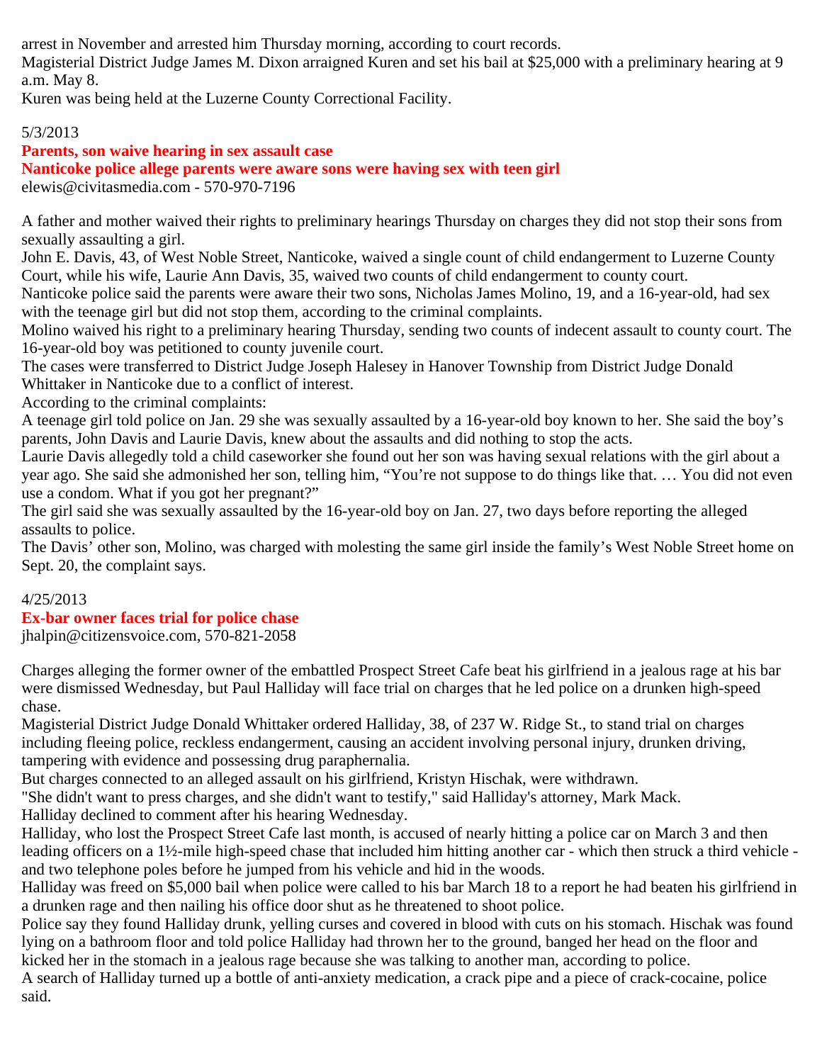arrest in November and arrested him Thursday morning, according to court records.
Magisterial District Judge James M. Dixon arraigned Kuren and set his bail at $25,000 with a preliminary hearing at 9 a.m. May 8.
Kuren was being held at the Luzerne County Correctional Facility.

5/3/2013

**Parents, son waive hearing in sex assault case**

**Nanticoke police allege parents were aware sons were having sex with teen girl**

elewis@civitasmedia.com - 570-970-7196

A father and mother waived their rights to preliminary hearings Thursday on charges they did not stop their sons from sexually assaulting a girl.
John E. Davis, 43, of West Noble Street, Nanticoke, waived a single count of child endangerment to Luzerne County Court, while his wife, Laurie Ann Davis, 35, waived two counts of child endangerment to county court.
Nanticoke police said the parents were aware their two sons, Nicholas James Molino, 19, and a 16-year-old, had sex with the teenage girl but did not stop them, according to the criminal complaints.
Molino waived his right to a preliminary hearing Thursday, sending two counts of indecent assault to county court. The 16-year-old boy was petitioned to county juvenile court.
The cases were transferred to District Judge Joseph Halesey in Hanover Township from District Judge Donald Whittaker in Nanticoke due to a conflict of interest.
According to the criminal complaints:
A teenage girl told police on Jan. 29 she was sexually assaulted by a 16-year-old boy known to her. She said the boy's parents, John Davis and Laurie Davis, knew about the assaults and did nothing to stop the acts.
Laurie Davis allegedly told a child caseworker she found out her son was having sexual relations with the girl about a year ago. She said she admonished her son, telling him, "You're not suppose to do things like that. … You did not even use a condom. What if you got her pregnant?"
The girl said she was sexually assaulted by the 16-year-old boy on Jan. 27, two days before reporting the alleged assaults to police.
The Davis' other son, Molino, was charged with molesting the same girl inside the family's West Noble Street home on Sept. 20, the complaint says.

4/25/2013

**Ex-bar owner faces trial for police chase**

jhalpin@citizensvoice.com, 570-821-2058

Charges alleging the former owner of the embattled Prospect Street Cafe beat his girlfriend in a jealous rage at his bar were dismissed Wednesday, but Paul Halliday will face trial on charges that he led police on a drunken high-speed chase.
Magisterial District Judge Donald Whittaker ordered Halliday, 38, of 237 W. Ridge St., to stand trial on charges including fleeing police, reckless endangerment, causing an accident involving personal injury, drunken driving, tampering with evidence and possessing drug paraphernalia.
But charges connected to an alleged assault on his girlfriend, Kristyn Hischak, were withdrawn.
"She didn't want to press charges, and she didn't want to testify," said Halliday's attorney, Mark Mack.
Halliday declined to comment after his hearing Wednesday.
Halliday, who lost the Prospect Street Cafe last month, is accused of nearly hitting a police car on March 3 and then leading officers on a 1½-mile high-speed chase that included him hitting another car - which then struck a third vehicle - and two telephone poles before he jumped from his vehicle and hid in the woods.
Halliday was freed on $5,000 bail when police were called to his bar March 18 to a report he had beaten his girlfriend in a drunken rage and then nailing his office door shut as he threatened to shoot police.
Police say they found Halliday drunk, yelling curses and covered in blood with cuts on his stomach. Hischak was found lying on a bathroom floor and told police Halliday had thrown her to the ground, banged her head on the floor and kicked her in the stomach in a jealous rage because she was talking to another man, according to police.
A search of Halliday turned up a bottle of anti-anxiety medication, a crack pipe and a piece of crack-cocaine, police said.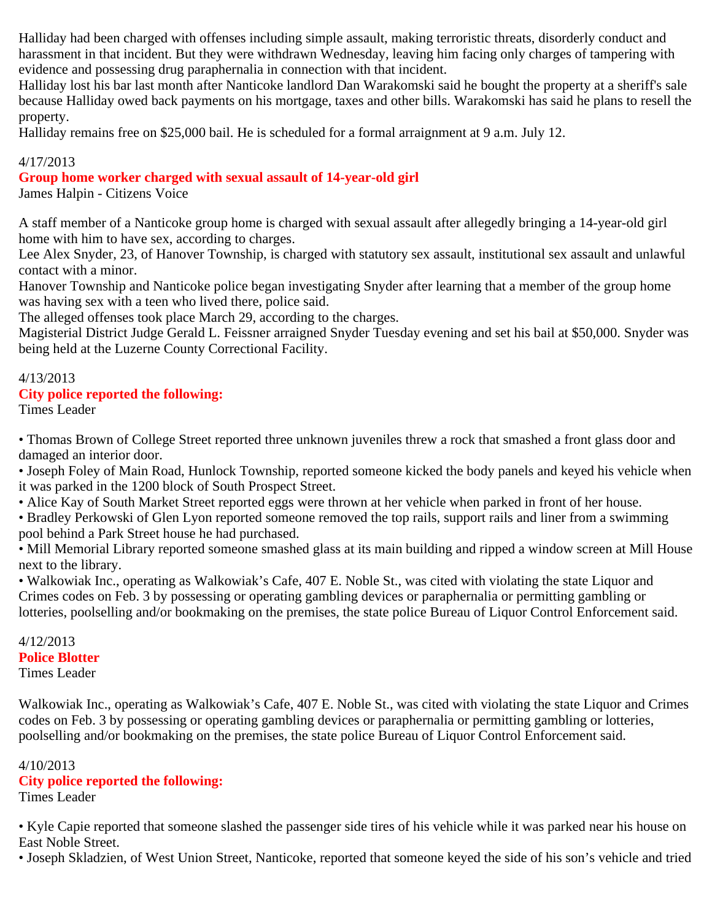Halliday had been charged with offenses including simple assault, making terroristic threats, disorderly conduct and harassment in that incident. But they were withdrawn Wednesday, leaving him facing only charges of tampering with evidence and possessing drug paraphernalia in connection with that incident.
Halliday lost his bar last month after Nanticoke landlord Dan Warakomski said he bought the property at a sheriff's sale because Halliday owed back payments on his mortgage, taxes and other bills. Warakomski has said he plans to resell the property.
Halliday remains free on $25,000 bail. He is scheduled for a formal arraignment at 9 a.m. July 12.

4/17/2013
**Group home worker charged with sexual assault of 14-year-old girl**
James Halpin - Citizens Voice

A staff member of a Nanticoke group home is charged with sexual assault after allegedly bringing a 14-year-old girl home with him to have sex, according to charges.
Lee Alex Snyder, 23, of Hanover Township, is charged with statutory sex assault, institutional sex assault and unlawful contact with a minor.
Hanover Township and Nanticoke police began investigating Snyder after learning that a member of the group home was having sex with a teen who lived there, police said.
The alleged offenses took place March 29, according to the charges.
Magisterial District Judge Gerald L. Feissner arraigned Snyder Tuesday evening and set his bail at $50,000. Snyder was being held at the Luzerne County Correctional Facility.

4/13/2013
**City police reported the following:**
Times Leader

• Thomas Brown of College Street reported three unknown juveniles threw a rock that smashed a front glass door and damaged an interior door.
• Joseph Foley of Main Road, Hunlock Township, reported someone kicked the body panels and keyed his vehicle when it was parked in the 1200 block of South Prospect Street.
• Alice Kay of South Market Street reported eggs were thrown at her vehicle when parked in front of her house.
• Bradley Perkowski of Glen Lyon reported someone removed the top rails, support rails and liner from a swimming pool behind a Park Street house he had purchased.
• Mill Memorial Library reported someone smashed glass at its main building and ripped a window screen at Mill House next to the library.
• Walkowiak Inc., operating as Walkowiak's Cafe, 407 E. Noble St., was cited with violating the state Liquor and Crimes codes on Feb. 3 by possessing or operating gambling devices or paraphernalia or permitting gambling or lotteries, poolselling and/or bookmaking on the premises, the state police Bureau of Liquor Control Enforcement said.

4/12/2013
**Police Blotter**
Times Leader

Walkowiak Inc., operating as Walkowiak's Cafe, 407 E. Noble St., was cited with violating the state Liquor and Crimes codes on Feb. 3 by possessing or operating gambling devices or paraphernalia or permitting gambling or lotteries, poolselling and/or bookmaking on the premises, the state police Bureau of Liquor Control Enforcement said.

4/10/2013
**City police reported the following:**
Times Leader

• Kyle Capie reported that someone slashed the passenger side tires of his vehicle while it was parked near his house on East Noble Street.
• Joseph Skladzien, of West Union Street, Nanticoke, reported that someone keyed the side of his son's vehicle and tried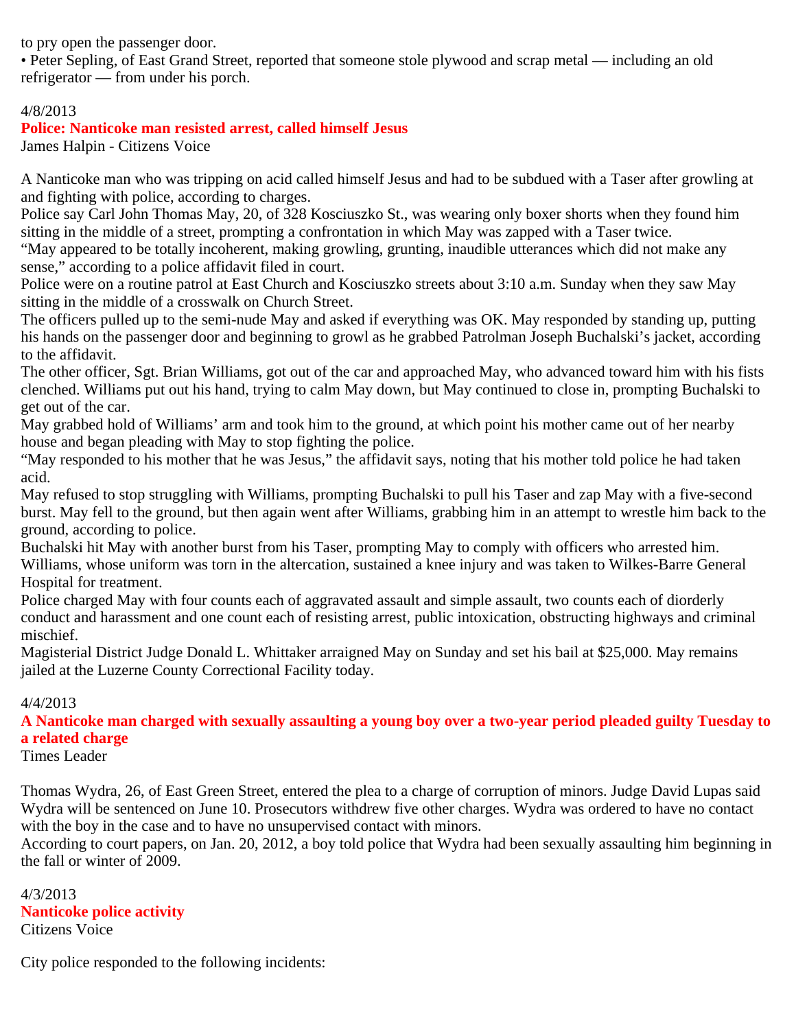to pry open the passenger door.

• Peter Sepling, of East Grand Street, reported that someone stole plywood and scrap metal — including an old refrigerator — from under his porch.

4/8/2013

**Police: Nanticoke man resisted arrest, called himself Jesus**

James Halpin - Citizens Voice

A Nanticoke man who was tripping on acid called himself Jesus and had to be subdued with a Taser after growling at and fighting with police, according to charges.

Police say Carl John Thomas May, 20, of 328 Kosciuszko St., was wearing only boxer shorts when they found him sitting in the middle of a street, prompting a confrontation in which May was zapped with a Taser twice.

"May appeared to be totally incoherent, making growling, grunting, inaudible utterances which did not make any sense," according to a police affidavit filed in court.

Police were on a routine patrol at East Church and Kosciuszko streets about 3:10 a.m. Sunday when they saw May sitting in the middle of a crosswalk on Church Street.

The officers pulled up to the semi-nude May and asked if everything was OK. May responded by standing up, putting his hands on the passenger door and beginning to growl as he grabbed Patrolman Joseph Buchalski's jacket, according to the affidavit.

The other officer, Sgt. Brian Williams, got out of the car and approached May, who advanced toward him with his fists clenched. Williams put out his hand, trying to calm May down, but May continued to close in, prompting Buchalski to get out of the car.

May grabbed hold of Williams' arm and took him to the ground, at which point his mother came out of her nearby house and began pleading with May to stop fighting the police.

"May responded to his mother that he was Jesus," the affidavit says, noting that his mother told police he had taken acid.

May refused to stop struggling with Williams, prompting Buchalski to pull his Taser and zap May with a five-second burst. May fell to the ground, but then again went after Williams, grabbing him in an attempt to wrestle him back to the ground, according to police.

Buchalski hit May with another burst from his Taser, prompting May to comply with officers who arrested him.

Williams, whose uniform was torn in the altercation, sustained a knee injury and was taken to Wilkes-Barre General Hospital for treatment.

Police charged May with four counts each of aggravated assault and simple assault, two counts each of diorderly conduct and harassment and one count each of resisting arrest, public intoxication, obstructing highways and criminal mischief.

Magisterial District Judge Donald L. Whittaker arraigned May on Sunday and set his bail at $25,000. May remains jailed at the Luzerne County Correctional Facility today.

4/4/2013

**A Nanticoke man charged with sexually assaulting a young boy over a two-year period pleaded guilty Tuesday to a related charge**

Times Leader

Thomas Wydra, 26, of East Green Street, entered the plea to a charge of corruption of minors. Judge David Lupas said Wydra will be sentenced on June 10. Prosecutors withdrew five other charges. Wydra was ordered to have no contact with the boy in the case and to have no unsupervised contact with minors.

According to court papers, on Jan. 20, 2012, a boy told police that Wydra had been sexually assaulting him beginning in the fall or winter of 2009.

4/3/2013

**Nanticoke police activity**

Citizens Voice

City police responded to the following incidents: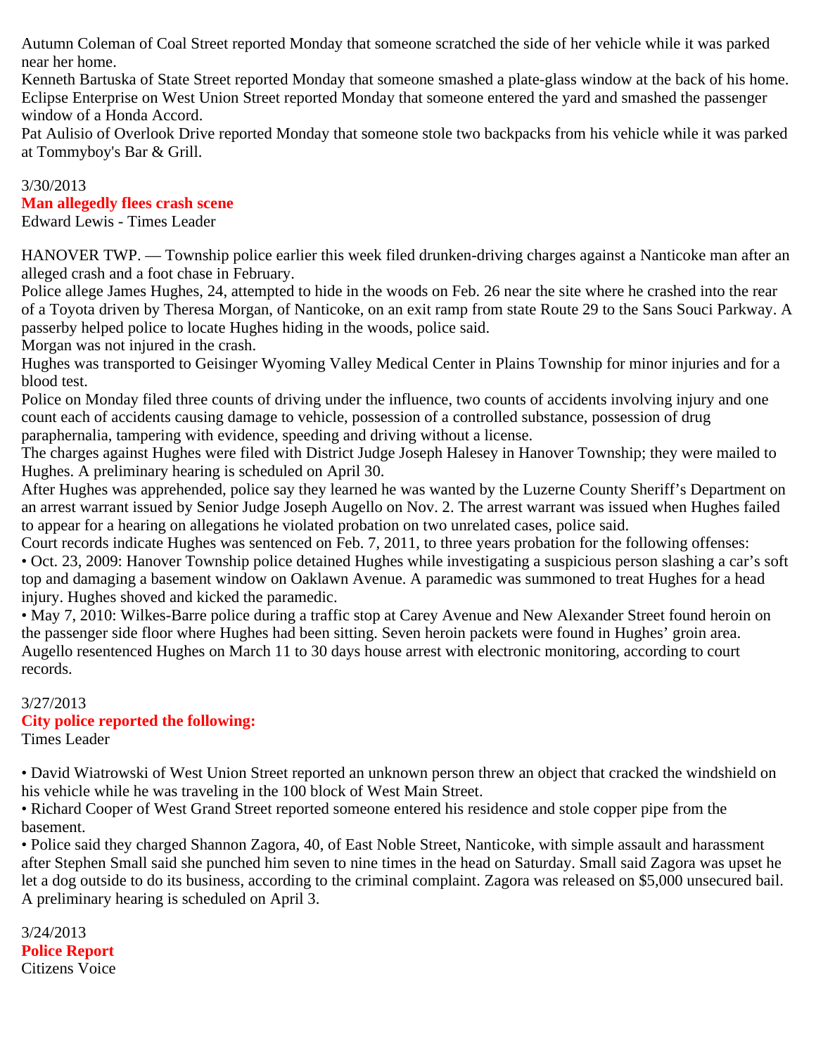Autumn Coleman of Coal Street reported Monday that someone scratched the side of her vehicle while it was parked near her home.
Kenneth Bartuska of State Street reported Monday that someone smashed a plate-glass window at the back of his home.
Eclipse Enterprise on West Union Street reported Monday that someone entered the yard and smashed the passenger window of a Honda Accord.
Pat Aulisio of Overlook Drive reported Monday that someone stole two backpacks from his vehicle while it was parked at Tommyboy's Bar & Grill.

3/30/2013
**Man allegedly flees crash scene**
Edward Lewis - Times Leader

HANOVER TWP. — Township police earlier this week filed drunken-driving charges against a Nanticoke man after an alleged crash and a foot chase in February.
Police allege James Hughes, 24, attempted to hide in the woods on Feb. 26 near the site where he crashed into the rear of a Toyota driven by Theresa Morgan, of Nanticoke, on an exit ramp from state Route 29 to the Sans Souci Parkway. A passerby helped police to locate Hughes hiding in the woods, police said.
Morgan was not injured in the crash.
Hughes was transported to Geisinger Wyoming Valley Medical Center in Plains Township for minor injuries and for a blood test.
Police on Monday filed three counts of driving under the influence, two counts of accidents involving injury and one count each of accidents causing damage to vehicle, possession of a controlled substance, possession of drug paraphernalia, tampering with evidence, speeding and driving without a license.
The charges against Hughes were filed with District Judge Joseph Halesey in Hanover Township; they were mailed to Hughes. A preliminary hearing is scheduled on April 30.
After Hughes was apprehended, police say they learned he was wanted by the Luzerne County Sheriff's Department on an arrest warrant issued by Senior Judge Joseph Augello on Nov. 2. The arrest warrant was issued when Hughes failed to appear for a hearing on allegations he violated probation on two unrelated cases, police said.
Court records indicate Hughes was sentenced on Feb. 7, 2011, to three years probation for the following offenses:
• Oct. 23, 2009: Hanover Township police detained Hughes while investigating a suspicious person slashing a car's soft top and damaging a basement window on Oaklawn Avenue. A paramedic was summoned to treat Hughes for a head injury. Hughes shoved and kicked the paramedic.
• May 7, 2010: Wilkes-Barre police during a traffic stop at Carey Avenue and New Alexander Street found heroin on the passenger side floor where Hughes had been sitting. Seven heroin packets were found in Hughes' groin area.
Augello resentenced Hughes on March 11 to 30 days house arrest with electronic monitoring, according to court records.

3/27/2013
**City police reported the following:**
Times Leader

• David Wiatrowski of West Union Street reported an unknown person threw an object that cracked the windshield on his vehicle while he was traveling in the 100 block of West Main Street.
• Richard Cooper of West Grand Street reported someone entered his residence and stole copper pipe from the basement.
• Police said they charged Shannon Zagora, 40, of East Noble Street, Nanticoke, with simple assault and harassment after Stephen Small said she punched him seven to nine times in the head on Saturday. Small said Zagora was upset he let a dog outside to do its business, according to the criminal complaint. Zagora was released on $5,000 unsecured bail. A preliminary hearing is scheduled on April 3.

3/24/2013
**Police Report**
Citizens Voice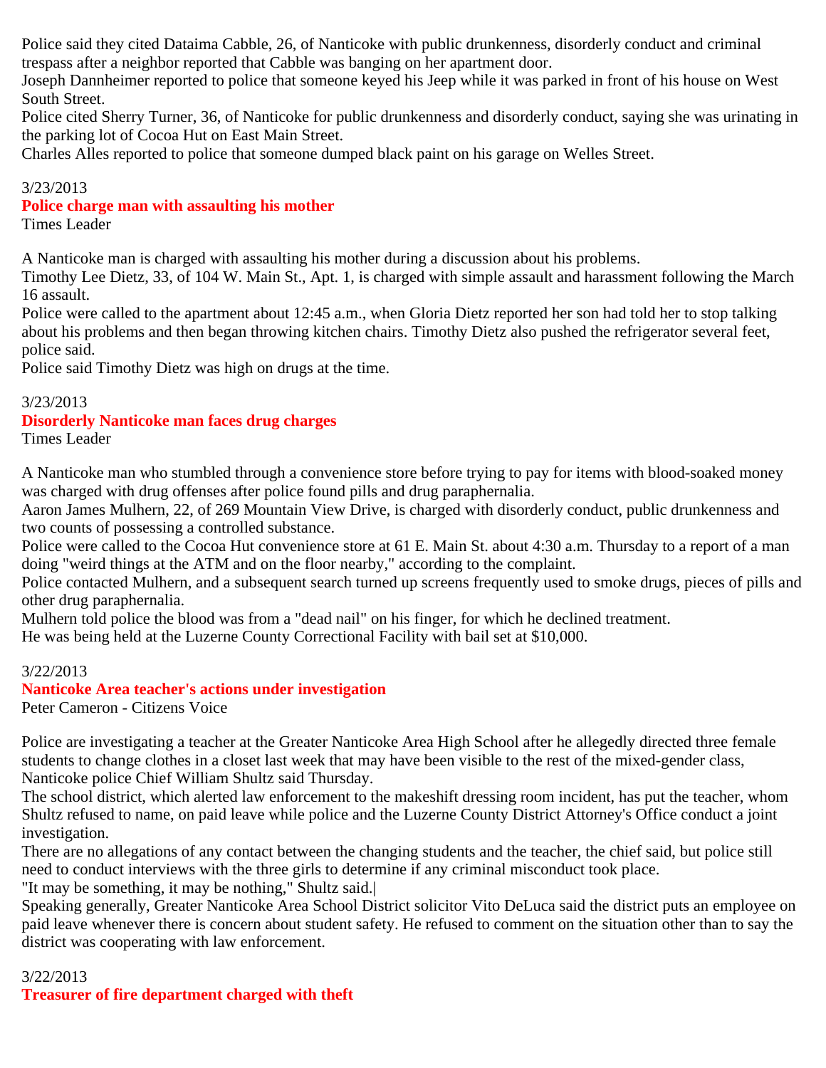Police said they cited Dataima Cabble, 26, of Nanticoke with public drunkenness, disorderly conduct and criminal trespass after a neighbor reported that Cabble was banging on her apartment door.

Joseph Dannheimer reported to police that someone keyed his Jeep while it was parked in front of his house on West South Street.

Police cited Sherry Turner, 36, of Nanticoke for public drunkenness and disorderly conduct, saying she was urinating in the parking lot of Cocoa Hut on East Main Street.

Charles Alles reported to police that someone dumped black paint on his garage on Welles Street.

3/23/2013

**Police charge man with assaulting his mother**

Times Leader

A Nanticoke man is charged with assaulting his mother during a discussion about his problems.

Timothy Lee Dietz, 33, of 104 W. Main St., Apt. 1, is charged with simple assault and harassment following the March 16 assault.

Police were called to the apartment about 12:45 a.m., when Gloria Dietz reported her son had told her to stop talking about his problems and then began throwing kitchen chairs. Timothy Dietz also pushed the refrigerator several feet, police said.

Police said Timothy Dietz was high on drugs at the time.

3/23/2013

**Disorderly Nanticoke man faces drug charges**

Times Leader

A Nanticoke man who stumbled through a convenience store before trying to pay for items with blood-soaked money was charged with drug offenses after police found pills and drug paraphernalia.

Aaron James Mulhern, 22, of 269 Mountain View Drive, is charged with disorderly conduct, public drunkenness and two counts of possessing a controlled substance.

Police were called to the Cocoa Hut convenience store at 61 E. Main St. about 4:30 a.m. Thursday to a report of a man doing "weird things at the ATM and on the floor nearby," according to the complaint.

Police contacted Mulhern, and a subsequent search turned up screens frequently used to smoke drugs, pieces of pills and other drug paraphernalia.

Mulhern told police the blood was from a "dead nail" on his finger, for which he declined treatment.

He was being held at the Luzerne County Correctional Facility with bail set at $10,000.

3/22/2013

**Nanticoke Area teacher's actions under investigation**

Peter Cameron - Citizens Voice

Police are investigating a teacher at the Greater Nanticoke Area High School after he allegedly directed three female students to change clothes in a closet last week that may have been visible to the rest of the mixed-gender class, Nanticoke police Chief William Shultz said Thursday.

The school district, which alerted law enforcement to the makeshift dressing room incident, has put the teacher, whom Shultz refused to name, on paid leave while police and the Luzerne County District Attorney's Office conduct a joint investigation.

There are no allegations of any contact between the changing students and the teacher, the chief said, but police still need to conduct interviews with the three girls to determine if any criminal misconduct took place.

"It may be something, it may be nothing," Shultz said.|

Speaking generally, Greater Nanticoke Area School District solicitor Vito DeLuca said the district puts an employee on paid leave whenever there is concern about student safety. He refused to comment on the situation other than to say the district was cooperating with law enforcement.

3/22/2013

**Treasurer of fire department charged with theft**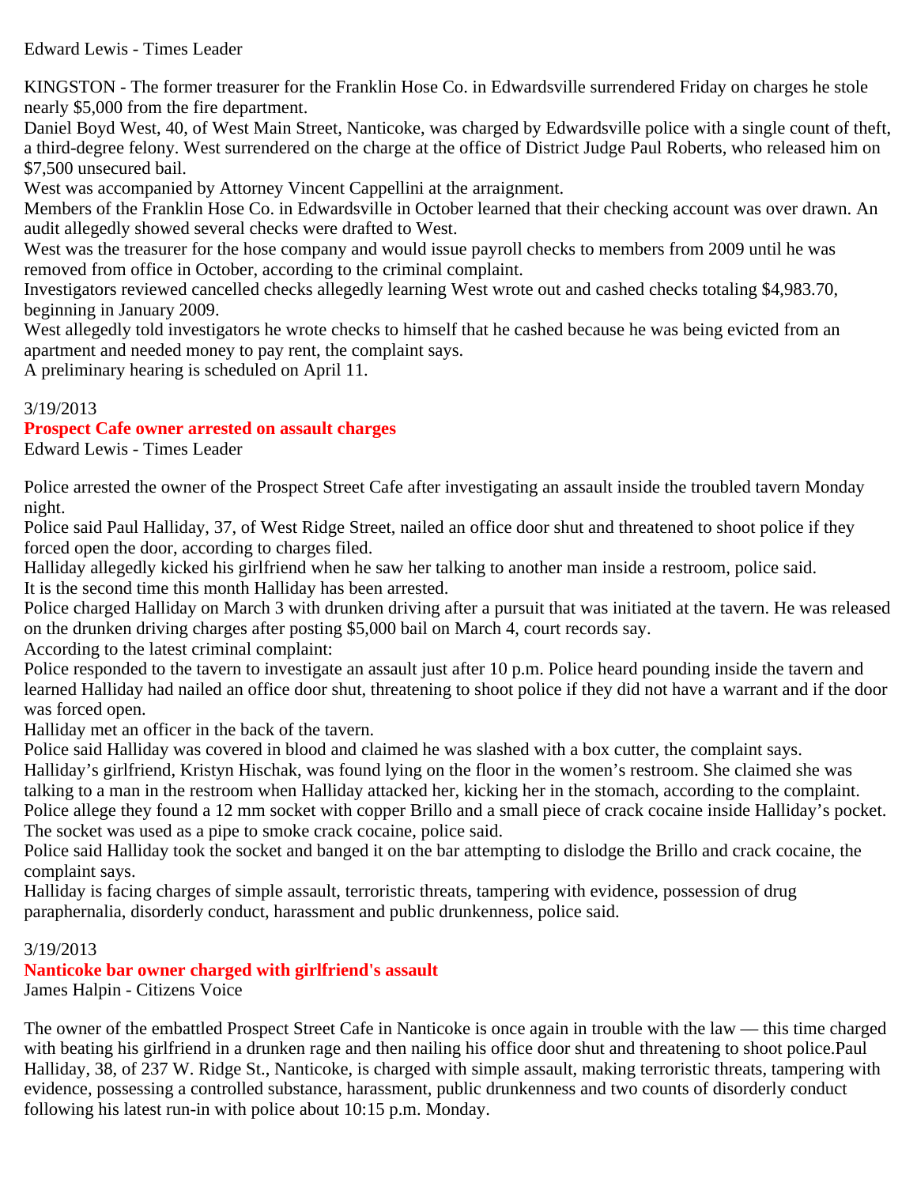Edward Lewis - Times Leader

KINGSTON - The former treasurer for the Franklin Hose Co. in Edwardsville surrendered Friday on charges he stole nearly $5,000 from the fire department.

Daniel Boyd West, 40, of West Main Street, Nanticoke, was charged by Edwardsville police with a single count of theft, a third-degree felony. West surrendered on the charge at the office of District Judge Paul Roberts, who released him on $7,500 unsecured bail.

West was accompanied by Attorney Vincent Cappellini at the arraignment.

Members of the Franklin Hose Co. in Edwardsville in October learned that their checking account was over drawn. An audit allegedly showed several checks were drafted to West.

West was the treasurer for the hose company and would issue payroll checks to members from 2009 until he was removed from office in October, according to the criminal complaint.

Investigators reviewed cancelled checks allegedly learning West wrote out and cashed checks totaling $4,983.70, beginning in January 2009.

West allegedly told investigators he wrote checks to himself that he cashed because he was being evicted from an apartment and needed money to pay rent, the complaint says.

A preliminary hearing is scheduled on April 11.

3/19/2013

**Prospect Cafe owner arrested on assault charges**

Edward Lewis - Times Leader

Police arrested the owner of the Prospect Street Cafe after investigating an assault inside the troubled tavern Monday night.

Police said Paul Halliday, 37, of West Ridge Street, nailed an office door shut and threatened to shoot police if they forced open the door, according to charges filed.

Halliday allegedly kicked his girlfriend when he saw her talking to another man inside a restroom, police said.

It is the second time this month Halliday has been arrested.

Police charged Halliday on March 3 with drunken driving after a pursuit that was initiated at the tavern. He was released on the drunken driving charges after posting $5,000 bail on March 4, court records say.

According to the latest criminal complaint:

Police responded to the tavern to investigate an assault just after 10 p.m. Police heard pounding inside the tavern and learned Halliday had nailed an office door shut, threatening to shoot police if they did not have a warrant and if the door was forced open.

Halliday met an officer in the back of the tavern.

Police said Halliday was covered in blood and claimed he was slashed with a box cutter, the complaint says.

Halliday's girlfriend, Kristyn Hischak, was found lying on the floor in the women's restroom. She claimed she was talking to a man in the restroom when Halliday attacked her, kicking her in the stomach, according to the complaint.

Police allege they found a 12 mm socket with copper Brillo and a small piece of crack cocaine inside Halliday's pocket. The socket was used as a pipe to smoke crack cocaine, police said.

Police said Halliday took the socket and banged it on the bar attempting to dislodge the Brillo and crack cocaine, the complaint says.

Halliday is facing charges of simple assault, terroristic threats, tampering with evidence, possession of drug paraphernalia, disorderly conduct, harassment and public drunkenness, police said.

3/19/2013

**Nanticoke bar owner charged with girlfriend's assault**

James Halpin - Citizens Voice

The owner of the embattled Prospect Street Cafe in Nanticoke is once again in trouble with the law — this time charged with beating his girlfriend in a drunken rage and then nailing his office door shut and threatening to shoot police.Paul Halliday, 38, of 237 W. Ridge St., Nanticoke, is charged with simple assault, making terroristic threats, tampering with evidence, possessing a controlled substance, harassment, public drunkenness and two counts of disorderly conduct following his latest run-in with police about 10:15 p.m. Monday.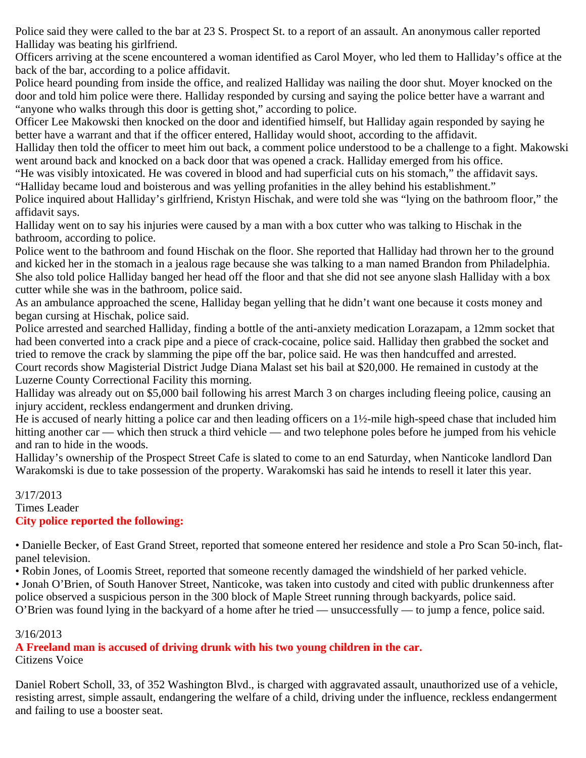Police said they were called to the bar at 23 S. Prospect St. to a report of an assault. An anonymous caller reported Halliday was beating his girlfriend.

Officers arriving at the scene encountered a woman identified as Carol Moyer, who led them to Halliday's office at the back of the bar, according to a police affidavit.

Police heard pounding from inside the office, and realized Halliday was nailing the door shut. Moyer knocked on the door and told him police were there. Halliday responded by cursing and saying the police better have a warrant and "anyone who walks through this door is getting shot," according to police.

Officer Lee Makowski then knocked on the door and identified himself, but Halliday again responded by saying he better have a warrant and that if the officer entered, Halliday would shoot, according to the affidavit.

Halliday then told the officer to meet him out back, a comment police understood to be a challenge to a fight. Makowski went around back and knocked on a back door that was opened a crack. Halliday emerged from his office.

"He was visibly intoxicated. He was covered in blood and had superficial cuts on his stomach," the affidavit says. "Halliday became loud and boisterous and was yelling profanities in the alley behind his establishment."

Police inquired about Halliday's girlfriend, Kristyn Hischak, and were told she was "lying on the bathroom floor," the affidavit says.

Halliday went on to say his injuries were caused by a man with a box cutter who was talking to Hischak in the bathroom, according to police.

Police went to the bathroom and found Hischak on the floor. She reported that Halliday had thrown her to the ground and kicked her in the stomach in a jealous rage because she was talking to a man named Brandon from Philadelphia. She also told police Halliday banged her head off the floor and that she did not see anyone slash Halliday with a box cutter while she was in the bathroom, police said.

As an ambulance approached the scene, Halliday began yelling that he didn't want one because it costs money and began cursing at Hischak, police said.

Police arrested and searched Halliday, finding a bottle of the anti-anxiety medication Lorazapam, a 12mm socket that had been converted into a crack pipe and a piece of crack-cocaine, police said. Halliday then grabbed the socket and tried to remove the crack by slamming the pipe off the bar, police said. He was then handcuffed and arrested.

Court records show Magisterial District Judge Diana Malast set his bail at $20,000. He remained in custody at the Luzerne County Correctional Facility this morning.

Halliday was already out on $5,000 bail following his arrest March 3 on charges including fleeing police, causing an injury accident, reckless endangerment and drunken driving.

He is accused of nearly hitting a police car and then leading officers on a 1½-mile high-speed chase that included him hitting another car — which then struck a third vehicle — and two telephone poles before he jumped from his vehicle and ran to hide in the woods.

Halliday's ownership of the Prospect Street Cafe is slated to come to an end Saturday, when Nanticoke landlord Dan Warakomski is due to take possession of the property. Warakomski has said he intends to resell it later this year.

3/17/2013
Times Leader
**City police reported the following:**

- Danielle Becker, of East Grand Street, reported that someone entered her residence and stole a Pro Scan 50-inch, flat-panel television.
- Robin Jones, of Loomis Street, reported that someone recently damaged the windshield of her parked vehicle.
- Jonah O'Brien, of South Hanover Street, Nanticoke, was taken into custody and cited with public drunkenness after police observed a suspicious person in the 300 block of Maple Street running through backyards, police said.

O'Brien was found lying in the backyard of a home after he tried — unsuccessfully — to jump a fence, police said.

3/16/2013
**A Freeland man is accused of driving drunk with his two young children in the car.**
Citizens Voice

Daniel Robert Scholl, 33, of 352 Washington Blvd., is charged with aggravated assault, unauthorized use of a vehicle, resisting arrest, simple assault, endangering the welfare of a child, driving under the influence, reckless endangerment and failing to use a booster seat.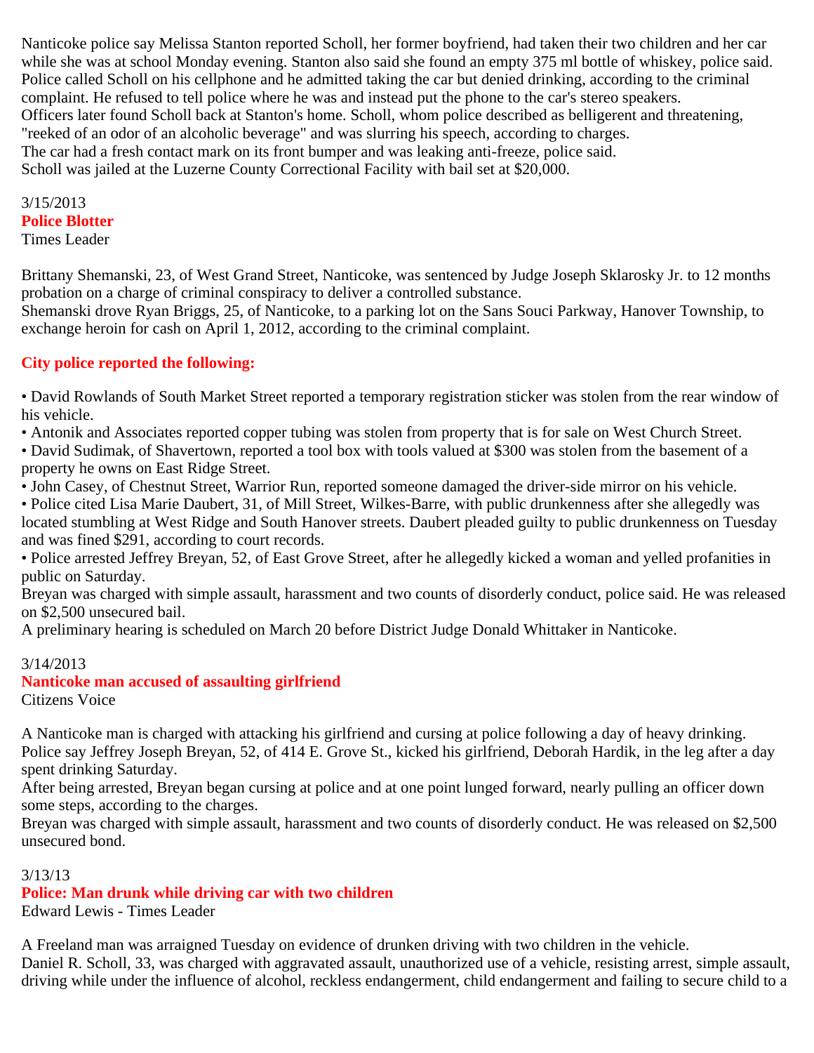Nanticoke police say Melissa Stanton reported Scholl, her former boyfriend, had taken their two children and her car while she was at school Monday evening. Stanton also said she found an empty 375 ml bottle of whiskey, police said.
Police called Scholl on his cellphone and he admitted taking the car but denied drinking, according to the criminal complaint. He refused to tell police where he was and instead put the phone to the car's stereo speakers.
Officers later found Scholl back at Stanton's home. Scholl, whom police described as belligerent and threatening, "reeked of an odor of an alcoholic beverage" and was slurring his speech, according to charges.
The car had a fresh contact mark on its front bumper and was leaking anti-freeze, police said.
Scholl was jailed at the Luzerne County Correctional Facility with bail set at $20,000.

3/15/2013
**Police Blotter**
Times Leader

Brittany Shemanski, 23, of West Grand Street, Nanticoke, was sentenced by Judge Joseph Sklarosky Jr. to 12 months probation on a charge of criminal conspiracy to deliver a controlled substance.
Shemanski drove Ryan Briggs, 25, of Nanticoke, to a parking lot on the Sans Souci Parkway, Hanover Township, to exchange heroin for cash on April 1, 2012, according to the criminal complaint.

**City police reported the following:**

• David Rowlands of South Market Street reported a temporary registration sticker was stolen from the rear window of his vehicle.
• Antonik and Associates reported copper tubing was stolen from property that is for sale on West Church Street.
• David Sudimak, of Shavertown, reported a tool box with tools valued at $300 was stolen from the basement of a property he owns on East Ridge Street.
• John Casey, of Chestnut Street, Warrior Run, reported someone damaged the driver-side mirror on his vehicle.
• Police cited Lisa Marie Daubert, 31, of Mill Street, Wilkes-Barre, with public drunkenness after she allegedly was located stumbling at West Ridge and South Hanover streets. Daubert pleaded guilty to public drunkenness on Tuesday and was fined $291, according to court records.
• Police arrested Jeffrey Breyan, 52, of East Grove Street, after he allegedly kicked a woman and yelled profanities in public on Saturday.
Breyan was charged with simple assault, harassment and two counts of disorderly conduct, police said. He was released on $2,500 unsecured bail.
A preliminary hearing is scheduled on March 20 before District Judge Donald Whittaker in Nanticoke.

3/14/2013
**Nanticoke man accused of assaulting girlfriend**
Citizens Voice

A Nanticoke man is charged with attacking his girlfriend and cursing at police following a day of heavy drinking.
Police say Jeffrey Joseph Breyan, 52, of 414 E. Grove St., kicked his girlfriend, Deborah Hardik, in the leg after a day spent drinking Saturday.
After being arrested, Breyan began cursing at police and at one point lunged forward, nearly pulling an officer down some steps, according to the charges.
Breyan was charged with simple assault, harassment and two counts of disorderly conduct. He was released on $2,500 unsecured bond.

3/13/13
**Police: Man drunk while driving car with two children**
Edward Lewis - Times Leader

A Freeland man was arraigned Tuesday on evidence of drunken driving with two children in the vehicle.
Daniel R. Scholl, 33, was charged with aggravated assault, unauthorized use of a vehicle, resisting arrest, simple assault, driving while under the influence of alcohol, reckless endangerment, child endangerment and failing to secure child to a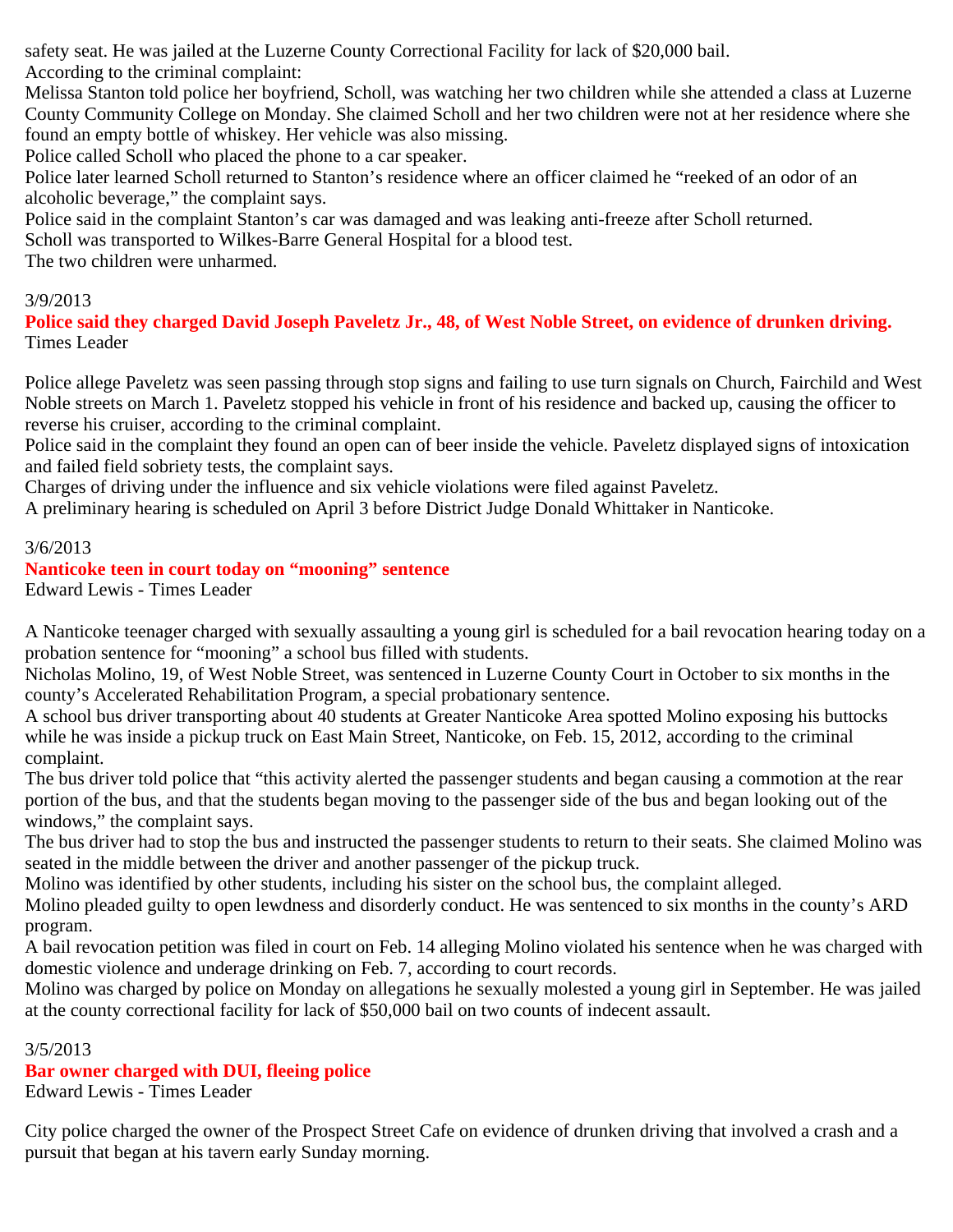safety seat. He was jailed at the Luzerne County Correctional Facility for lack of $20,000 bail.
According to the criminal complaint:
Melissa Stanton told police her boyfriend, Scholl, was watching her two children while she attended a class at Luzerne County Community College on Monday. She claimed Scholl and her two children were not at her residence where she found an empty bottle of whiskey. Her vehicle was also missing.
Police called Scholl who placed the phone to a car speaker.
Police later learned Scholl returned to Stanton's residence where an officer claimed he "reeked of an odor of an alcoholic beverage," the complaint says.
Police said in the complaint Stanton's car was damaged and was leaking anti-freeze after Scholl returned.
Scholl was transported to Wilkes-Barre General Hospital for a blood test.
The two children were unharmed.

3/9/2013

**Police said they charged David Joseph Paveletz Jr., 48, of West Noble Street, on evidence of drunken driving.**
Times Leader

Police allege Paveletz was seen passing through stop signs and failing to use turn signals on Church, Fairchild and West Noble streets on March 1. Paveletz stopped his vehicle in front of his residence and backed up, causing the officer to reverse his cruiser, according to the criminal complaint.
Police said in the complaint they found an open can of beer inside the vehicle. Paveletz displayed signs of intoxication and failed field sobriety tests, the complaint says.
Charges of driving under the influence and six vehicle violations were filed against Paveletz.
A preliminary hearing is scheduled on April 3 before District Judge Donald Whittaker in Nanticoke.

3/6/2013

**Nanticoke teen in court today on "mooning" sentence**
Edward Lewis - Times Leader

A Nanticoke teenager charged with sexually assaulting a young girl is scheduled for a bail revocation hearing today on a probation sentence for "mooning" a school bus filled with students.
Nicholas Molino, 19, of West Noble Street, was sentenced in Luzerne County Court in October to six months in the county's Accelerated Rehabilitation Program, a special probationary sentence.
A school bus driver transporting about 40 students at Greater Nanticoke Area spotted Molino exposing his buttocks while he was inside a pickup truck on East Main Street, Nanticoke, on Feb. 15, 2012, according to the criminal complaint.
The bus driver told police that "this activity alerted the passenger students and began causing a commotion at the rear portion of the bus, and that the students began moving to the passenger side of the bus and began looking out of the windows," the complaint says.
The bus driver had to stop the bus and instructed the passenger students to return to their seats. She claimed Molino was seated in the middle between the driver and another passenger of the pickup truck.
Molino was identified by other students, including his sister on the school bus, the complaint alleged.
Molino pleaded guilty to open lewdness and disorderly conduct. He was sentenced to six months in the county's ARD program.
A bail revocation petition was filed in court on Feb. 14 alleging Molino violated his sentence when he was charged with domestic violence and underage drinking on Feb. 7, according to court records.
Molino was charged by police on Monday on allegations he sexually molested a young girl in September. He was jailed at the county correctional facility for lack of $50,000 bail on two counts of indecent assault.

3/5/2013

**Bar owner charged with DUI, fleeing police**
Edward Lewis - Times Leader

City police charged the owner of the Prospect Street Cafe on evidence of drunken driving that involved a crash and a pursuit that began at his tavern early Sunday morning.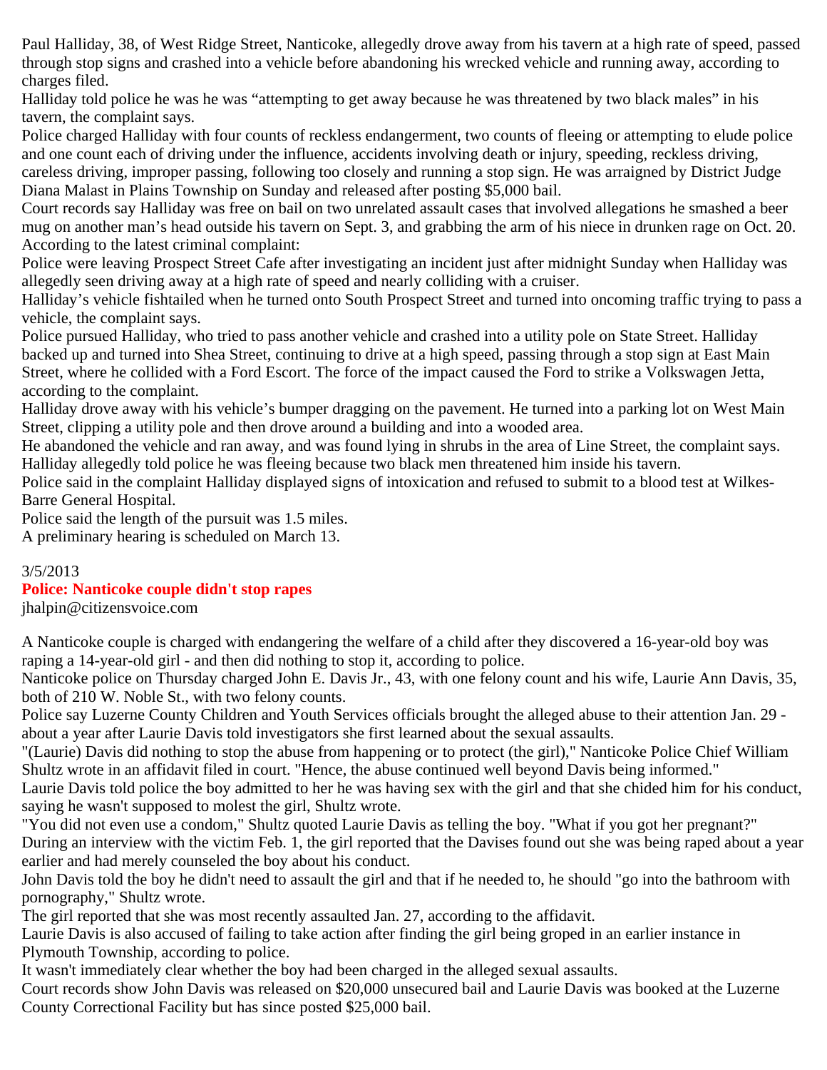Paul Halliday, 38, of West Ridge Street, Nanticoke, allegedly drove away from his tavern at a high rate of speed, passed through stop signs and crashed into a vehicle before abandoning his wrecked vehicle and running away, according to charges filed.

Halliday told police he was he was "attempting to get away because he was threatened by two black males" in his tavern, the complaint says.

Police charged Halliday with four counts of reckless endangerment, two counts of fleeing or attempting to elude police and one count each of driving under the influence, accidents involving death or injury, speeding, reckless driving, careless driving, improper passing, following too closely and running a stop sign. He was arraigned by District Judge Diana Malast in Plains Township on Sunday and released after posting $5,000 bail.

Court records say Halliday was free on bail on two unrelated assault cases that involved allegations he smashed a beer mug on another man's head outside his tavern on Sept. 3, and grabbing the arm of his niece in drunken rage on Oct. 20.

According to the latest criminal complaint:

Police were leaving Prospect Street Cafe after investigating an incident just after midnight Sunday when Halliday was allegedly seen driving away at a high rate of speed and nearly colliding with a cruiser.

Halliday's vehicle fishtailed when he turned onto South Prospect Street and turned into oncoming traffic trying to pass a vehicle, the complaint says.

Police pursued Halliday, who tried to pass another vehicle and crashed into a utility pole on State Street. Halliday backed up and turned into Shea Street, continuing to drive at a high speed, passing through a stop sign at East Main Street, where he collided with a Ford Escort. The force of the impact caused the Ford to strike a Volkswagen Jetta, according to the complaint.

Halliday drove away with his vehicle's bumper dragging on the pavement. He turned into a parking lot on West Main Street, clipping a utility pole and then drove around a building and into a wooded area.

He abandoned the vehicle and ran away, and was found lying in shrubs in the area of Line Street, the complaint says.

Halliday allegedly told police he was fleeing because two black men threatened him inside his tavern.

Police said in the complaint Halliday displayed signs of intoxication and refused to submit to a blood test at Wilkes-Barre General Hospital.

Police said the length of the pursuit was 1.5 miles.

A preliminary hearing is scheduled on March 13.

3/5/2013

**Police: Nanticoke couple didn't stop rapes**

jhalpin@citizensvoice.com

A Nanticoke couple is charged with endangering the welfare of a child after they discovered a 16-year-old boy was raping a 14-year-old girl - and then did nothing to stop it, according to police.

Nanticoke police on Thursday charged John E. Davis Jr., 43, with one felony count and his wife, Laurie Ann Davis, 35, both of 210 W. Noble St., with two felony counts.

Police say Luzerne County Children and Youth Services officials brought the alleged abuse to their attention Jan. 29 - about a year after Laurie Davis told investigators she first learned about the sexual assaults.

"(Laurie) Davis did nothing to stop the abuse from happening or to protect (the girl)," Nanticoke Police Chief William Shultz wrote in an affidavit filed in court. "Hence, the abuse continued well beyond Davis being informed."

Laurie Davis told police the boy admitted to her he was having sex with the girl and that she chided him for his conduct, saying he wasn't supposed to molest the girl, Shultz wrote.

"You did not even use a condom," Shultz quoted Laurie Davis as telling the boy. "What if you got her pregnant?"

During an interview with the victim Feb. 1, the girl reported that the Davises found out she was being raped about a year earlier and had merely counseled the boy about his conduct.

John Davis told the boy he didn't need to assault the girl and that if he needed to, he should "go into the bathroom with pornography," Shultz wrote.

The girl reported that she was most recently assaulted Jan. 27, according to the affidavit.

Laurie Davis is also accused of failing to take action after finding the girl being groped in an earlier instance in Plymouth Township, according to police.

It wasn't immediately clear whether the boy had been charged in the alleged sexual assaults.

Court records show John Davis was released on $20,000 unsecured bail and Laurie Davis was booked at the Luzerne County Correctional Facility but has since posted $25,000 bail.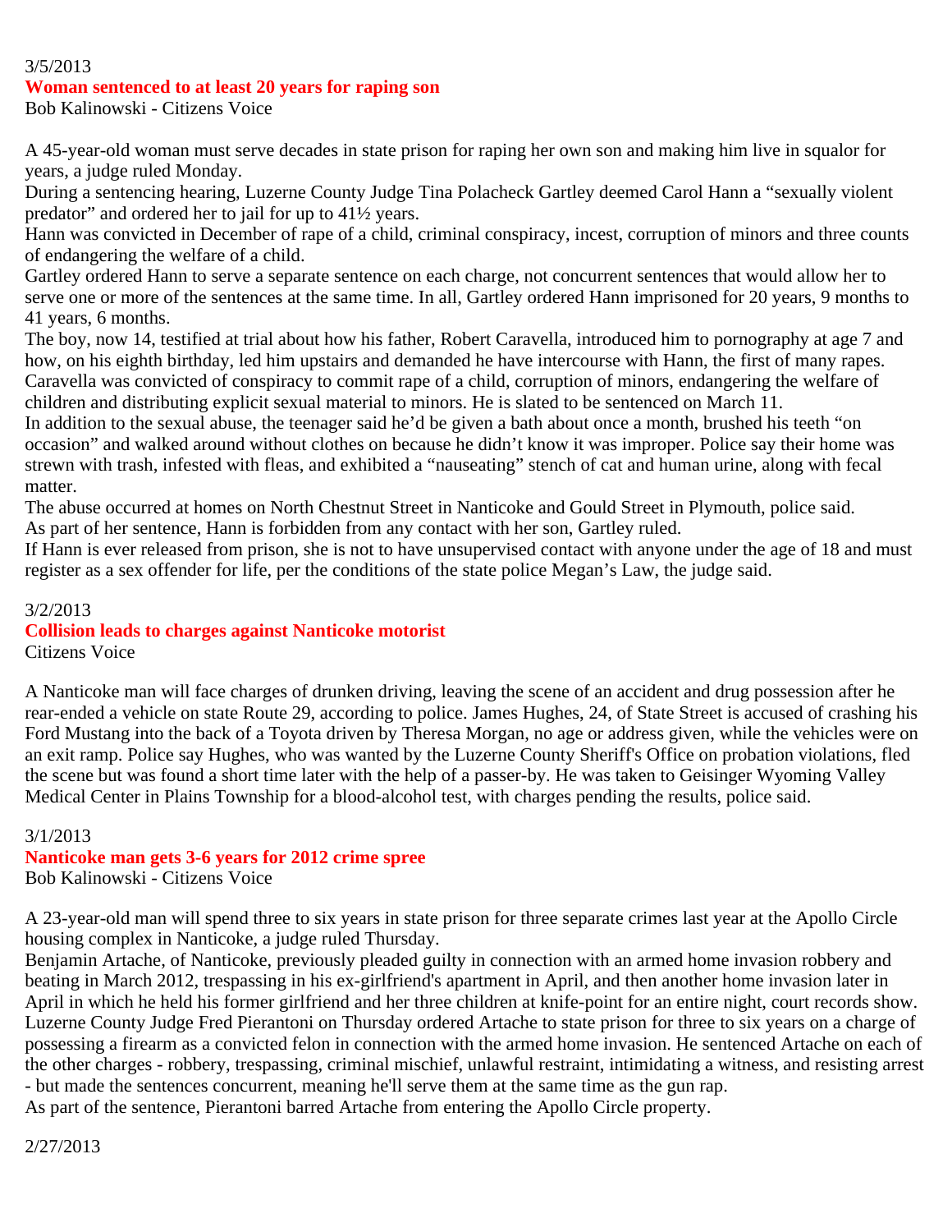3/5/2013

### Woman sentenced to at least 20 years for raping son

Bob Kalinowski - Citizens Voice

A 45-year-old woman must serve decades in state prison for raping her own son and making him live in squalor for years, a judge ruled Monday.

During a sentencing hearing, Luzerne County Judge Tina Polacheck Gartley deemed Carol Hann a "sexually violent predator" and ordered her to jail for up to 41½ years.

Hann was convicted in December of rape of a child, criminal conspiracy, incest, corruption of minors and three counts of endangering the welfare of a child.

Gartley ordered Hann to serve a separate sentence on each charge, not concurrent sentences that would allow her to serve one or more of the sentences at the same time. In all, Gartley ordered Hann imprisoned for 20 years, 9 months to 41 years, 6 months.

The boy, now 14, testified at trial about how his father, Robert Caravella, introduced him to pornography at age 7 and how, on his eighth birthday, led him upstairs and demanded he have intercourse with Hann, the first of many rapes.

Caravella was convicted of conspiracy to commit rape of a child, corruption of minors, endangering the welfare of children and distributing explicit sexual material to minors. He is slated to be sentenced on March 11.

In addition to the sexual abuse, the teenager said he'd be given a bath about once a month, brushed his teeth "on occasion" and walked around without clothes on because he didn't know it was improper. Police say their home was strewn with trash, infested with fleas, and exhibited a "nauseating" stench of cat and human urine, along with fecal matter.

The abuse occurred at homes on North Chestnut Street in Nanticoke and Gould Street in Plymouth, police said.

As part of her sentence, Hann is forbidden from any contact with her son, Gartley ruled.

If Hann is ever released from prison, she is not to have unsupervised contact with anyone under the age of 18 and must register as a sex offender for life, per the conditions of the state police Megan's Law, the judge said.

3/2/2013

### Collision leads to charges against Nanticoke motorist

Citizens Voice

A Nanticoke man will face charges of drunken driving, leaving the scene of an accident and drug possession after he rear-ended a vehicle on state Route 29, according to police. James Hughes, 24, of State Street is accused of crashing his Ford Mustang into the back of a Toyota driven by Theresa Morgan, no age or address given, while the vehicles were on an exit ramp. Police say Hughes, who was wanted by the Luzerne County Sheriff's Office on probation violations, fled the scene but was found a short time later with the help of a passer-by. He was taken to Geisinger Wyoming Valley Medical Center in Plains Township for a blood-alcohol test, with charges pending the results, police said.

3/1/2013

### Nanticoke man gets 3-6 years for 2012 crime spree

Bob Kalinowski - Citizens Voice

A 23-year-old man will spend three to six years in state prison for three separate crimes last year at the Apollo Circle housing complex in Nanticoke, a judge ruled Thursday.

Benjamin Artache, of Nanticoke, previously pleaded guilty in connection with an armed home invasion robbery and beating in March 2012, trespassing in his ex-girlfriend's apartment in April, and then another home invasion later in April in which he held his former girlfriend and her three children at knife-point for an entire night, court records show.

Luzerne County Judge Fred Pierantoni on Thursday ordered Artache to state prison for three to six years on a charge of possessing a firearm as a convicted felon in connection with the armed home invasion. He sentenced Artache on each of the other charges - robbery, trespassing, criminal mischief, unlawful restraint, intimidating a witness, and resisting arrest - but made the sentences concurrent, meaning he'll serve them at the same time as the gun rap.

As part of the sentence, Pierantoni barred Artache from entering the Apollo Circle property.

2/27/2013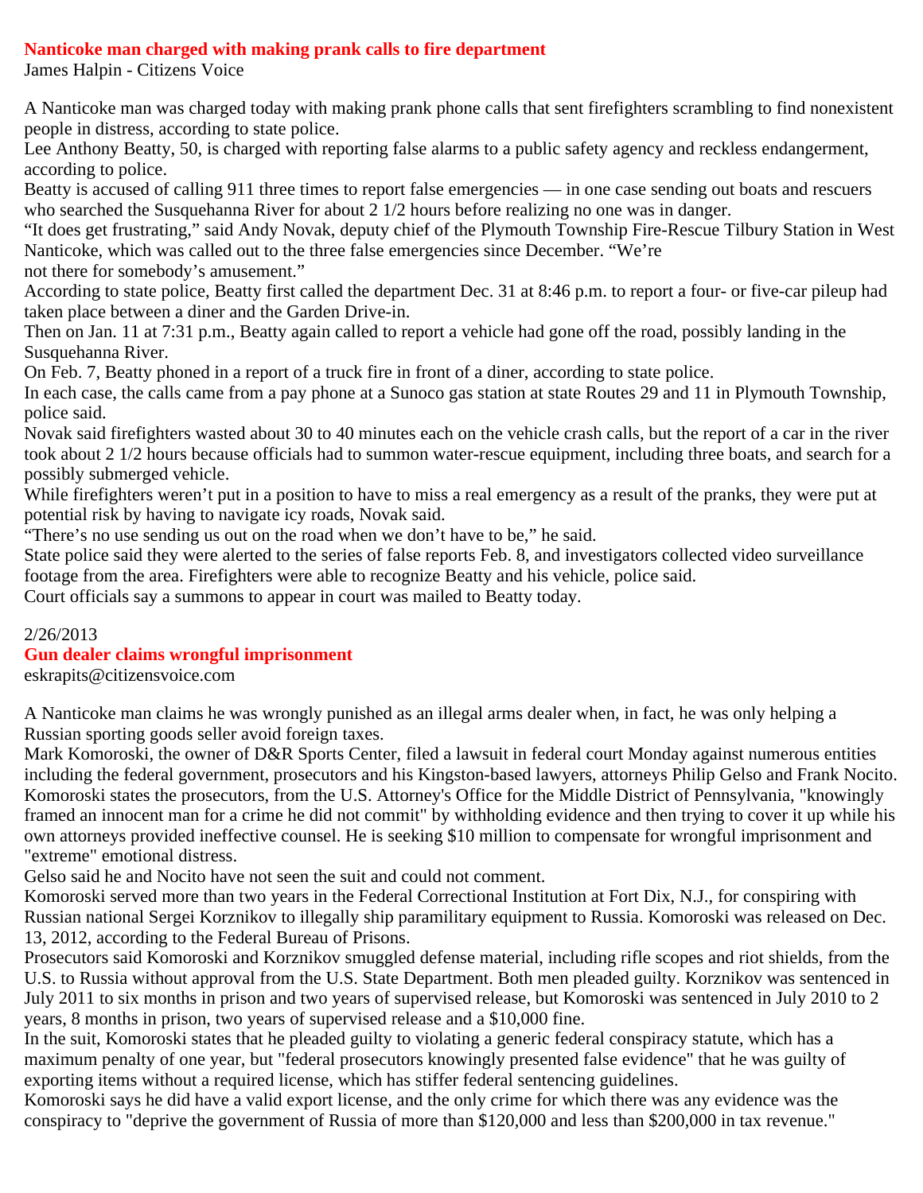## Nanticoke man charged with making prank calls to fire department

James Halpin - Citizens Voice

A Nanticoke man was charged today with making prank phone calls that sent firefighters scrambling to find nonexistent people in distress, according to state police.

Lee Anthony Beatty, 50, is charged with reporting false alarms to a public safety agency and reckless endangerment, according to police.

Beatty is accused of calling 911 three times to report false emergencies — in one case sending out boats and rescuers who searched the Susquehanna River for about 2 1/2 hours before realizing no one was in danger.

“It does get frustrating,” said Andy Novak, deputy chief of the Plymouth Township Fire-Rescue Tilbury Station in West Nanticoke, which was called out to the three false emergencies since December. “We’re not there for somebody’s amusement.”

According to state police, Beatty first called the department Dec. 31 at 8:46 p.m. to report a four- or five-car pileup had taken place between a diner and the Garden Drive-in.

Then on Jan. 11 at 7:31 p.m., Beatty again called to report a vehicle had gone off the road, possibly landing in the Susquehanna River.

On Feb. 7, Beatty phoned in a report of a truck fire in front of a diner, according to state police.

In each case, the calls came from a pay phone at a Sunoco gas station at state Routes 29 and 11 in Plymouth Township, police said.

Novak said firefighters wasted about 30 to 40 minutes each on the vehicle crash calls, but the report of a car in the river took about 2 1/2 hours because officials had to summon water-rescue equipment, including three boats, and search for a possibly submerged vehicle.

While firefighters weren’t put in a position to have to miss a real emergency as a result of the pranks, they were put at potential risk by having to navigate icy roads, Novak said.

“There’s no use sending us out on the road when we don’t have to be,” he said.

State police said they were alerted to the series of false reports Feb. 8, and investigators collected video surveillance footage from the area. Firefighters were able to recognize Beatty and his vehicle, police said.

Court officials say a summons to appear in court was mailed to Beatty today.

2/26/2013

## Gun dealer claims wrongful imprisonment

eskrapits@citizensvoice.com

A Nanticoke man claims he was wrongly punished as an illegal arms dealer when, in fact, he was only helping a Russian sporting goods seller avoid foreign taxes.

Mark Komoroski, the owner of D&R Sports Center, filed a lawsuit in federal court Monday against numerous entities including the federal government, prosecutors and his Kingston-based lawyers, attorneys Philip Gelso and Frank Nocito.

Komoroski states the prosecutors, from the U.S. Attorney's Office for the Middle District of Pennsylvania, "knowingly framed an innocent man for a crime he did not commit" by withholding evidence and then trying to cover it up while his own attorneys provided ineffective counsel. He is seeking $10 million to compensate for wrongful imprisonment and "extreme" emotional distress.

Gelso said he and Nocito have not seen the suit and could not comment.

Komoroski served more than two years in the Federal Correctional Institution at Fort Dix, N.J., for conspiring with Russian national Sergei Korznikov to illegally ship paramilitary equipment to Russia. Komoroski was released on Dec. 13, 2012, according to the Federal Bureau of Prisons.

Prosecutors said Komoroski and Korznikov smuggled defense material, including rifle scopes and riot shields, from the U.S. to Russia without approval from the U.S. State Department. Both men pleaded guilty. Korznikov was sentenced in July 2011 to six months in prison and two years of supervised release, but Komoroski was sentenced in July 2010 to 2 years, 8 months in prison, two years of supervised release and a $10,000 fine.

In the suit, Komoroski states that he pleaded guilty to violating a generic federal conspiracy statute, which has a maximum penalty of one year, but "federal prosecutors knowingly presented false evidence" that he was guilty of exporting items without a required license, which has stiffer federal sentencing guidelines.

Komoroski says he did have a valid export license, and the only crime for which there was any evidence was the conspiracy to "deprive the government of Russia of more than $120,000 and less than $200,000 in tax revenue."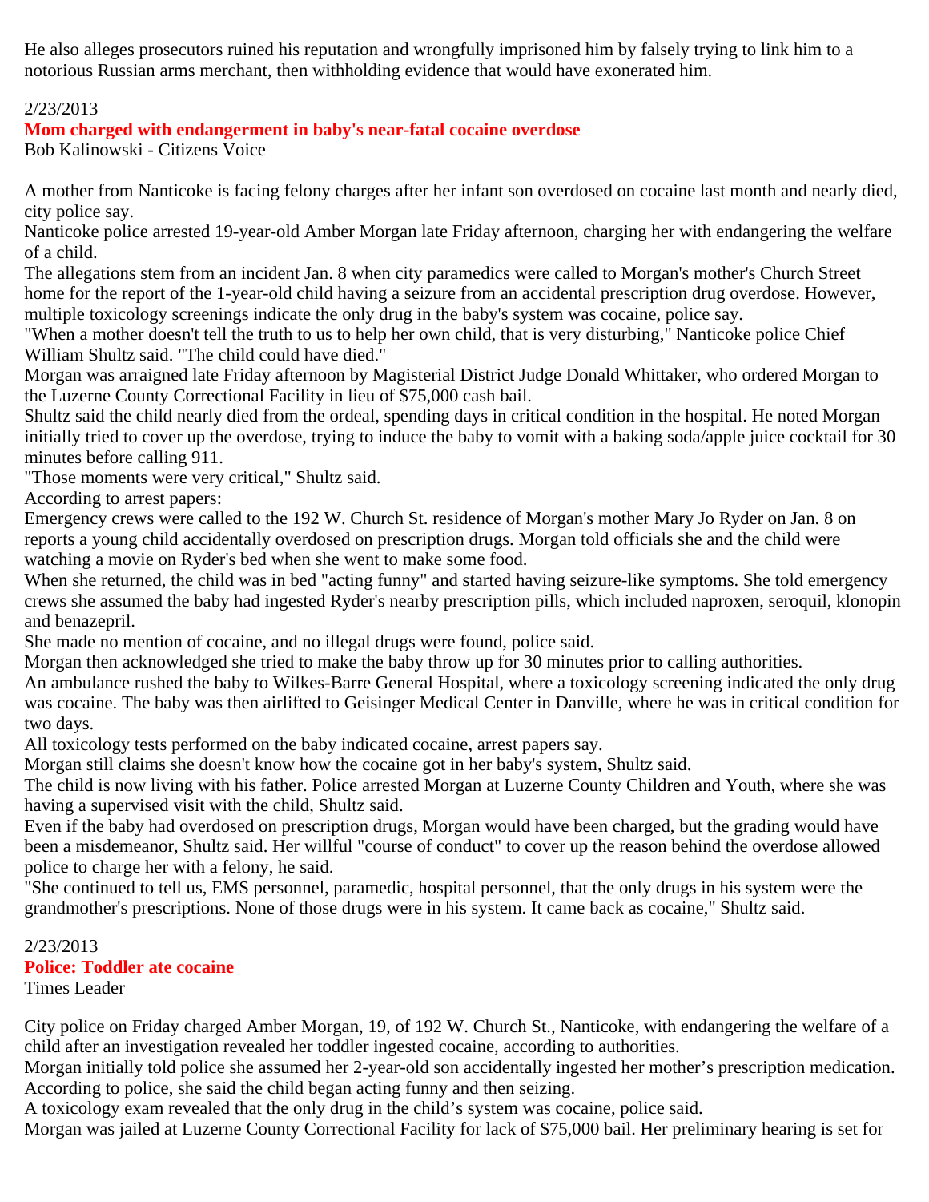He also alleges prosecutors ruined his reputation and wrongfully imprisoned him by falsely trying to link him to a notorious Russian arms merchant, then withholding evidence that would have exonerated him.

2/23/2013

**Mom charged with endangerment in baby's near-fatal cocaine overdose**

Bob Kalinowski - Citizens Voice

A mother from Nanticoke is facing felony charges after her infant son overdosed on cocaine last month and nearly died, city police say.

Nanticoke police arrested 19-year-old Amber Morgan late Friday afternoon, charging her with endangering the welfare of a child.

The allegations stem from an incident Jan. 8 when city paramedics were called to Morgan's mother's Church Street home for the report of the 1-year-old child having a seizure from an accidental prescription drug overdose. However, multiple toxicology screenings indicate the only drug in the baby's system was cocaine, police say.

"When a mother doesn't tell the truth to us to help her own child, that is very disturbing," Nanticoke police Chief William Shultz said. "The child could have died."

Morgan was arraigned late Friday afternoon by Magisterial District Judge Donald Whittaker, who ordered Morgan to the Luzerne County Correctional Facility in lieu of $75,000 cash bail.

Shultz said the child nearly died from the ordeal, spending days in critical condition in the hospital. He noted Morgan initially tried to cover up the overdose, trying to induce the baby to vomit with a baking soda/apple juice cocktail for 30 minutes before calling 911.

"Those moments were very critical," Shultz said.

According to arrest papers:

Emergency crews were called to the 192 W. Church St. residence of Morgan's mother Mary Jo Ryder on Jan. 8 on reports a young child accidentally overdosed on prescription drugs. Morgan told officials she and the child were watching a movie on Ryder's bed when she went to make some food.

When she returned, the child was in bed "acting funny" and started having seizure-like symptoms. She told emergency crews she assumed the baby had ingested Ryder's nearby prescription pills, which included naproxen, seroquil, klonopin and benazepril.

She made no mention of cocaine, and no illegal drugs were found, police said.

Morgan then acknowledged she tried to make the baby throw up for 30 minutes prior to calling authorities.

An ambulance rushed the baby to Wilkes-Barre General Hospital, where a toxicology screening indicated the only drug was cocaine. The baby was then airlifted to Geisinger Medical Center in Danville, where he was in critical condition for two days.

All toxicology tests performed on the baby indicated cocaine, arrest papers say.

Morgan still claims she doesn't know how the cocaine got in her baby's system, Shultz said.

The child is now living with his father. Police arrested Morgan at Luzerne County Children and Youth, where she was having a supervised visit with the child, Shultz said.

Even if the baby had overdosed on prescription drugs, Morgan would have been charged, but the grading would have been a misdemeanor, Shultz said. Her willful "course of conduct" to cover up the reason behind the overdose allowed police to charge her with a felony, he said.

"She continued to tell us, EMS personnel, paramedic, hospital personnel, that the only drugs in his system were the grandmother's prescriptions. None of those drugs were in his system. It came back as cocaine," Shultz said.

2/23/2013

**Police: Toddler ate cocaine**

Times Leader

City police on Friday charged Amber Morgan, 19, of 192 W. Church St., Nanticoke, with endangering the welfare of a child after an investigation revealed her toddler ingested cocaine, according to authorities.

Morgan initially told police she assumed her 2-year-old son accidentally ingested her mother's prescription medication. According to police, she said the child began acting funny and then seizing.

A toxicology exam revealed that the only drug in the child's system was cocaine, police said.

Morgan was jailed at Luzerne County Correctional Facility for lack of $75,000 bail. Her preliminary hearing is set for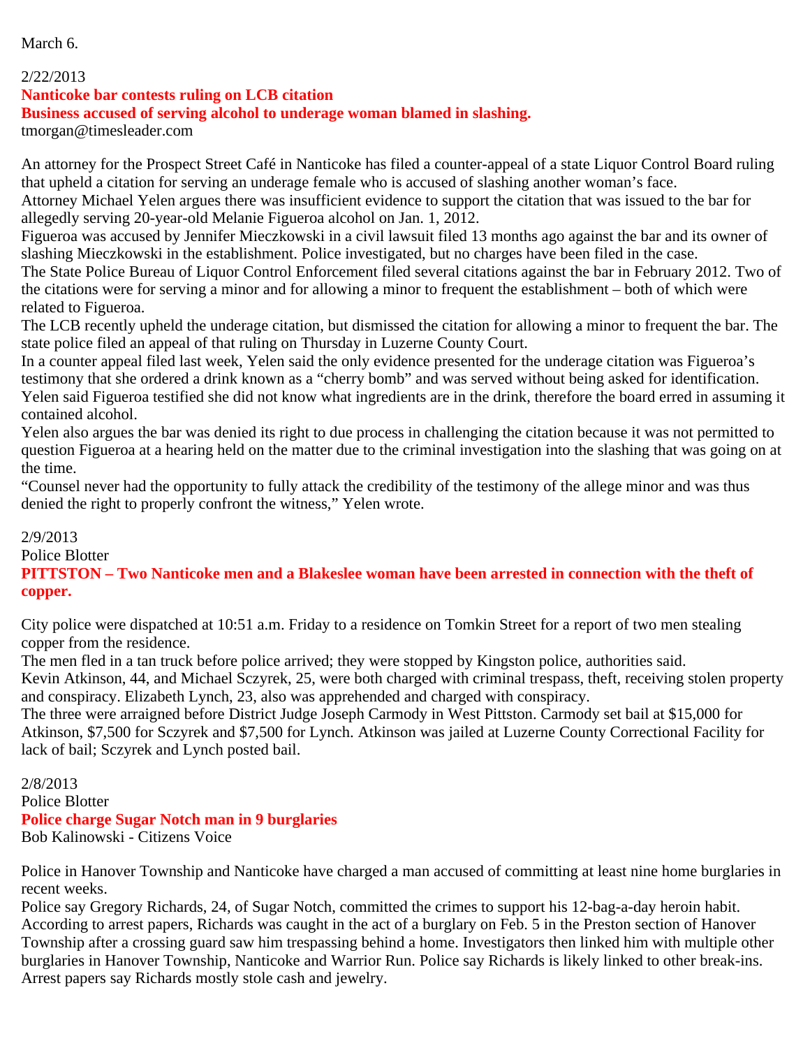March 6.

2/22/2013

**Nanticoke bar contests ruling on LCB citation**

**Business accused of serving alcohol to underage woman blamed in slashing.**

tmorgan@timesleader.com

An attorney for the Prospect Street Café in Nanticoke has filed a counter-appeal of a state Liquor Control Board ruling that upheld a citation for serving an underage female who is accused of slashing another woman's face.

Attorney Michael Yelen argues there was insufficient evidence to support the citation that was issued to the bar for allegedly serving 20-year-old Melanie Figueroa alcohol on Jan. 1, 2012.

Figueroa was accused by Jennifer Mieczkowski in a civil lawsuit filed 13 months ago against the bar and its owner of slashing Mieczkowski in the establishment. Police investigated, but no charges have been filed in the case.

The State Police Bureau of Liquor Control Enforcement filed several citations against the bar in February 2012. Two of the citations were for serving a minor and for allowing a minor to frequent the establishment – both of which were related to Figueroa.

The LCB recently upheld the underage citation, but dismissed the citation for allowing a minor to frequent the bar. The state police filed an appeal of that ruling on Thursday in Luzerne County Court.

In a counter appeal filed last week, Yelen said the only evidence presented for the underage citation was Figueroa's testimony that she ordered a drink known as a "cherry bomb" and was served without being asked for identification. Yelen said Figueroa testified she did not know what ingredients are in the drink, therefore the board erred in assuming it contained alcohol.

Yelen also argues the bar was denied its right to due process in challenging the citation because it was not permitted to question Figueroa at a hearing held on the matter due to the criminal investigation into the slashing that was going on at the time.

"Counsel never had the opportunity to fully attack the credibility of the testimony of the allege minor and was thus denied the right to properly confront the witness," Yelen wrote.

2/9/2013

Police Blotter

**PITTSTON – Two Nanticoke men and a Blakeslee woman have been arrested in connection with the theft of copper.**

City police were dispatched at 10:51 a.m. Friday to a residence on Tomkin Street for a report of two men stealing copper from the residence.

The men fled in a tan truck before police arrived; they were stopped by Kingston police, authorities said.

Kevin Atkinson, 44, and Michael Sczyrek, 25, were both charged with criminal trespass, theft, receiving stolen property and conspiracy. Elizabeth Lynch, 23, also was apprehended and charged with conspiracy.

The three were arraigned before District Judge Joseph Carmody in West Pittston. Carmody set bail at $15,000 for Atkinson, $7,500 for Sczyrek and $7,500 for Lynch. Atkinson was jailed at Luzerne County Correctional Facility for lack of bail; Sczyrek and Lynch posted bail.

2/8/2013

Police Blotter

**Police charge Sugar Notch man in 9 burglaries**

Bob Kalinowski - Citizens Voice

Police in Hanover Township and Nanticoke have charged a man accused of committing at least nine home burglaries in recent weeks.

Police say Gregory Richards, 24, of Sugar Notch, committed the crimes to support his 12-bag-a-day heroin habit.

According to arrest papers, Richards was caught in the act of a burglary on Feb. 5 in the Preston section of Hanover Township after a crossing guard saw him trespassing behind a home. Investigators then linked him with multiple other burglaries in Hanover Township, Nanticoke and Warrior Run. Police say Richards is likely linked to other break-ins.

Arrest papers say Richards mostly stole cash and jewelry.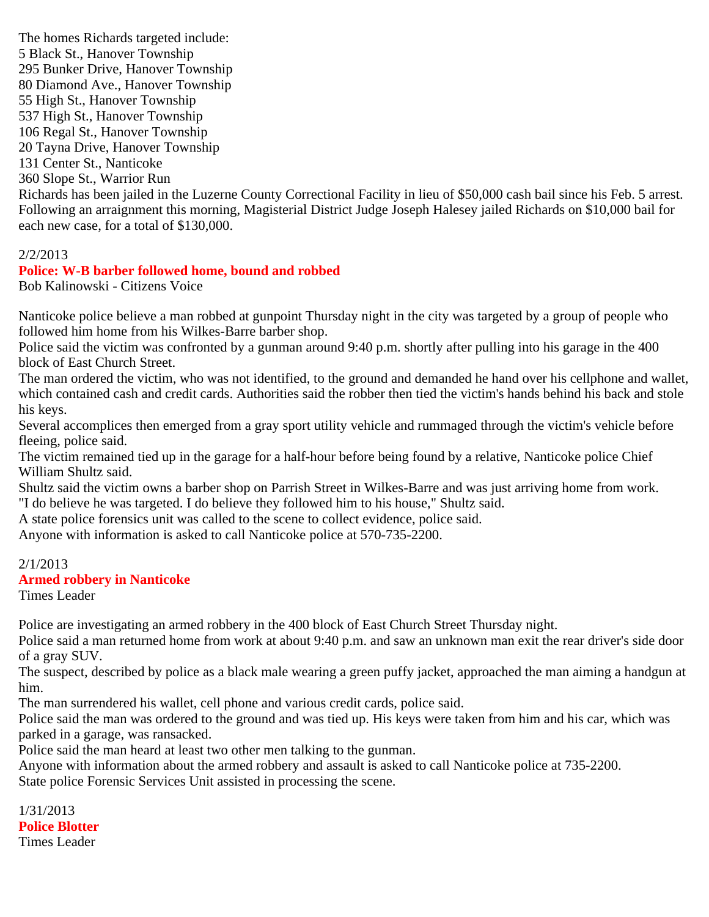The homes Richards targeted include:
5 Black St., Hanover Township
295 Bunker Drive, Hanover Township
80 Diamond Ave., Hanover Township
55 High St., Hanover Township
537 High St., Hanover Township
106 Regal St., Hanover Township
20 Tayna Drive, Hanover Township
131 Center St., Nanticoke
360 Slope St., Warrior Run
Richards has been jailed in the Luzerne County Correctional Facility in lieu of $50,000 cash bail since his Feb. 5 arrest. Following an arraignment this morning, Magisterial District Judge Joseph Halesey jailed Richards on $10,000 bail for each new case, for a total of $130,000.

2/2/2013
**Police: W-B barber followed home, bound and robbed**
Bob Kalinowski - Citizens Voice

Nanticoke police believe a man robbed at gunpoint Thursday night in the city was targeted by a group of people who followed him home from his Wilkes-Barre barber shop.
Police said the victim was confronted by a gunman around 9:40 p.m. shortly after pulling into his garage in the 400 block of East Church Street.
The man ordered the victim, who was not identified, to the ground and demanded he hand over his cellphone and wallet, which contained cash and credit cards. Authorities said the robber then tied the victim's hands behind his back and stole his keys.
Several accomplices then emerged from a gray sport utility vehicle and rummaged through the victim's vehicle before fleeing, police said.
The victim remained tied up in the garage for a half-hour before being found by a relative, Nanticoke police Chief William Shultz said.
Shultz said the victim owns a barber shop on Parrish Street in Wilkes-Barre and was just arriving home from work.
"I do believe he was targeted. I do believe they followed him to his house," Shultz said.
A state police forensics unit was called to the scene to collect evidence, police said.
Anyone with information is asked to call Nanticoke police at 570-735-2200.

2/1/2013
**Armed robbery in Nanticoke**
Times Leader

Police are investigating an armed robbery in the 400 block of East Church Street Thursday night.
Police said a man returned home from work at about 9:40 p.m. and saw an unknown man exit the rear driver's side door of a gray SUV.
The suspect, described by police as a black male wearing a green puffy jacket, approached the man aiming a handgun at him.
The man surrendered his wallet, cell phone and various credit cards, police said.
Police said the man was ordered to the ground and was tied up. His keys were taken from him and his car, which was parked in a garage, was ransacked.
Police said the man heard at least two other men talking to the gunman.
Anyone with information about the armed robbery and assault is asked to call Nanticoke police at 735-2200.
State police Forensic Services Unit assisted in processing the scene.

1/31/2013
**Police Blotter**
Times Leader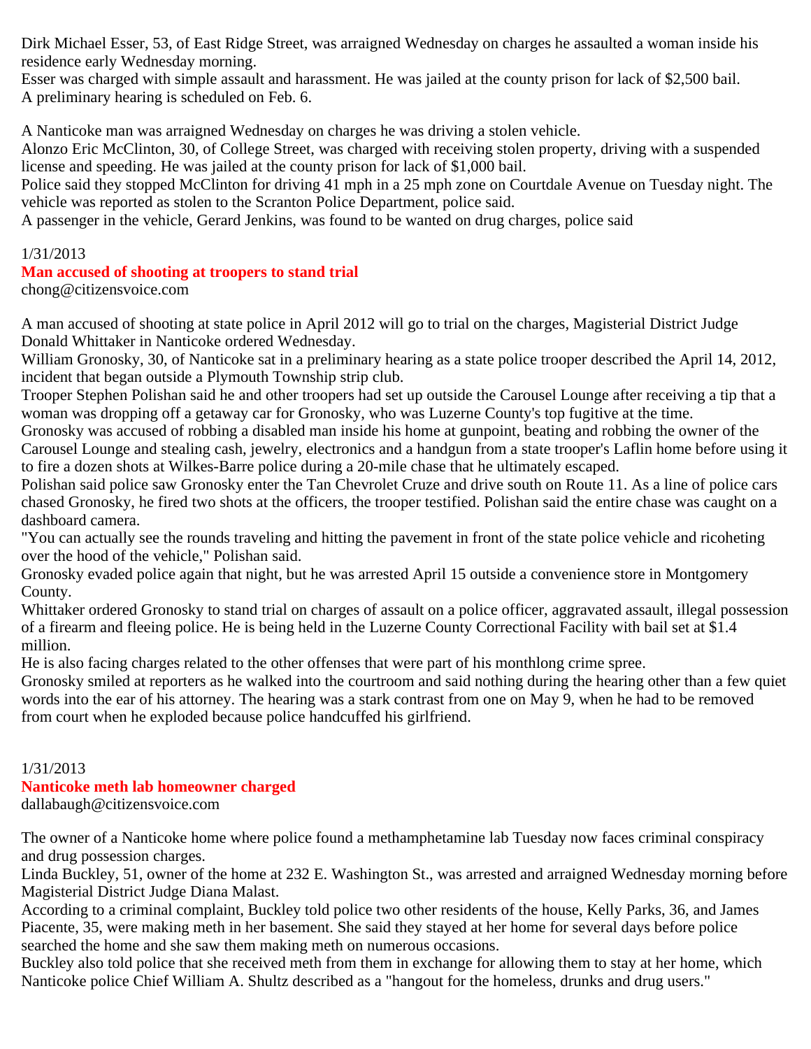Dirk Michael Esser, 53, of East Ridge Street, was arraigned Wednesday on charges he assaulted a woman inside his residence early Wednesday morning.
Esser was charged with simple assault and harassment. He was jailed at the county prison for lack of $2,500 bail.
A preliminary hearing is scheduled on Feb. 6.

A Nanticoke man was arraigned Wednesday on charges he was driving a stolen vehicle.
Alonzo Eric McClinton, 30, of College Street, was charged with receiving stolen property, driving with a suspended license and speeding. He was jailed at the county prison for lack of $1,000 bail.
Police said they stopped McClinton for driving 41 mph in a 25 mph zone on Courtdale Avenue on Tuesday night. The vehicle was reported as stolen to the Scranton Police Department, police said.
A passenger in the vehicle, Gerard Jenkins, was found to be wanted on drug charges, police said

1/31/2013

## Man accused of shooting at troopers to stand trial

chong@citizensvoice.com

A man accused of shooting at state police in April 2012 will go to trial on the charges, Magisterial District Judge Donald Whittaker in Nanticoke ordered Wednesday.
William Gronosky, 30, of Nanticoke sat in a preliminary hearing as a state police trooper described the April 14, 2012, incident that began outside a Plymouth Township strip club.
Trooper Stephen Polishan said he and other troopers had set up outside the Carousel Lounge after receiving a tip that a woman was dropping off a getaway car for Gronosky, who was Luzerne County's top fugitive at the time.
Gronosky was accused of robbing a disabled man inside his home at gunpoint, beating and robbing the owner of the Carousel Lounge and stealing cash, jewelry, electronics and a handgun from a state trooper's Laflin home before using it to fire a dozen shots at Wilkes-Barre police during a 20-mile chase that he ultimately escaped.
Polishan said police saw Gronosky enter the Tan Chevrolet Cruze and drive south on Route 11. As a line of police cars chased Gronosky, he fired two shots at the officers, the trooper testified. Polishan said the entire chase was caught on a dashboard camera.
"You can actually see the rounds traveling and hitting the pavement in front of the state police vehicle and ricoheting over the hood of the vehicle," Polishan said.
Gronosky evaded police again that night, but he was arrested April 15 outside a convenience store in Montgomery County.
Whittaker ordered Gronosky to stand trial on charges of assault on a police officer, aggravated assault, illegal possession of a firearm and fleeing police. He is being held in the Luzerne County Correctional Facility with bail set at $1.4 million.
He is also facing charges related to the other offenses that were part of his monthlong crime spree.
Gronosky smiled at reporters as he walked into the courtroom and said nothing during the hearing other than a few quiet words into the ear of his attorney. The hearing was a stark contrast from one on May 9, when he had to be removed from court when he exploded because police handcuffed his girlfriend.

1/31/2013

## Nanticoke meth lab homeowner charged

dallabaugh@citizensvoice.com

The owner of a Nanticoke home where police found a methamphetamine lab Tuesday now faces criminal conspiracy and drug possession charges.
Linda Buckley, 51, owner of the home at 232 E. Washington St., was arrested and arraigned Wednesday morning before Magisterial District Judge Diana Malast.
According to a criminal complaint, Buckley told police two other residents of the house, Kelly Parks, 36, and James Piacente, 35, were making meth in her basement. She said they stayed at her home for several days before police searched the home and she saw them making meth on numerous occasions.
Buckley also told police that she received meth from them in exchange for allowing them to stay at her home, which Nanticoke police Chief William A. Shultz described as a "hangout for the homeless, drunks and drug users."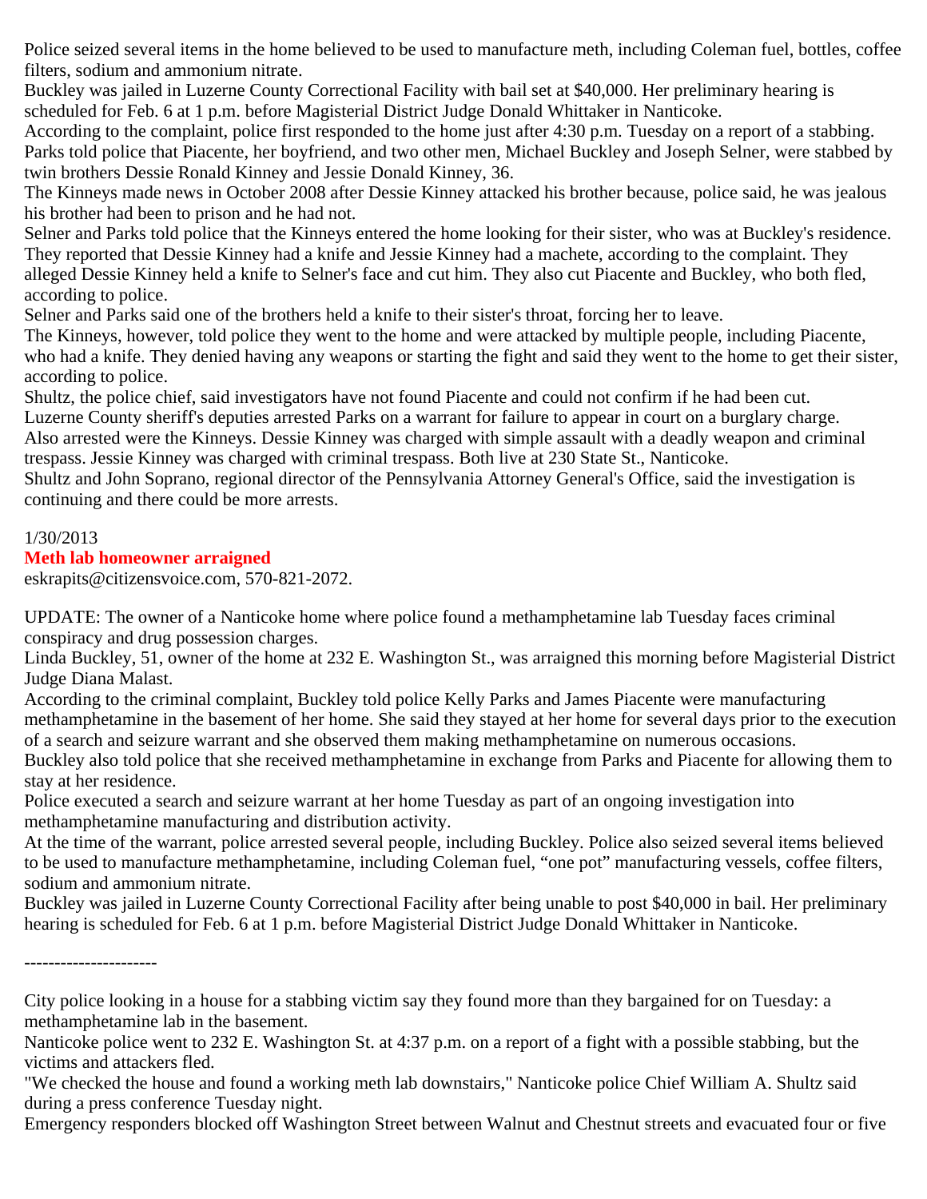Police seized several items in the home believed to be used to manufacture meth, including Coleman fuel, bottles, coffee filters, sodium and ammonium nitrate.

Buckley was jailed in Luzerne County Correctional Facility with bail set at $40,000. Her preliminary hearing is scheduled for Feb. 6 at 1 p.m. before Magisterial District Judge Donald Whittaker in Nanticoke.

According to the complaint, police first responded to the home just after 4:30 p.m. Tuesday on a report of a stabbing. Parks told police that Piacente, her boyfriend, and two other men, Michael Buckley and Joseph Selner, were stabbed by twin brothers Dessie Ronald Kinney and Jessie Donald Kinney, 36.

The Kinneys made news in October 2008 after Dessie Kinney attacked his brother because, police said, he was jealous his brother had been to prison and he had not.

Selner and Parks told police that the Kinneys entered the home looking for their sister, who was at Buckley's residence. They reported that Dessie Kinney had a knife and Jessie Kinney had a machete, according to the complaint. They alleged Dessie Kinney held a knife to Selner's face and cut him. They also cut Piacente and Buckley, who both fled, according to police.

Selner and Parks said one of the brothers held a knife to their sister's throat, forcing her to leave.

The Kinneys, however, told police they went to the home and were attacked by multiple people, including Piacente, who had a knife. They denied having any weapons or starting the fight and said they went to the home to get their sister, according to police.

Shultz, the police chief, said investigators have not found Piacente and could not confirm if he had been cut.

Luzerne County sheriff's deputies arrested Parks on a warrant for failure to appear in court on a burglary charge.

Also arrested were the Kinneys. Dessie Kinney was charged with simple assault with a deadly weapon and criminal trespass. Jessie Kinney was charged with criminal trespass. Both live at 230 State St., Nanticoke.

Shultz and John Soprano, regional director of the Pennsylvania Attorney General's Office, said the investigation is continuing and there could be more arrests.

1/30/2013

**Meth lab homeowner arraigned**

eskrapits@citizensvoice.com, 570-821-2072.

UPDATE: The owner of a Nanticoke home where police found a methamphetamine lab Tuesday faces criminal conspiracy and drug possession charges.

Linda Buckley, 51, owner of the home at 232 E. Washington St., was arraigned this morning before Magisterial District Judge Diana Malast.

According to the criminal complaint, Buckley told police Kelly Parks and James Piacente were manufacturing methamphetamine in the basement of her home. She said they stayed at her home for several days prior to the execution of a search and seizure warrant and she observed them making methamphetamine on numerous occasions.

Buckley also told police that she received methamphetamine in exchange from Parks and Piacente for allowing them to stay at her residence.

Police executed a search and seizure warrant at her home Tuesday as part of an ongoing investigation into methamphetamine manufacturing and distribution activity.

At the time of the warrant, police arrested several people, including Buckley. Police also seized several items believed to be used to manufacture methamphetamine, including Coleman fuel, "one pot" manufacturing vessels, coffee filters, sodium and ammonium nitrate.

Buckley was jailed in Luzerne County Correctional Facility after being unable to post $40,000 in bail. Her preliminary hearing is scheduled for Feb. 6 at 1 p.m. before Magisterial District Judge Donald Whittaker in Nanticoke.

----------------------

City police looking in a house for a stabbing victim say they found more than they bargained for on Tuesday: a methamphetamine lab in the basement.

Nanticoke police went to 232 E. Washington St. at 4:37 p.m. on a report of a fight with a possible stabbing, but the victims and attackers fled.

"We checked the house and found a working meth lab downstairs," Nanticoke police Chief William A. Shultz said during a press conference Tuesday night.

Emergency responders blocked off Washington Street between Walnut and Chestnut streets and evacuated four or five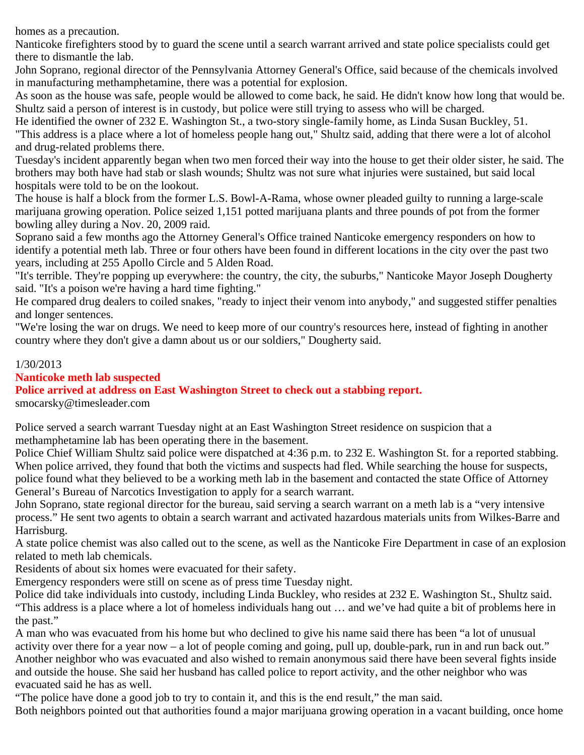homes as a precaution.

Nanticoke firefighters stood by to guard the scene until a search warrant arrived and state police specialists could get there to dismantle the lab.

John Soprano, regional director of the Pennsylvania Attorney General's Office, said because of the chemicals involved in manufacturing methamphetamine, there was a potential for explosion.

As soon as the house was safe, people would be allowed to come back, he said. He didn't know how long that would be.

Shultz said a person of interest is in custody, but police were still trying to assess who will be charged.

He identified the owner of 232 E. Washington St., a two-story single-family home, as Linda Susan Buckley, 51.

"This address is a place where a lot of homeless people hang out," Shultz said, adding that there were a lot of alcohol and drug-related problems there.

Tuesday's incident apparently began when two men forced their way into the house to get their older sister, he said. The brothers may both have had stab or slash wounds; Shultz was not sure what injuries were sustained, but said local hospitals were told to be on the lookout.

The house is half a block from the former L.S. Bowl-A-Rama, whose owner pleaded guilty to running a large-scale marijuana growing operation. Police seized 1,151 potted marijuana plants and three pounds of pot from the former bowling alley during a Nov. 20, 2009 raid.

Soprano said a few months ago the Attorney General's Office trained Nanticoke emergency responders on how to identify a potential meth lab. Three or four others have been found in different locations in the city over the past two years, including at 255 Apollo Circle and 5 Alden Road.

"It's terrible. They're popping up everywhere: the country, the city, the suburbs," Nanticoke Mayor Joseph Dougherty said. "It's a poison we're having a hard time fighting."

He compared drug dealers to coiled snakes, "ready to inject their venom into anybody," and suggested stiffer penalties and longer sentences.

"We're losing the war on drugs. We need to keep more of our country's resources here, instead of fighting in another country where they don't give a damn about us or our soldiers," Dougherty said.

1/30/2013

**Nanticoke meth lab suspected**

**Police arrived at address on East Washington Street to check out a stabbing report.**

smocarsky@timesleader.com

Police served a search warrant Tuesday night at an East Washington Street residence on suspicion that a methamphetamine lab has been operating there in the basement.

Police Chief William Shultz said police were dispatched at 4:36 p.m. to 232 E. Washington St. for a reported stabbing. When police arrived, they found that both the victims and suspects had fled. While searching the house for suspects, police found what they believed to be a working meth lab in the basement and contacted the state Office of Attorney General’s Bureau of Narcotics Investigation to apply for a search warrant.

John Soprano, state regional director for the bureau, said serving a search warrant on a meth lab is a “very intensive process.” He sent two agents to obtain a search warrant and activated hazardous materials units from Wilkes-Barre and Harrisburg.

A state police chemist was also called out to the scene, as well as the Nanticoke Fire Department in case of an explosion related to meth lab chemicals.

Residents of about six homes were evacuated for their safety.

Emergency responders were still on scene as of press time Tuesday night.

Police did take individuals into custody, including Linda Buckley, who resides at 232 E. Washington St., Shultz said. “This address is a place where a lot of homeless individuals hang out … and we’ve had quite a bit of problems here in the past.”

A man who was evacuated from his home but who declined to give his name said there has been “a lot of unusual activity over there for a year now – a lot of people coming and going, pull up, double-park, run in and run back out.”

Another neighbor who was evacuated and also wished to remain anonymous said there have been several fights inside and outside the house. She said her husband has called police to report activity, and the other neighbor who was evacuated said he has as well.

“The police have done a good job to try to contain it, and this is the end result,” the man said.

Both neighbors pointed out that authorities found a major marijuana growing operation in a vacant building, once home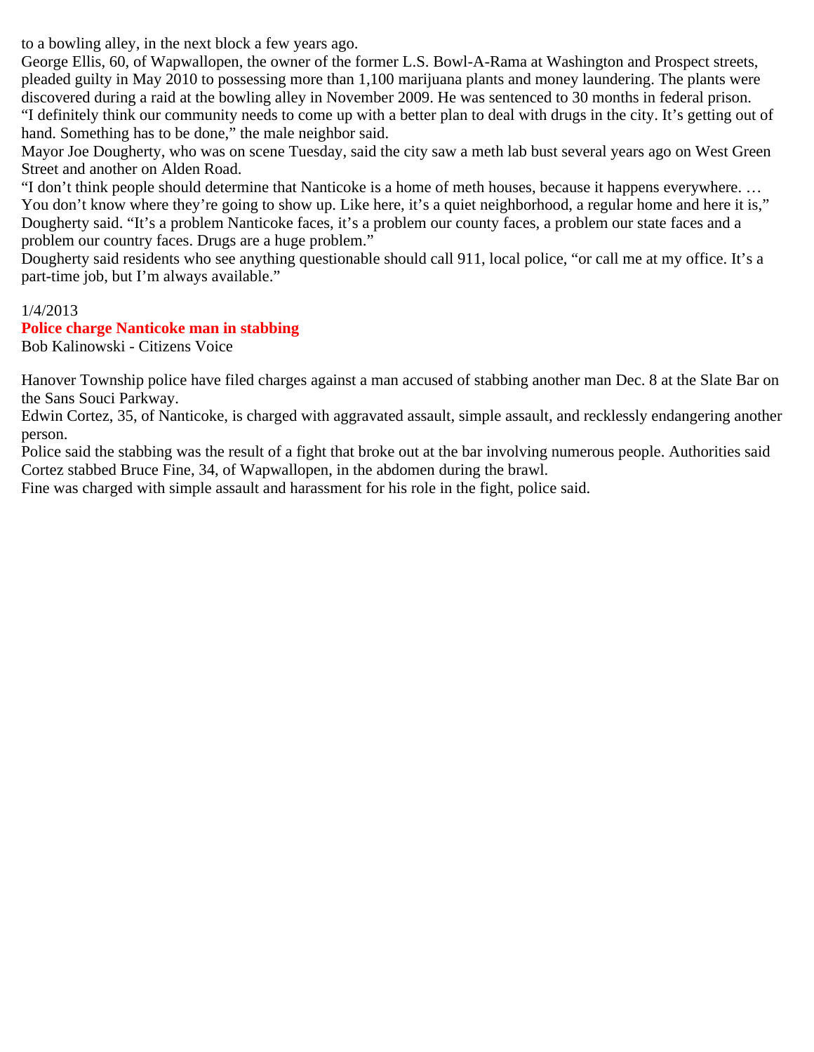to a bowling alley, in the next block a few years ago.

George Ellis, 60, of Wapwallopen, the owner of the former L.S. Bowl-A-Rama at Washington and Prospect streets, pleaded guilty in May 2010 to possessing more than 1,100 marijuana plants and money laundering. The plants were discovered during a raid at the bowling alley in November 2009. He was sentenced to 30 months in federal prison.

“I definitely think our community needs to come up with a better plan to deal with drugs in the city. It’s getting out of hand. Something has to be done,” the male neighbor said.

Mayor Joe Dougherty, who was on scene Tuesday, said the city saw a meth lab bust several years ago on West Green Street and another on Alden Road.

“I don’t think people should determine that Nanticoke is a home of meth houses, because it happens everywhere. … You don’t know where they’re going to show up. Like here, it’s a quiet neighborhood, a regular home and here it is,” Dougherty said. “It’s a problem Nanticoke faces, it’s a problem our county faces, a problem our state faces and a problem our country faces. Drugs are a huge problem.”

Dougherty said residents who see anything questionable should call 911, local police, “or call me at my office. It’s a part-time job, but I’m always available.”

1/4/2013

**Police charge Nanticoke man in stabbing**

Bob Kalinowski - Citizens Voice

Hanover Township police have filed charges against a man accused of stabbing another man Dec. 8 at the Slate Bar on the Sans Souci Parkway.

Edwin Cortez, 35, of Nanticoke, is charged with aggravated assault, simple assault, and recklessly endangering another person.

Police said the stabbing was the result of a fight that broke out at the bar involving numerous people. Authorities said Cortez stabbed Bruce Fine, 34, of Wapwallopen, in the abdomen during the brawl.

Fine was charged with simple assault and harassment for his role in the fight, police said.